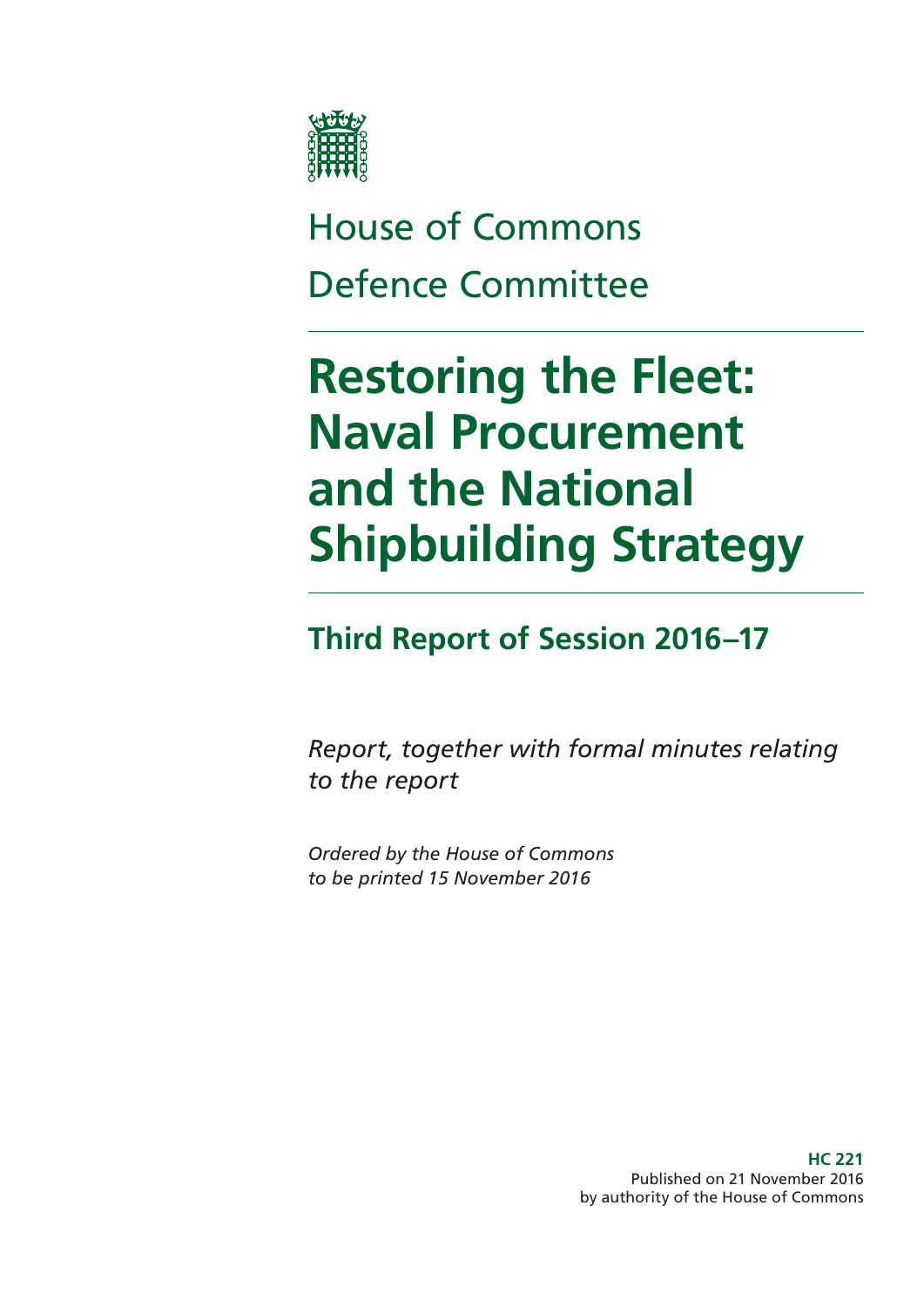House of Commons

Defence Committee

# Restoring the Fleet: Naval Procurement and the National Shipbuilding Strategy

## Third Report of Session 2016–17

*Report, together with formal minutes relating to the report*

*Ordered by the House of Commons to be printed 15 November 2016*

**HC 221**
Published on 21 November 2016
by authority of the House of Commons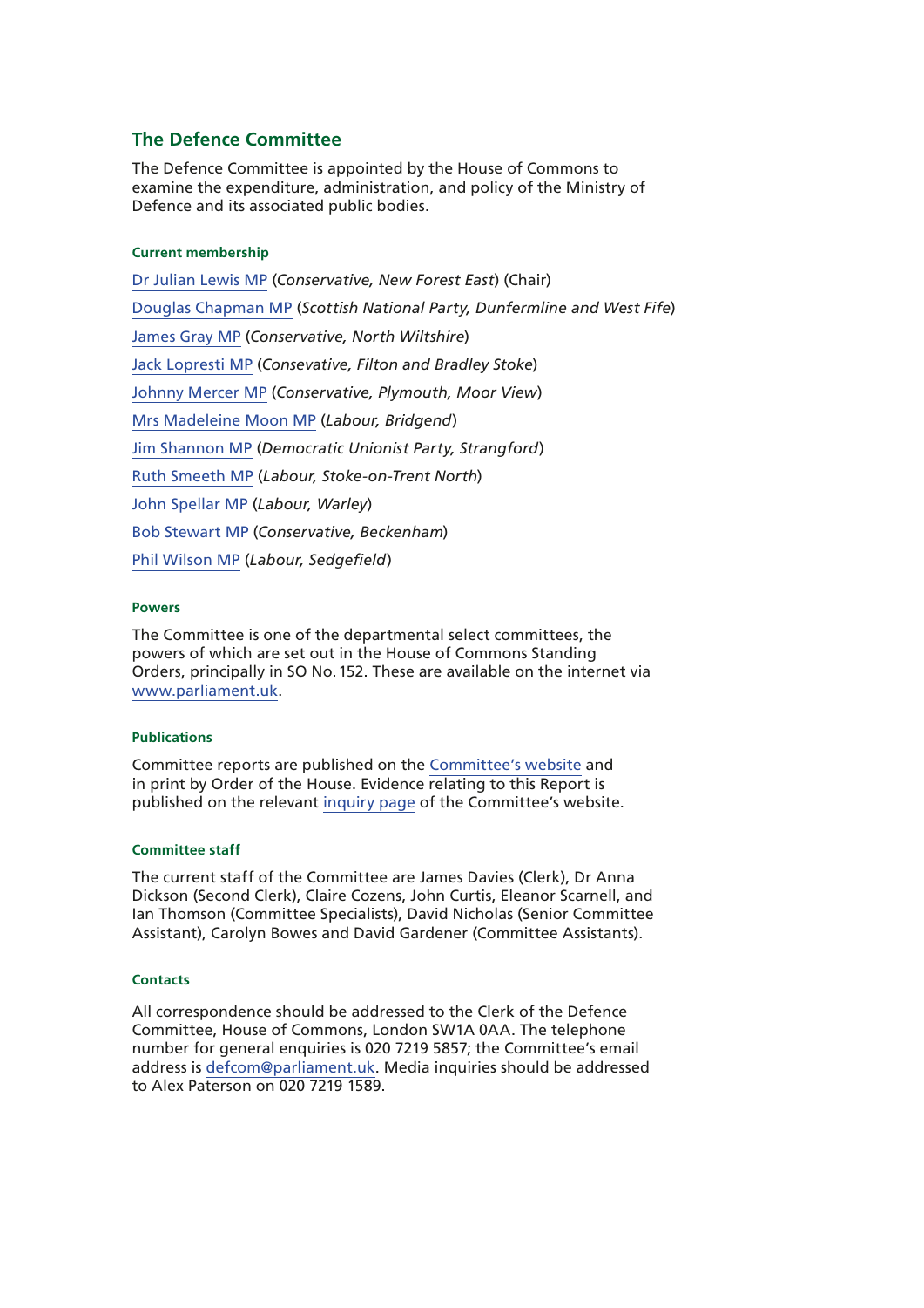## The Defence Committee

The Defence Committee is appointed by the House of Commons to examine the expenditure, administration, and policy of the Ministry of Defence and its associated public bodies.

### Current membership

Dr Julian Lewis MP (*Conservative, New Forest East*) (Chair)

Douglas Chapman MP (*Scottish National Party, Dunfermline and West Fife*)

James Gray MP (*Conservative, North Wiltshire*)

Jack Lopresti MP (*Consevative, Filton and Bradley Stoke*)

Johnny Mercer MP (*Conservative, Plymouth, Moor View*)

Mrs Madeleine Moon MP (*Labour, Bridgend*)

Jim Shannon MP (*Democratic Unionist Party, Strangford*)

Ruth Smeeth MP (*Labour, Stoke-on-Trent North*)

John Spellar MP (*Labour, Warley*)

Bob Stewart MP (*Conservative, Beckenham*)

Phil Wilson MP (*Labour, Sedgefield*)

### Powers

The Committee is one of the departmental select committees, the powers of which are set out in the House of Commons Standing Orders, principally in SO No. 152. These are available on the internet via www.parliament.uk.

### Publications

Committee reports are published on the Committee's website and in print by Order of the House. Evidence relating to this Report is published on the relevant inquiry page of the Committee's website.

### Committee staff

The current staff of the Committee are James Davies (Clerk), Dr Anna Dickson (Second Clerk), Claire Cozens, John Curtis, Eleanor Scarnell, and Ian Thomson (Committee Specialists), David Nicholas (Senior Committee Assistant), Carolyn Bowes and David Gardener (Committee Assistants).

### Contacts

All correspondence should be addressed to the Clerk of the Defence Committee, House of Commons, London SW1A 0AA. The telephone number for general enquiries is 020 7219 5857; the Committee's email address is defcom@parliament.uk. Media inquiries should be addressed to Alex Paterson on 020 7219 1589.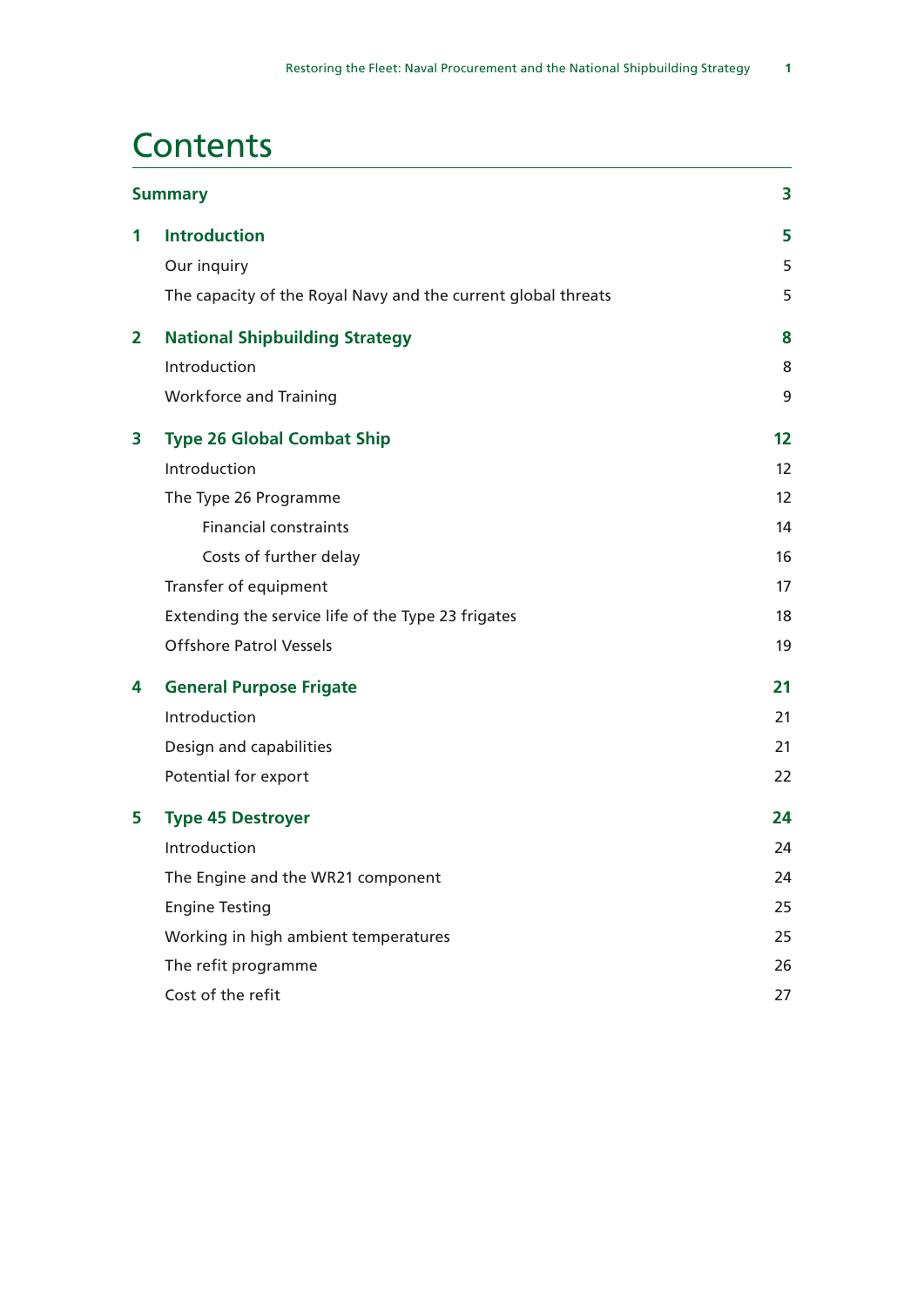# Contents

**Summary** 3

**1 Introduction** 5

- Our inquiry 5
- The capacity of the Royal Navy and the current global threats 5

**2 National Shipbuilding Strategy** 8

- Introduction 8
- Workforce and Training 9

**3 Type 26 Global Combat Ship** 12

- Introduction 12
- The Type 26 Programme 12
  - Financial constraints 14
  - Costs of further delay 16
- Transfer of equipment 17
- Extending the service life of the Type 23 frigates 18
- Offshore Patrol Vessels 19

**4 General Purpose Frigate** 21

- Introduction 21
- Design and capabilities 21
- Potential for export 22

**5 Type 45 Destroyer** 24

- Introduction 24
- The Engine and the WR21 component 24
- Engine Testing 25
- Working in high ambient temperatures 25
- The refit programme 26
- Cost of the refit 27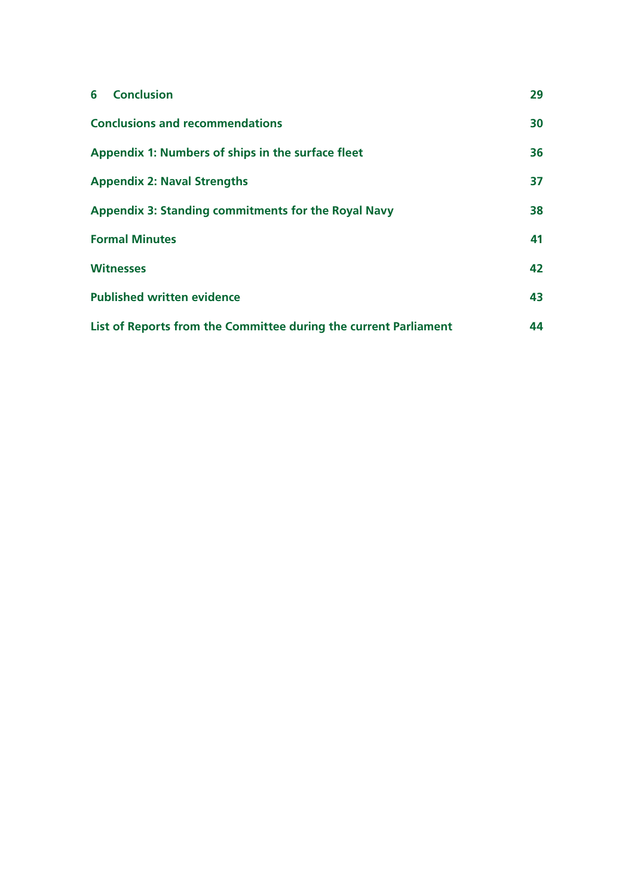| | |
|---|---|
| **6 Conclusion** | **29** |
| **Conclusions and recommendations** | **30** |
| **Appendix 1: Numbers of ships in the surface fleet** | **36** |
| **Appendix 2: Naval Strengths** | **37** |
| **Appendix 3: Standing commitments for the Royal Navy** | **38** |
| **Formal Minutes** | **41** |
| **Witnesses** | **42** |
| **Published written evidence** | **43** |
| **List of Reports from the Committee during the current Parliament** | **44** |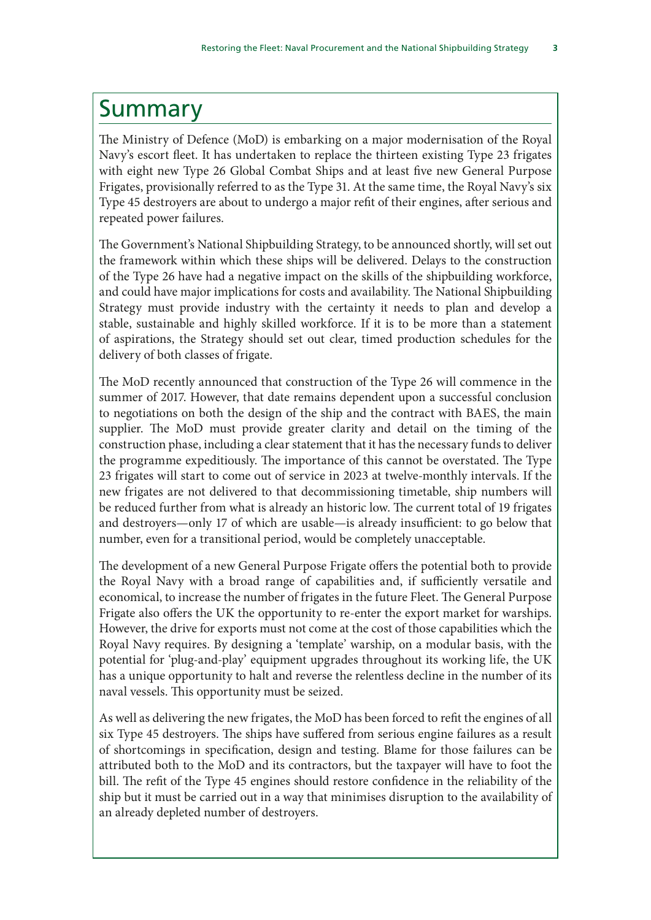# Summary

The Ministry of Defence (MoD) is embarking on a major modernisation of the Royal Navy's escort fleet. It has undertaken to replace the thirteen existing Type 23 frigates with eight new Type 26 Global Combat Ships and at least five new General Purpose Frigates, provisionally referred to as the Type 31. At the same time, the Royal Navy's six Type 45 destroyers are about to undergo a major refit of their engines, after serious and repeated power failures.

The Government's National Shipbuilding Strategy, to be announced shortly, will set out the framework within which these ships will be delivered. Delays to the construction of the Type 26 have had a negative impact on the skills of the shipbuilding workforce, and could have major implications for costs and availability. The National Shipbuilding Strategy must provide industry with the certainty it needs to plan and develop a stable, sustainable and highly skilled workforce. If it is to be more than a statement of aspirations, the Strategy should set out clear, timed production schedules for the delivery of both classes of frigate.

The MoD recently announced that construction of the Type 26 will commence in the summer of 2017. However, that date remains dependent upon a successful conclusion to negotiations on both the design of the ship and the contract with BAES, the main supplier. The MoD must provide greater clarity and detail on the timing of the construction phase, including a clear statement that it has the necessary funds to deliver the programme expeditiously. The importance of this cannot be overstated. The Type 23 frigates will start to come out of service in 2023 at twelve-monthly intervals. If the new frigates are not delivered to that decommissioning timetable, ship numbers will be reduced further from what is already an historic low. The current total of 19 frigates and destroyers—only 17 of which are usable—is already insufficient: to go below that number, even for a transitional period, would be completely unacceptable.

The development of a new General Purpose Frigate offers the potential both to provide the Royal Navy with a broad range of capabilities and, if sufficiently versatile and economical, to increase the number of frigates in the future Fleet. The General Purpose Frigate also offers the UK the opportunity to re-enter the export market for warships. However, the drive for exports must not come at the cost of those capabilities which the Royal Navy requires. By designing a 'template' warship, on a modular basis, with the potential for 'plug-and-play' equipment upgrades throughout its working life, the UK has a unique opportunity to halt and reverse the relentless decline in the number of its naval vessels. This opportunity must be seized.

As well as delivering the new frigates, the MoD has been forced to refit the engines of all six Type 45 destroyers. The ships have suffered from serious engine failures as a result of shortcomings in specification, design and testing. Blame for those failures can be attributed both to the MoD and its contractors, but the taxpayer will have to foot the bill. The refit of the Type 45 engines should restore confidence in the reliability of the ship but it must be carried out in a way that minimises disruption to the availability of an already depleted number of destroyers.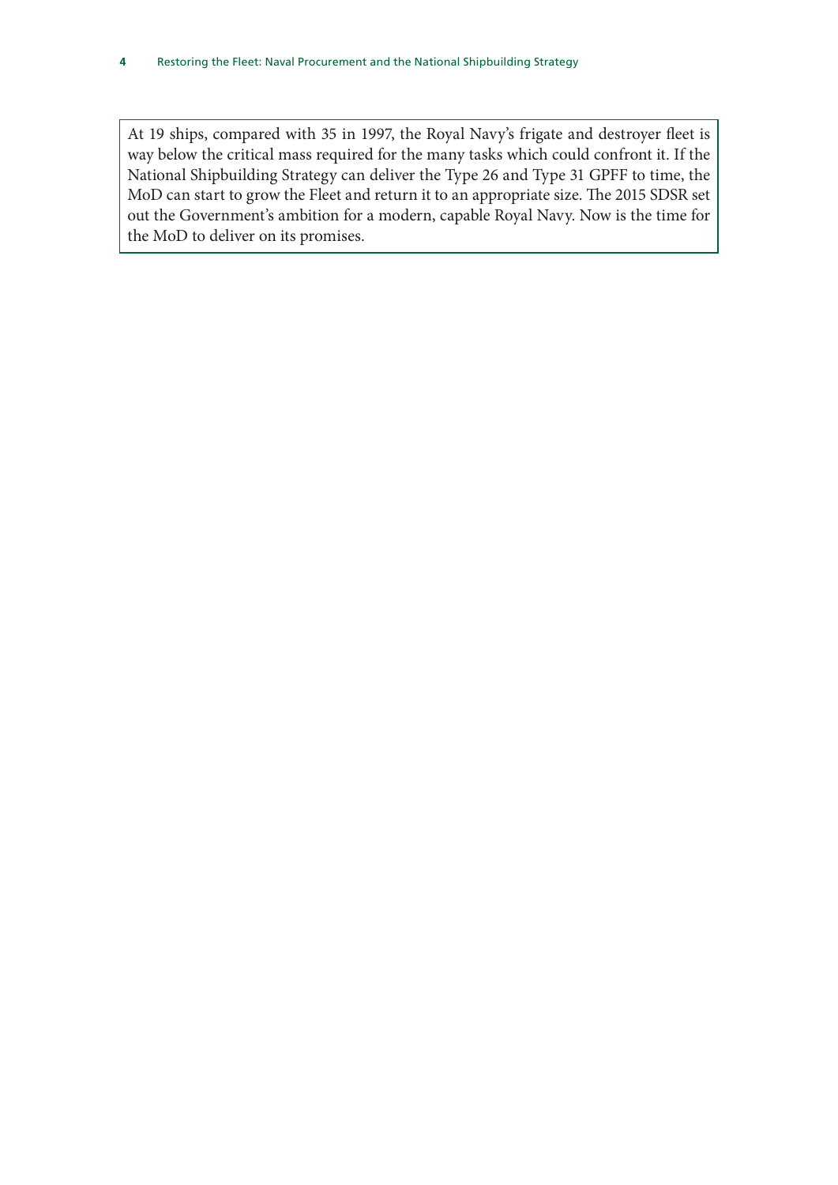At 19 ships, compared with 35 in 1997, the Royal Navy's frigate and destroyer fleet is way below the critical mass required for the many tasks which could confront it. If the National Shipbuilding Strategy can deliver the Type 26 and Type 31 GPFF to time, the MoD can start to grow the Fleet and return it to an appropriate size. The 2015 SDSR set out the Government's ambition for a modern, capable Royal Navy. Now is the time for the MoD to deliver on its promises.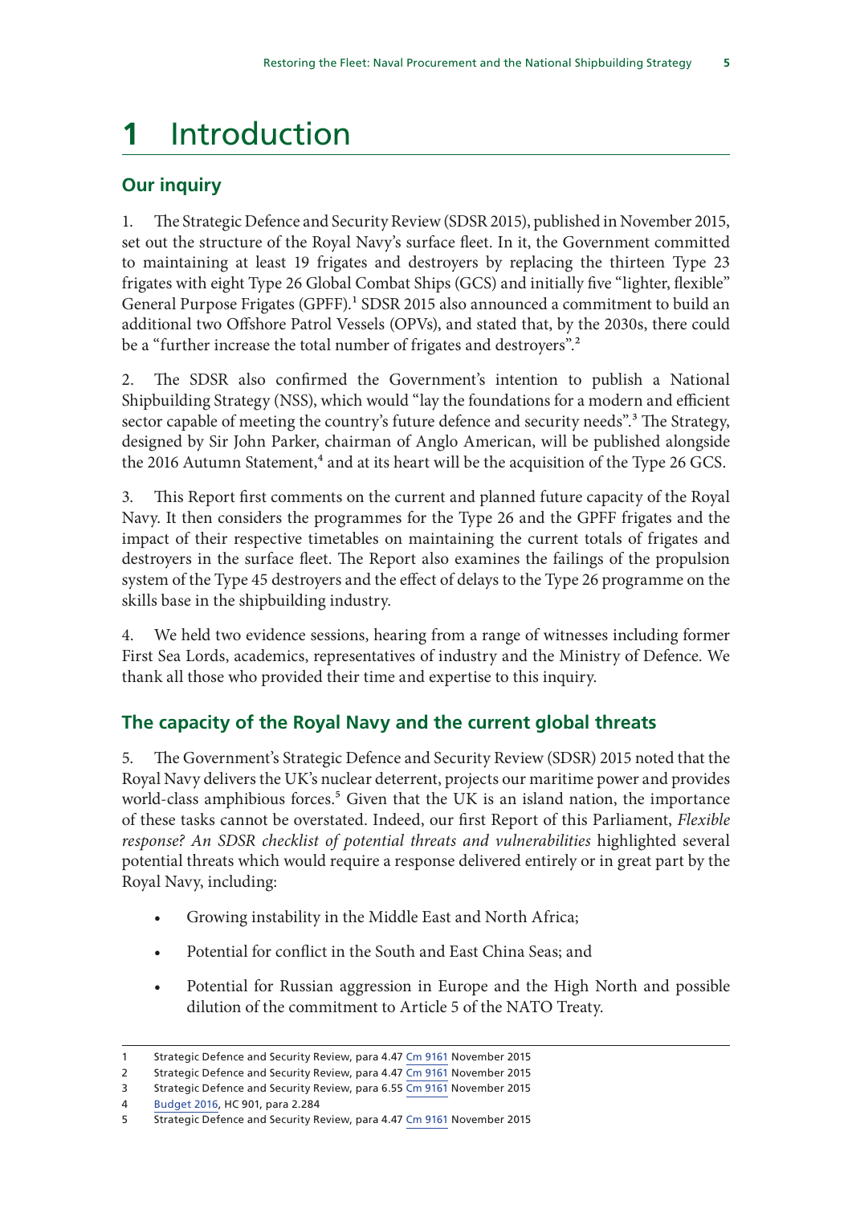# 1 Introduction

## Our inquiry

1. The Strategic Defence and Security Review (SDSR 2015), published in November 2015, set out the structure of the Royal Navy's surface fleet. In it, the Government committed to maintaining at least 19 frigates and destroyers by replacing the thirteen Type 23 frigates with eight Type 26 Global Combat Ships (GCS) and initially five "lighter, flexible" General Purpose Frigates (GPFF).[1] SDSR 2015 also announced a commitment to build an additional two Offshore Patrol Vessels (OPVs), and stated that, by the 2030s, there could be a "further increase the total number of frigates and destroyers".[2]

2. The SDSR also confirmed the Government's intention to publish a National Shipbuilding Strategy (NSS), which would "lay the foundations for a modern and efficient sector capable of meeting the country's future defence and security needs".[3] The Strategy, designed by Sir John Parker, chairman of Anglo American, will be published alongside the 2016 Autumn Statement,[4] and at its heart will be the acquisition of the Type 26 GCS.

3. This Report first comments on the current and planned future capacity of the Royal Navy. It then considers the programmes for the Type 26 and the GPFF frigates and the impact of their respective timetables on maintaining the current totals of frigates and destroyers in the surface fleet. The Report also examines the failings of the propulsion system of the Type 45 destroyers and the effect of delays to the Type 26 programme on the skills base in the shipbuilding industry.

4. We held two evidence sessions, hearing from a range of witnesses including former First Sea Lords, academics, representatives of industry and the Ministry of Defence. We thank all those who provided their time and expertise to this inquiry.

## The capacity of the Royal Navy and the current global threats

5. The Government's Strategic Defence and Security Review (SDSR) 2015 noted that the Royal Navy delivers the UK's nuclear deterrent, projects our maritime power and provides world-class amphibious forces.[5] Given that the UK is an island nation, the importance of these tasks cannot be overstated. Indeed, our first Report of this Parliament, *Flexible response? An SDSR checklist of potential threats and vulnerabilities* highlighted several potential threats which would require a response delivered entirely or in great part by the Royal Navy, including:

- Growing instability in the Middle East and North Africa;
- Potential for conflict in the South and East China Seas; and
- Potential for Russian aggression in Europe and the High North and possible dilution of the commitment to Article 5 of the NATO Treaty.

---

1 Strategic Defence and Security Review, para 4.47 Cm 9161 November 2015
2 Strategic Defence and Security Review, para 4.47 Cm 9161 November 2015
3 Strategic Defence and Security Review, para 6.55 Cm 9161 November 2015
4 Budget 2016, HC 901, para 2.284
5 Strategic Defence and Security Review, para 4.47 Cm 9161 November 2015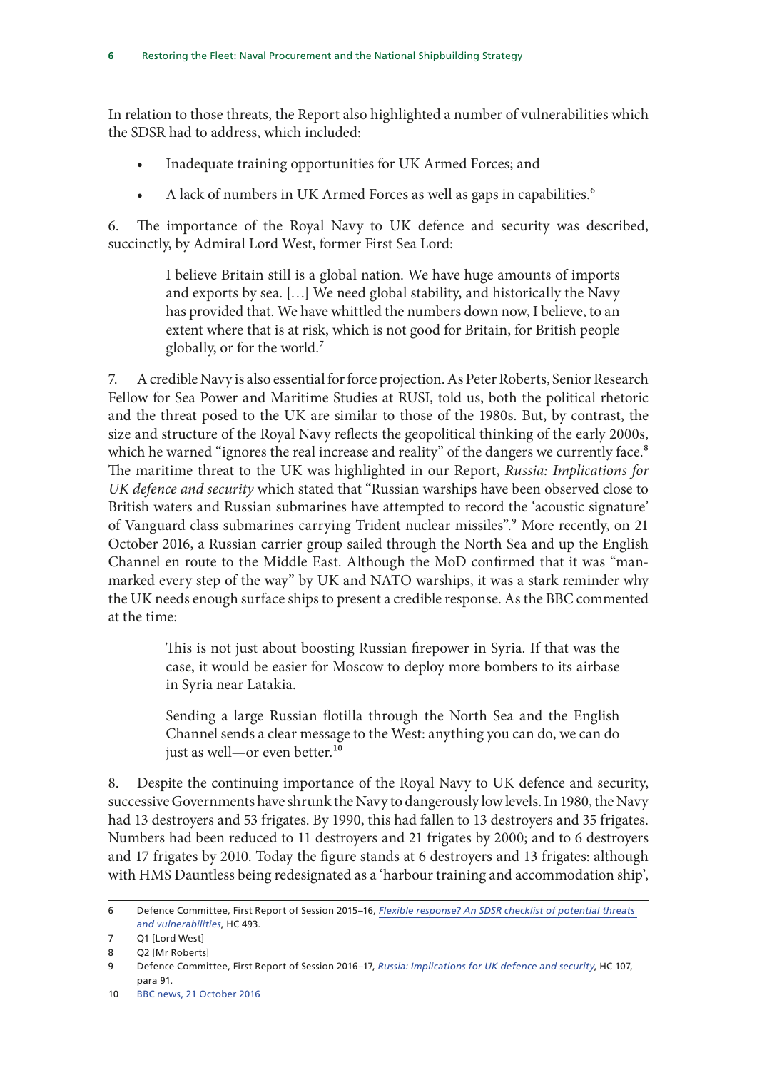In relation to those threats, the Report also highlighted a number of vulnerabilities which the SDSR had to address, which included:

- Inadequate training opportunities for UK Armed Forces; and
- A lack of numbers in UK Armed Forces as well as gaps in capabilities.[6]

6. The importance of the Royal Navy to UK defence and security was described, succinctly, by Admiral Lord West, former First Sea Lord:

> I believe Britain still is a global nation. We have huge amounts of imports and exports by sea. […] We need global stability, and historically the Navy has provided that. We have whittled the numbers down now, I believe, to an extent where that is at risk, which is not good for Britain, for British people globally, or for the world.[7]

7. A credible Navy is also essential for force projection. As Peter Roberts, Senior Research Fellow for Sea Power and Maritime Studies at RUSI, told us, both the political rhetoric and the threat posed to the UK are similar to those of the 1980s. But, by contrast, the size and structure of the Royal Navy reflects the geopolitical thinking of the early 2000s, which he warned "ignores the real increase and reality" of the dangers we currently face.[8] The maritime threat to the UK was highlighted in our Report, *Russia: Implications for UK defence and security* which stated that "Russian warships have been observed close to British waters and Russian submarines have attempted to record the 'acoustic signature' of Vanguard class submarines carrying Trident nuclear missiles".[9] More recently, on 21 October 2016, a Russian carrier group sailed through the North Sea and up the English Channel en route to the Middle East. Although the MoD confirmed that it was "man-marked every step of the way" by UK and NATO warships, it was a stark reminder why the UK needs enough surface ships to present a credible response. As the BBC commented at the time:

> This is not just about boosting Russian firepower in Syria. If that was the case, it would be easier for Moscow to deploy more bombers to its airbase in Syria near Latakia.
>
> Sending a large Russian flotilla through the North Sea and the English Channel sends a clear message to the West: anything you can do, we can do just as well—or even better.[10]

8. Despite the continuing importance of the Royal Navy to UK defence and security, successive Governments have shrunk the Navy to dangerously low levels. In 1980, the Navy had 13 destroyers and 53 frigates. By 1990, this had fallen to 13 destroyers and 35 frigates. Numbers had been reduced to 11 destroyers and 21 frigates by 2000; and to 6 destroyers and 17 frigates by 2010. Today the figure stands at 6 destroyers and 13 frigates: although with HMS Dauntless being redesignated as a 'harbour training and accommodation ship',

---

6 Defence Committee, First Report of Session 2015–16, *Flexible response? An SDSR checklist of potential threats and vulnerabilities*, HC 493.

7 Q1 [Lord West]

8 Q2 [Mr Roberts]

9 Defence Committee, First Report of Session 2016–17, *Russia: Implications for UK defence and security*, HC 107, para 91.

10 BBC news, 21 October 2016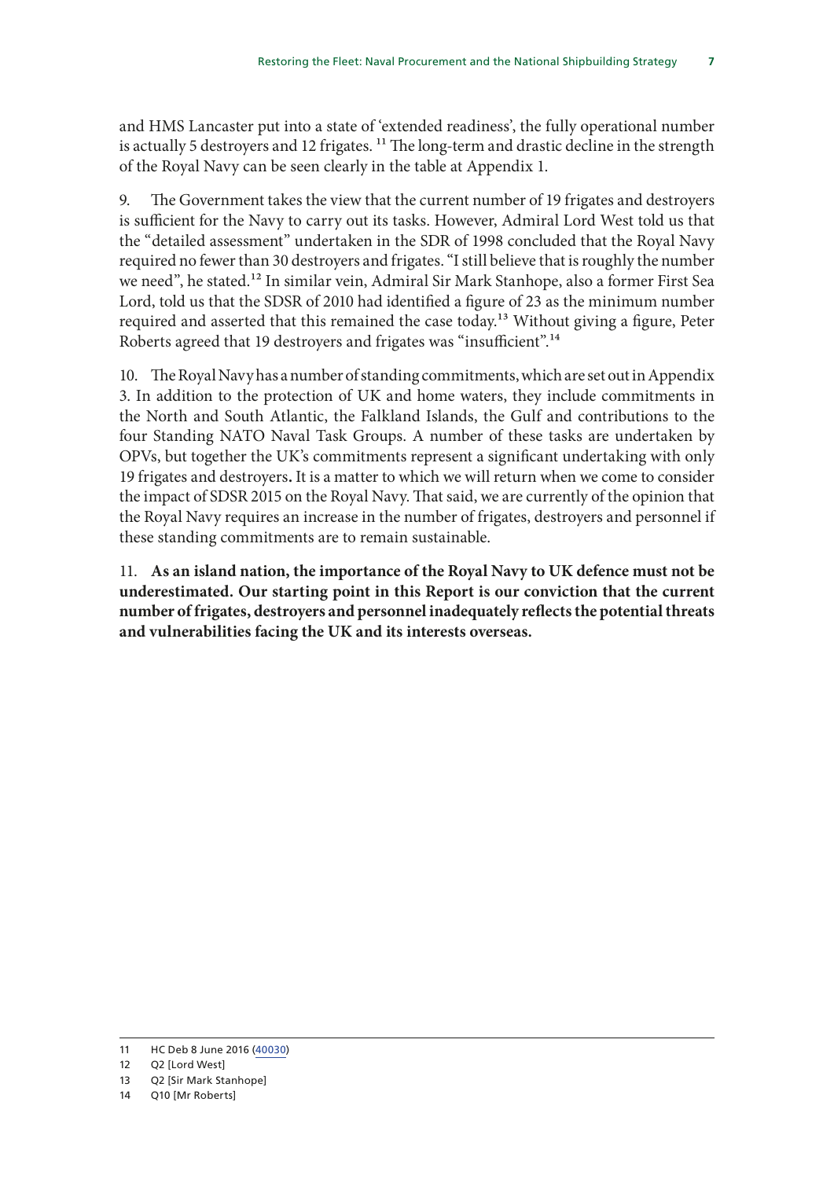and HMS Lancaster put into a state of 'extended readiness', the fully operational number is actually 5 destroyers and 12 frigates. [11] The long-term and drastic decline in the strength of the Royal Navy can be seen clearly in the table at Appendix 1.

9. The Government takes the view that the current number of 19 frigates and destroyers is sufficient for the Navy to carry out its tasks. However, Admiral Lord West told us that the "detailed assessment" undertaken in the SDR of 1998 concluded that the Royal Navy required no fewer than 30 destroyers and frigates. "I still believe that is roughly the number we need", he stated.[12] In similar vein, Admiral Sir Mark Stanhope, also a former First Sea Lord, told us that the SDSR of 2010 had identified a figure of 23 as the minimum number required and asserted that this remained the case today.[13] Without giving a figure, Peter Roberts agreed that 19 destroyers and frigates was "insufficient".[14]

10. The Royal Navy has a number of standing commitments, which are set out in Appendix 3. In addition to the protection of UK and home waters, they include commitments in the North and South Atlantic, the Falkland Islands, the Gulf and contributions to the four Standing NATO Naval Task Groups. A number of these tasks are undertaken by OPVs, but together the UK's commitments represent a significant undertaking with only 19 frigates and destroyers**.** It is a matter to which we will return when we come to consider the impact of SDSR 2015 on the Royal Navy. That said, we are currently of the opinion that the Royal Navy requires an increase in the number of frigates, destroyers and personnel if these standing commitments are to remain sustainable.

11. **As an island nation, the importance of the Royal Navy to UK defence must not be underestimated. Our starting point in this Report is our conviction that the current number of frigates, destroyers and personnel inadequately reflects the potential threats and vulnerabilities facing the UK and its interests overseas.**

---

11 HC Deb 8 June 2016 (40030)

12 Q2 [Lord West]

13 Q2 [Sir Mark Stanhope]

14 Q10 [Mr Roberts]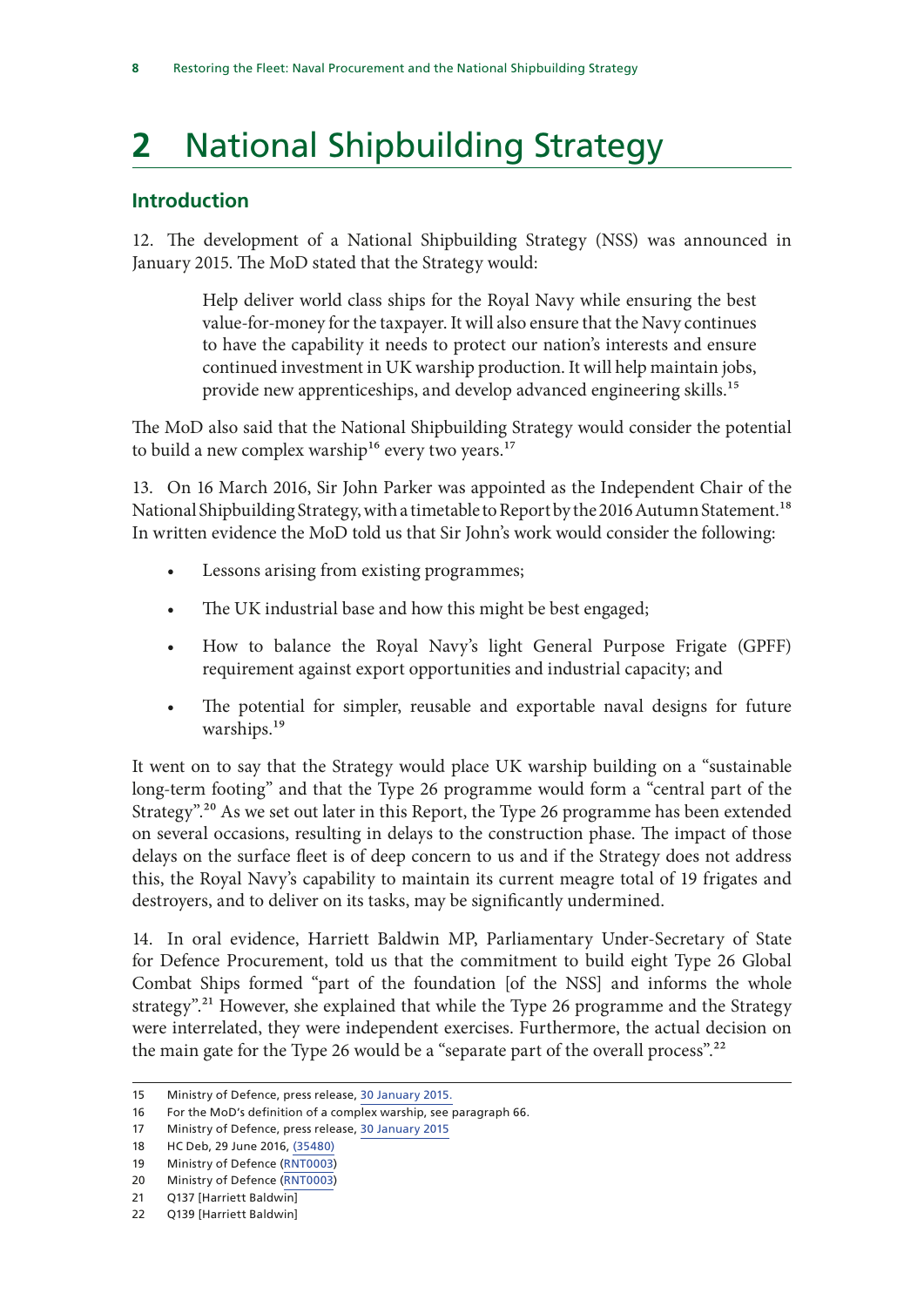# 2 National Shipbuilding Strategy

## Introduction

12. The development of a National Shipbuilding Strategy (NSS) was announced in January 2015. The MoD stated that the Strategy would:

> Help deliver world class ships for the Royal Navy while ensuring the best value-for-money for the taxpayer. It will also ensure that the Navy continues to have the capability it needs to protect our nation's interests and ensure continued investment in UK warship production. It will help maintain jobs, provide new apprenticeships, and develop advanced engineering skills.[15]

The MoD also said that the National Shipbuilding Strategy would consider the potential to build a new complex warship[16] every two years.[17]

13. On 16 March 2016, Sir John Parker was appointed as the Independent Chair of the National Shipbuilding Strategy, with a timetable to Report by the 2016 Autumn Statement.[18] In written evidence the MoD told us that Sir John's work would consider the following:

- Lessons arising from existing programmes;
- The UK industrial base and how this might be best engaged;
- How to balance the Royal Navy's light General Purpose Frigate (GPFF) requirement against export opportunities and industrial capacity; and
- The potential for simpler, reusable and exportable naval designs for future warships.[19]

It went on to say that the Strategy would place UK warship building on a "sustainable long-term footing" and that the Type 26 programme would form a "central part of the Strategy".[20] As we set out later in this Report, the Type 26 programme has been extended on several occasions, resulting in delays to the construction phase. The impact of those delays on the surface fleet is of deep concern to us and if the Strategy does not address this, the Royal Navy's capability to maintain its current meagre total of 19 frigates and destroyers, and to deliver on its tasks, may be significantly undermined.

14. In oral evidence, Harriett Baldwin MP, Parliamentary Under-Secretary of State for Defence Procurement, told us that the commitment to build eight Type 26 Global Combat Ships formed "part of the foundation [of the NSS] and informs the whole strategy".[21] However, she explained that while the Type 26 programme and the Strategy were interrelated, they were independent exercises. Furthermore, the actual decision on the main gate for the Type 26 would be a "separate part of the overall process".[22]

---

15 Ministry of Defence, press release, 30 January 2015.

16 For the MoD's definition of a complex warship, see paragraph 66.

17 Ministry of Defence, press release, 30 January 2015

18 HC Deb, 29 June 2016, (35480)

19 Ministry of Defence (RNT0003)

20 Ministry of Defence (RNT0003)

21 Q137 [Harriett Baldwin]

22 Q139 [Harriett Baldwin]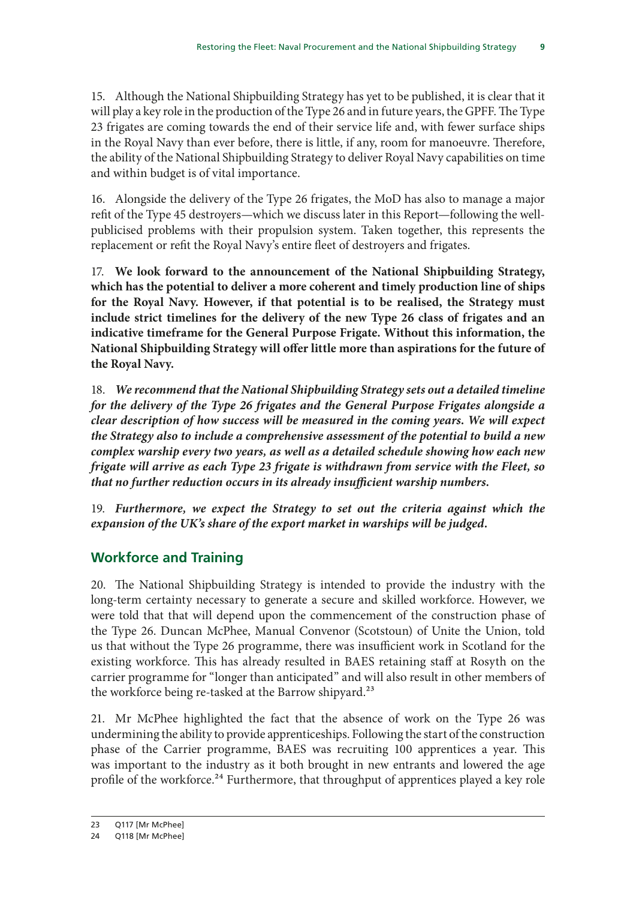15. Although the National Shipbuilding Strategy has yet to be published, it is clear that it will play a key role in the production of the Type 26 and in future years, the GPFF. The Type 23 frigates are coming towards the end of their service life and, with fewer surface ships in the Royal Navy than ever before, there is little, if any, room for manoeuvre. Therefore, the ability of the National Shipbuilding Strategy to deliver Royal Navy capabilities on time and within budget is of vital importance.

16. Alongside the delivery of the Type 26 frigates, the MoD has also to manage a major refit of the Type 45 destroyers—which we discuss later in this Report—following the well-publicised problems with their propulsion system. Taken together, this represents the replacement or refit the Royal Navy's entire fleet of destroyers and frigates.

17. **We look forward to the announcement of the National Shipbuilding Strategy, which has the potential to deliver a more coherent and timely production line of ships for the Royal Navy. However, if that potential is to be realised, the Strategy must include strict timelines for the delivery of the new Type 26 class of frigates and an indicative timeframe for the General Purpose Frigate. Without this information, the National Shipbuilding Strategy will offer little more than aspirations for the future of the Royal Navy.**

18. ***We recommend that the National Shipbuilding Strategy sets out a detailed timeline for the delivery of the Type 26 frigates and the General Purpose Frigates alongside a clear description of how success will be measured in the coming years. We will expect the Strategy also to include a comprehensive assessment of the potential to build a new complex warship every two years, as well as a detailed schedule showing how each new frigate will arrive as each Type 23 frigate is withdrawn from service with the Fleet, so that no further reduction occurs in its already insufficient warship numbers.***

19. ***Furthermore, we expect the Strategy to set out the criteria against which the expansion of the UK's share of the export market in warships will be judged.***

## Workforce and Training

20. The National Shipbuilding Strategy is intended to provide the industry with the long-term certainty necessary to generate a secure and skilled workforce. However, we were told that that will depend upon the commencement of the construction phase of the Type 26. Duncan McPhee, Manual Convenor (Scotstoun) of Unite the Union, told us that without the Type 26 programme, there was insufficient work in Scotland for the existing workforce. This has already resulted in BAES retaining staff at Rosyth on the carrier programme for "longer than anticipated" and will also result in other members of the workforce being re-tasked at the Barrow shipyard.[23]

21. Mr McPhee highlighted the fact that the absence of work on the Type 26 was undermining the ability to provide apprenticeships. Following the start of the construction phase of the Carrier programme, BAES was recruiting 100 apprentices a year. This was important to the industry as it both brought in new entrants and lowered the age profile of the workforce.[24] Furthermore, that throughput of apprentices played a key role

---

23 Q117 [Mr McPhee]

24 Q118 [Mr McPhee]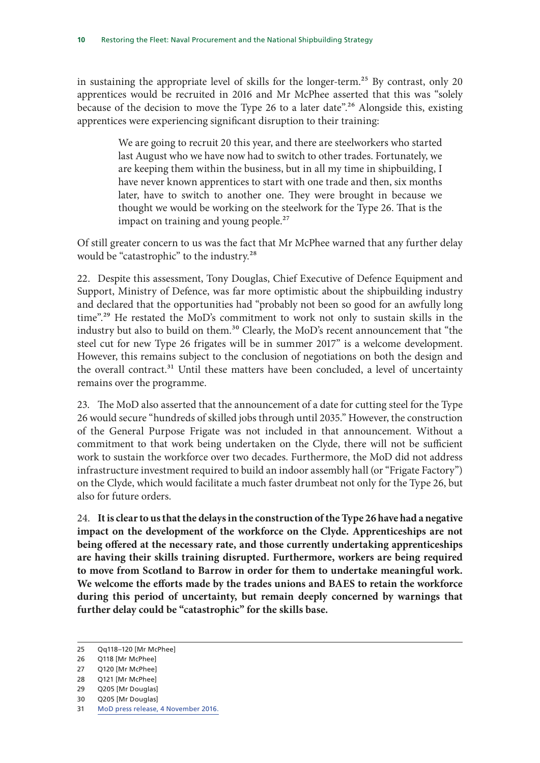in sustaining the appropriate level of skills for the longer-term.[25] By contrast, only 20 apprentices would be recruited in 2016 and Mr McPhee asserted that this was "solely because of the decision to move the Type 26 to a later date".[26] Alongside this, existing apprentices were experiencing significant disruption to their training:

> We are going to recruit 20 this year, and there are steelworkers who started last August who we have now had to switch to other trades. Fortunately, we are keeping them within the business, but in all my time in shipbuilding, I have never known apprentices to start with one trade and then, six months later, have to switch to another one. They were brought in because we thought we would be working on the steelwork for the Type 26. That is the impact on training and young people.[27]

Of still greater concern to us was the fact that Mr McPhee warned that any further delay would be "catastrophic" to the industry.[28]

22. Despite this assessment, Tony Douglas, Chief Executive of Defence Equipment and Support, Ministry of Defence, was far more optimistic about the shipbuilding industry and declared that the opportunities had "probably not been so good for an awfully long time".[29] He restated the MoD's commitment to work not only to sustain skills in the industry but also to build on them.[30] Clearly, the MoD's recent announcement that "the steel cut for new Type 26 frigates will be in summer 2017" is a welcome development. However, this remains subject to the conclusion of negotiations on both the design and the overall contract.[31] Until these matters have been concluded, a level of uncertainty remains over the programme.

23. The MoD also asserted that the announcement of a date for cutting steel for the Type 26 would secure "hundreds of skilled jobs through until 2035." However, the construction of the General Purpose Frigate was not included in that announcement. Without a commitment to that work being undertaken on the Clyde, there will not be sufficient work to sustain the workforce over two decades. Furthermore, the MoD did not address infrastructure investment required to build an indoor assembly hall (or "Frigate Factory") on the Clyde, which would facilitate a much faster drumbeat not only for the Type 26, but also for future orders.

24. **It is clear to us that the delays in the construction of the Type 26 have had a negative impact on the development of the workforce on the Clyde. Apprenticeships are not being offered at the necessary rate, and those currently undertaking apprenticeships are having their skills training disrupted. Furthermore, workers are being required to move from Scotland to Barrow in order for them to undertake meaningful work. We welcome the efforts made by the trades unions and BAES to retain the workforce during this period of uncertainty, but remain deeply concerned by warnings that further delay could be "catastrophic" for the skills base.**

---

25 Qq118–120 [Mr McPhee]
26 Q118 [Mr McPhee]
27 Q120 [Mr McPhee]
28 Q121 [Mr McPhee]
29 Q205 [Mr Douglas]
30 Q205 [Mr Douglas]
31 MoD press release, 4 November 2016.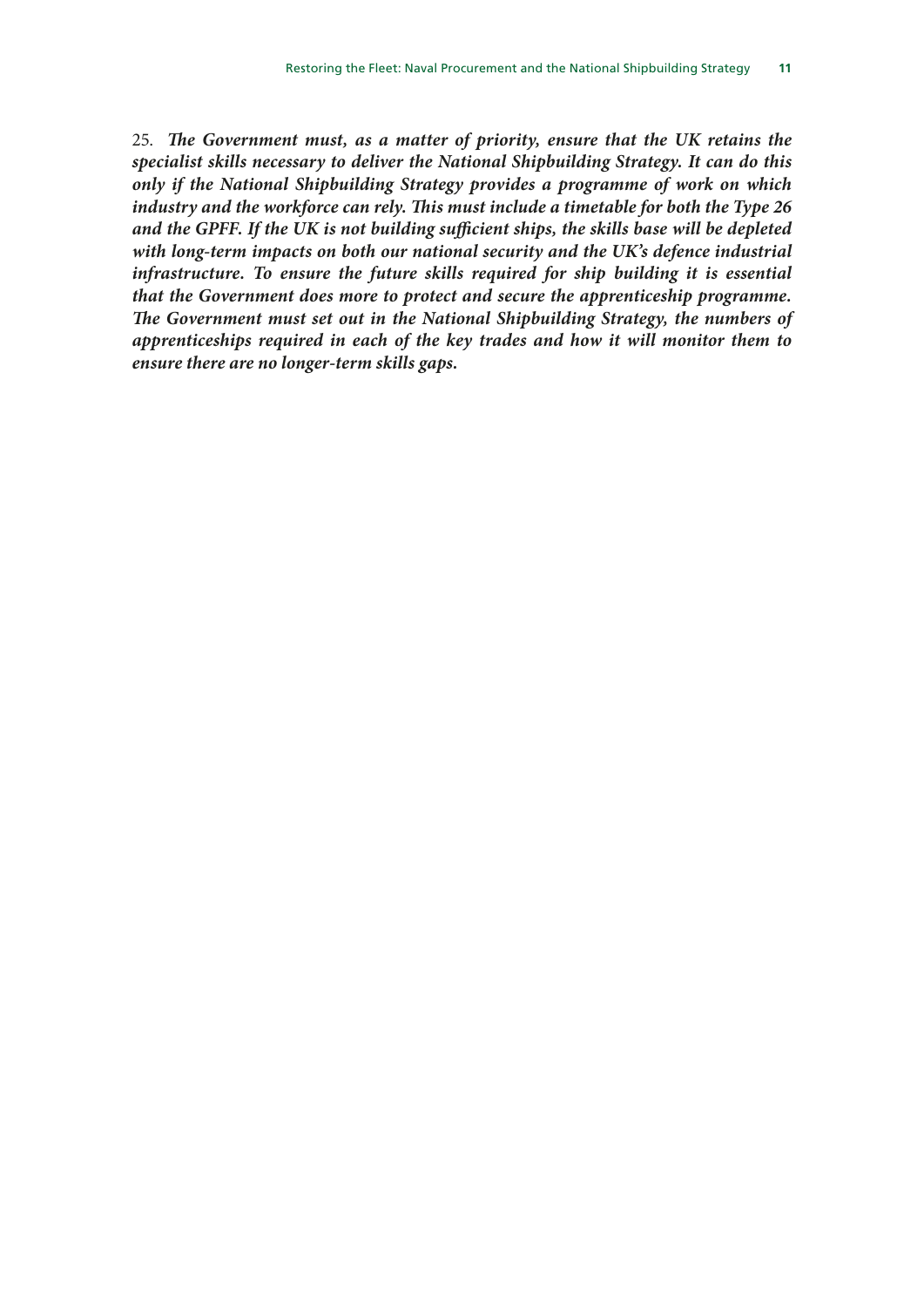25. ***The Government must, as a matter of priority, ensure that the UK retains the specialist skills necessary to deliver the National Shipbuilding Strategy. It can do this only if the National Shipbuilding Strategy provides a programme of work on which industry and the workforce can rely. This must include a timetable for both the Type 26 and the GPFF. If the UK is not building sufficient ships, the skills base will be depleted with long-term impacts on both our national security and the UK's defence industrial infrastructure. To ensure the future skills required for ship building it is essential that the Government does more to protect and secure the apprenticeship programme. The Government must set out in the National Shipbuilding Strategy, the numbers of apprenticeships required in each of the key trades and how it will monitor them to ensure there are no longer-term skills gaps.***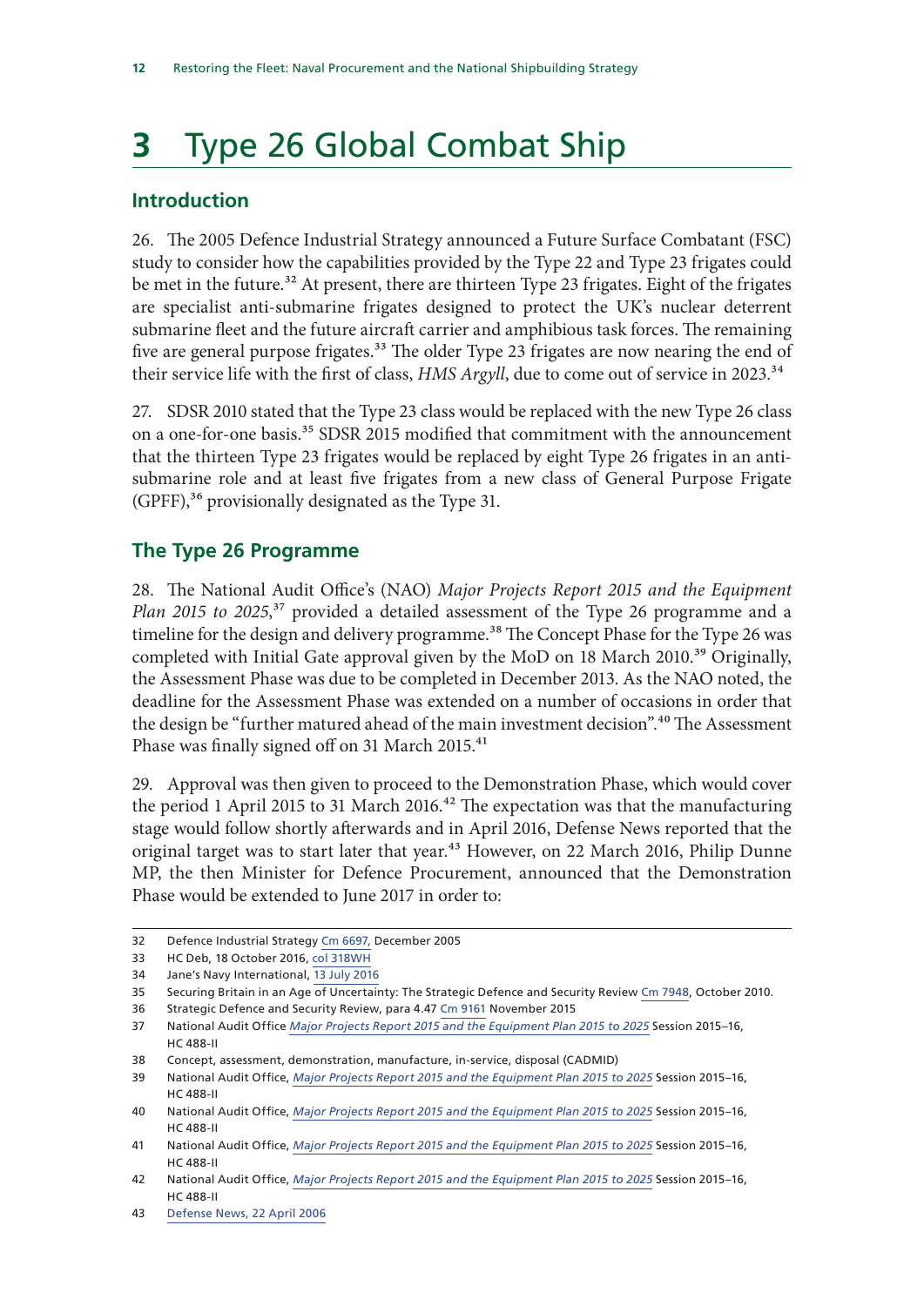# 3 Type 26 Global Combat Ship

## Introduction

26. The 2005 Defence Industrial Strategy announced a Future Surface Combatant (FSC) study to consider how the capabilities provided by the Type 22 and Type 23 frigates could be met in the future.[32] At present, there are thirteen Type 23 frigates. Eight of the frigates are specialist anti-submarine frigates designed to protect the UK's nuclear deterrent submarine fleet and the future aircraft carrier and amphibious task forces. The remaining five are general purpose frigates.[33] The older Type 23 frigates are now nearing the end of their service life with the first of class, *HMS Argyll*, due to come out of service in 2023.[34]

27. SDSR 2010 stated that the Type 23 class would be replaced with the new Type 26 class on a one-for-one basis.[35] SDSR 2015 modified that commitment with the announcement that the thirteen Type 23 frigates would be replaced by eight Type 26 frigates in an anti-submarine role and at least five frigates from a new class of General Purpose Frigate (GPFF),[36] provisionally designated as the Type 31.

## The Type 26 Programme

28. The National Audit Office's (NAO) *Major Projects Report 2015 and the Equipment Plan 2015 to 2025*,[37] provided a detailed assessment of the Type 26 programme and a timeline for the design and delivery programme.[38] The Concept Phase for the Type 26 was completed with Initial Gate approval given by the MoD on 18 March 2010.[39] Originally, the Assessment Phase was due to be completed in December 2013. As the NAO noted, the deadline for the Assessment Phase was extended on a number of occasions in order that the design be "further matured ahead of the main investment decision".[40] The Assessment Phase was finally signed off on 31 March 2015.[41]

29. Approval was then given to proceed to the Demonstration Phase, which would cover the period 1 April 2015 to 31 March 2016.[42] The expectation was that the manufacturing stage would follow shortly afterwards and in April 2016, Defense News reported that the original target was to start later that year.[43] However, on 22 March 2016, Philip Dunne MP, the then Minister for Defence Procurement, announced that the Demonstration Phase would be extended to June 2017 in order to:

---

32 Defence Industrial Strategy Cm 6697, December 2005

33 HC Deb, 18 October 2016, col 318WH

34 Jane's Navy International, 13 July 2016

35 Securing Britain in an Age of Uncertainty: The Strategic Defence and Security Review Cm 7948, October 2010.

36 Strategic Defence and Security Review, para 4.47 Cm 9161 November 2015

37 National Audit Office *Major Projects Report 2015 and the Equipment Plan 2015 to 2025* Session 2015–16, HC 488-II

38 Concept, assessment, demonstration, manufacture, in-service, disposal (CADMID)

39 National Audit Office, *Major Projects Report 2015 and the Equipment Plan 2015 to 2025* Session 2015–16, HC 488-II

40 National Audit Office, *Major Projects Report 2015 and the Equipment Plan 2015 to 2025* Session 2015–16, HC 488-II

41 National Audit Office, *Major Projects Report 2015 and the Equipment Plan 2015 to 2025* Session 2015–16, HC 488-II

42 National Audit Office, *Major Projects Report 2015 and the Equipment Plan 2015 to 2025* Session 2015–16, HC 488-II

43 Defense News, 22 April 2006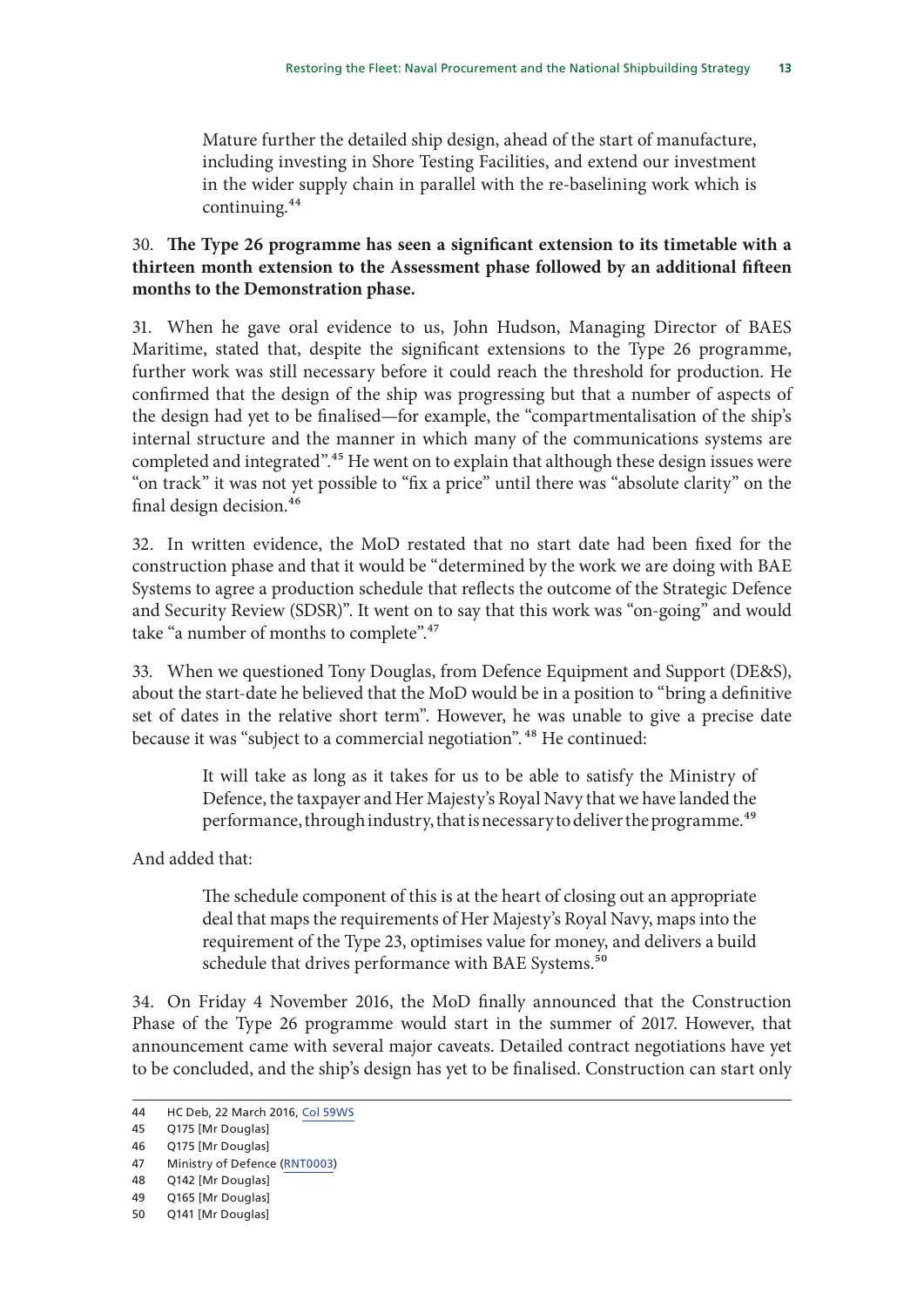> Mature further the detailed ship design, ahead of the start of manufacture, including investing in Shore Testing Facilities, and extend our investment in the wider supply chain in parallel with the re-baselining work which is continuing.[44]

30. **The Type 26 programme has seen a significant extension to its timetable with a thirteen month extension to the Assessment phase followed by an additional fifteen months to the Demonstration phase.**

31. When he gave oral evidence to us, John Hudson, Managing Director of BAES Maritime, stated that, despite the significant extensions to the Type 26 programme, further work was still necessary before it could reach the threshold for production. He confirmed that the design of the ship was progressing but that a number of aspects of the design had yet to be finalised—for example, the "compartmentalisation of the ship's internal structure and the manner in which many of the communications systems are completed and integrated".[45] He went on to explain that although these design issues were "on track" it was not yet possible to "fix a price" until there was "absolute clarity" on the final design decision.[46]

32. In written evidence, the MoD restated that no start date had been fixed for the construction phase and that it would be "determined by the work we are doing with BAE Systems to agree a production schedule that reflects the outcome of the Strategic Defence and Security Review (SDSR)". It went on to say that this work was "on-going" and would take "a number of months to complete".[47]

33. When we questioned Tony Douglas, from Defence Equipment and Support (DE&S), about the start-date he believed that the MoD would be in a position to "bring a definitive set of dates in the relative short term". However, he was unable to give a precise date because it was "subject to a commercial negotiation".[48] He continued:

> It will take as long as it takes for us to be able to satisfy the Ministry of Defence, the taxpayer and Her Majesty's Royal Navy that we have landed the performance, through industry, that is necessary to deliver the programme.[49]

And added that:

> The schedule component of this is at the heart of closing out an appropriate deal that maps the requirements of Her Majesty's Royal Navy, maps into the requirement of the Type 23, optimises value for money, and delivers a build schedule that drives performance with BAE Systems.[50]

34. On Friday 4 November 2016, the MoD finally announced that the Construction Phase of the Type 26 programme would start in the summer of 2017. However, that announcement came with several major caveats. Detailed contract negotiations have yet to be concluded, and the ship's design has yet to be finalised. Construction can start only

---

44 HC Deb, 22 March 2016, Col 59WS

45 Q175 [Mr Douglas]

46 Q175 [Mr Douglas]

47 Ministry of Defence (RNT0003)

48 Q142 [Mr Douglas]

49 Q165 [Mr Douglas]

50 Q141 [Mr Douglas]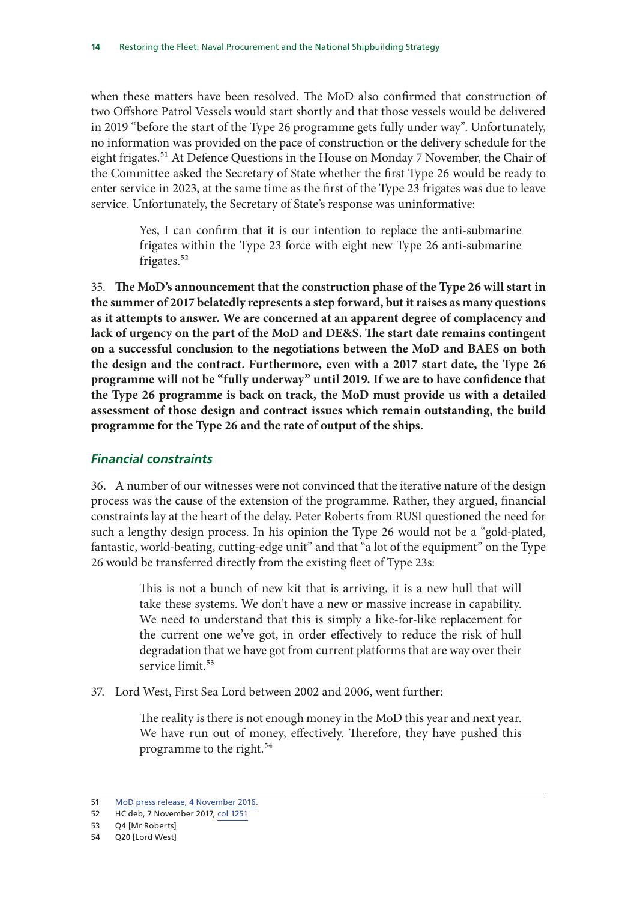when these matters have been resolved. The MoD also confirmed that construction of two Offshore Patrol Vessels would start shortly and that those vessels would be delivered in 2019 "before the start of the Type 26 programme gets fully under way". Unfortunately, no information was provided on the pace of construction or the delivery schedule for the eight frigates.[51] At Defence Questions in the House on Monday 7 November, the Chair of the Committee asked the Secretary of State whether the first Type 26 would be ready to enter service in 2023, at the same time as the first of the Type 23 frigates was due to leave service. Unfortunately, the Secretary of State's response was uninformative:

> Yes, I can confirm that it is our intention to replace the anti-submarine frigates within the Type 23 force with eight new Type 26 anti-submarine frigates.[52]

35. **The MoD's announcement that the construction phase of the Type 26 will start in the summer of 2017 belatedly represents a step forward, but it raises as many questions as it attempts to answer. We are concerned at an apparent degree of complacency and lack of urgency on the part of the MoD and DE&S. The start date remains contingent on a successful conclusion to the negotiations between the MoD and BAES on both the design and the contract. Furthermore, even with a 2017 start date, the Type 26 programme will not be "fully underway" until 2019. If we are to have confidence that the Type 26 programme is back on track, the MoD must provide us with a detailed assessment of those design and contract issues which remain outstanding, the build programme for the Type 26 and the rate of output of the ships.**

### *Financial constraints*

36. A number of our witnesses were not convinced that the iterative nature of the design process was the cause of the extension of the programme. Rather, they argued, financial constraints lay at the heart of the delay. Peter Roberts from RUSI questioned the need for such a lengthy design process. In his opinion the Type 26 would not be a "gold-plated, fantastic, world-beating, cutting-edge unit" and that "a lot of the equipment" on the Type 26 would be transferred directly from the existing fleet of Type 23s:

> This is not a bunch of new kit that is arriving, it is a new hull that will take these systems. We don't have a new or massive increase in capability. We need to understand that this is simply a like-for-like replacement for the current one we've got, in order effectively to reduce the risk of hull degradation that we have got from current platforms that are way over their service limit.[53]

37. Lord West, First Sea Lord between 2002 and 2006, went further:

> The reality is there is not enough money in the MoD this year and next year. We have run out of money, effectively. Therefore, they have pushed this programme to the right.[54]

---

51 MoD press release, 4 November 2016.

52 HC deb, 7 November 2017, col 1251

53 Q4 [Mr Roberts]

54 Q20 [Lord West]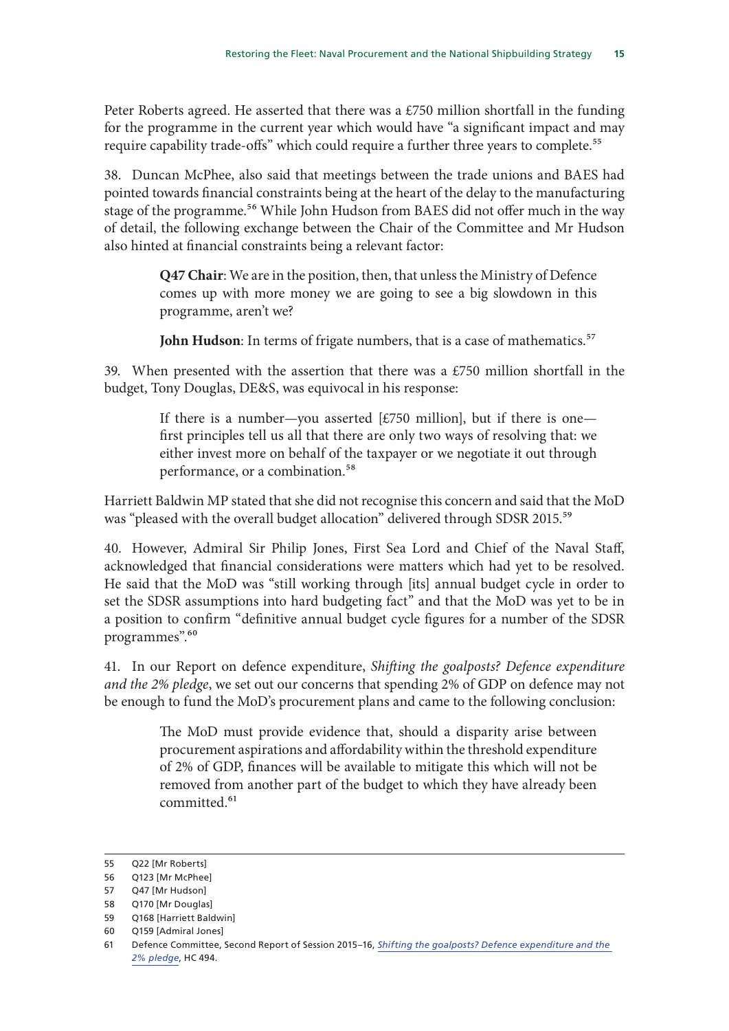Peter Roberts agreed. He asserted that there was a £750 million shortfall in the funding for the programme in the current year which would have "a significant impact and may require capability trade-offs" which could require a further three years to complete.[55]

38. Duncan McPhee, also said that meetings between the trade unions and BAES had pointed towards financial constraints being at the heart of the delay to the manufacturing stage of the programme.[56] While John Hudson from BAES did not offer much in the way of detail, the following exchange between the Chair of the Committee and Mr Hudson also hinted at financial constraints being a relevant factor:

> **Q47 Chair**: We are in the position, then, that unless the Ministry of Defence comes up with more money we are going to see a big slowdown in this programme, aren't we?
>
> **John Hudson**: In terms of frigate numbers, that is a case of mathematics.[57]

39. When presented with the assertion that there was a £750 million shortfall in the budget, Tony Douglas, DE&S, was equivocal in his response:

> If there is a number—you asserted [£750 million], but if there is one—first principles tell us all that there are only two ways of resolving that: we either invest more on behalf of the taxpayer or we negotiate it out through performance, or a combination.[58]

Harriett Baldwin MP stated that she did not recognise this concern and said that the MoD was "pleased with the overall budget allocation" delivered through SDSR 2015.[59]

40. However, Admiral Sir Philip Jones, First Sea Lord and Chief of the Naval Staff, acknowledged that financial considerations were matters which had yet to be resolved. He said that the MoD was "still working through [its] annual budget cycle in order to set the SDSR assumptions into hard budgeting fact" and that the MoD was yet to be in a position to confirm "definitive annual budget cycle figures for a number of the SDSR programmes".[60]

41. In our Report on defence expenditure, *Shifting the goalposts? Defence expenditure and the 2% pledge*, we set out our concerns that spending 2% of GDP on defence may not be enough to fund the MoD's procurement plans and came to the following conclusion:

> The MoD must provide evidence that, should a disparity arise between procurement aspirations and affordability within the threshold expenditure of 2% of GDP, finances will be available to mitigate this which will not be removed from another part of the budget to which they have already been committed.[61]

---

55 Q22 [Mr Roberts]

56 Q123 [Mr McPhee]

57 Q47 [Mr Hudson]

58 Q170 [Mr Douglas]

59 Q168 [Harriett Baldwin]

60 Q159 [Admiral Jones]

61 Defence Committee, Second Report of Session 2015–16, *Shifting the goalposts? Defence expenditure and the 2% pledge*, HC 494.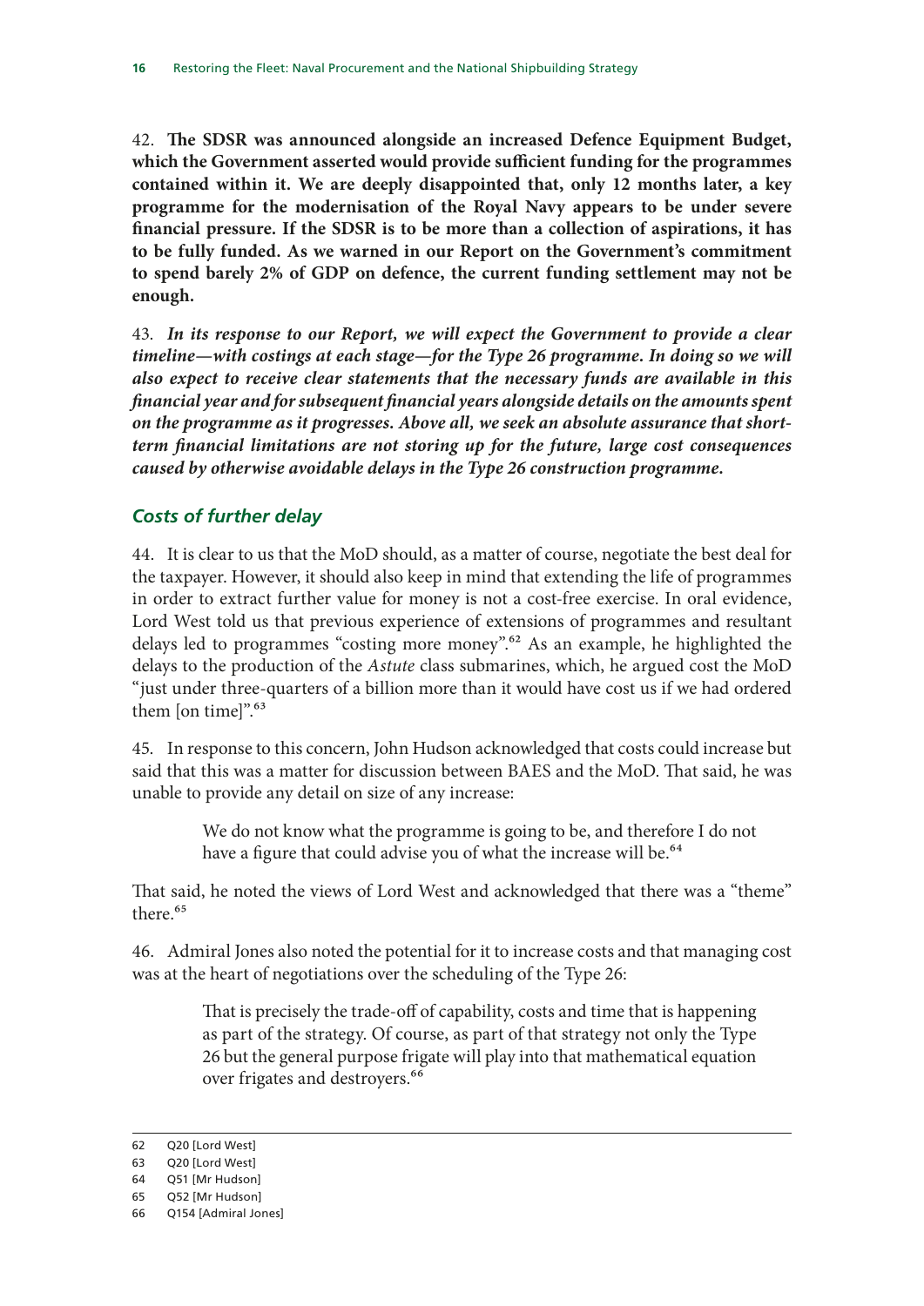42. **The SDSR was announced alongside an increased Defence Equipment Budget, which the Government asserted would provide sufficient funding for the programmes contained within it. We are deeply disappointed that, only 12 months later, a key programme for the modernisation of the Royal Navy appears to be under severe financial pressure. If the SDSR is to be more than a collection of aspirations, it has to be fully funded. As we warned in our Report on the Government's commitment to spend barely 2% of GDP on defence, the current funding settlement may not be enough.**

43. ***In its response to our Report, we will expect the Government to provide a clear timeline—with costings at each stage—for the Type 26 programme. In doing so we will also expect to receive clear statements that the necessary funds are available in this financial year and for subsequent financial years alongside details on the amounts spent on the programme as it progresses. Above all, we seek an absolute assurance that short-term financial limitations are not storing up for the future, large cost consequences caused by otherwise avoidable delays in the Type 26 construction programme.***

### *Costs of further delay*

44. It is clear to us that the MoD should, as a matter of course, negotiate the best deal for the taxpayer. However, it should also keep in mind that extending the life of programmes in order to extract further value for money is not a cost-free exercise. In oral evidence, Lord West told us that previous experience of extensions of programmes and resultant delays led to programmes "costing more money".[62] As an example, he highlighted the delays to the production of the *Astute* class submarines, which, he argued cost the MoD "just under three-quarters of a billion more than it would have cost us if we had ordered them [on time]".[63]

45. In response to this concern, John Hudson acknowledged that costs could increase but said that this was a matter for discussion between BAES and the MoD. That said, he was unable to provide any detail on size of any increase:

> We do not know what the programme is going to be, and therefore I do not have a figure that could advise you of what the increase will be.[64]

That said, he noted the views of Lord West and acknowledged that there was a "theme" there.[65]

46. Admiral Jones also noted the potential for it to increase costs and that managing cost was at the heart of negotiations over the scheduling of the Type 26:

> That is precisely the trade-off of capability, costs and time that is happening as part of the strategy. Of course, as part of that strategy not only the Type 26 but the general purpose frigate will play into that mathematical equation over frigates and destroyers.[66]

---

62 Q20 [Lord West]

63 Q20 [Lord West]

64 Q51 [Mr Hudson]

65 Q52 [Mr Hudson]

66 Q154 [Admiral Jones]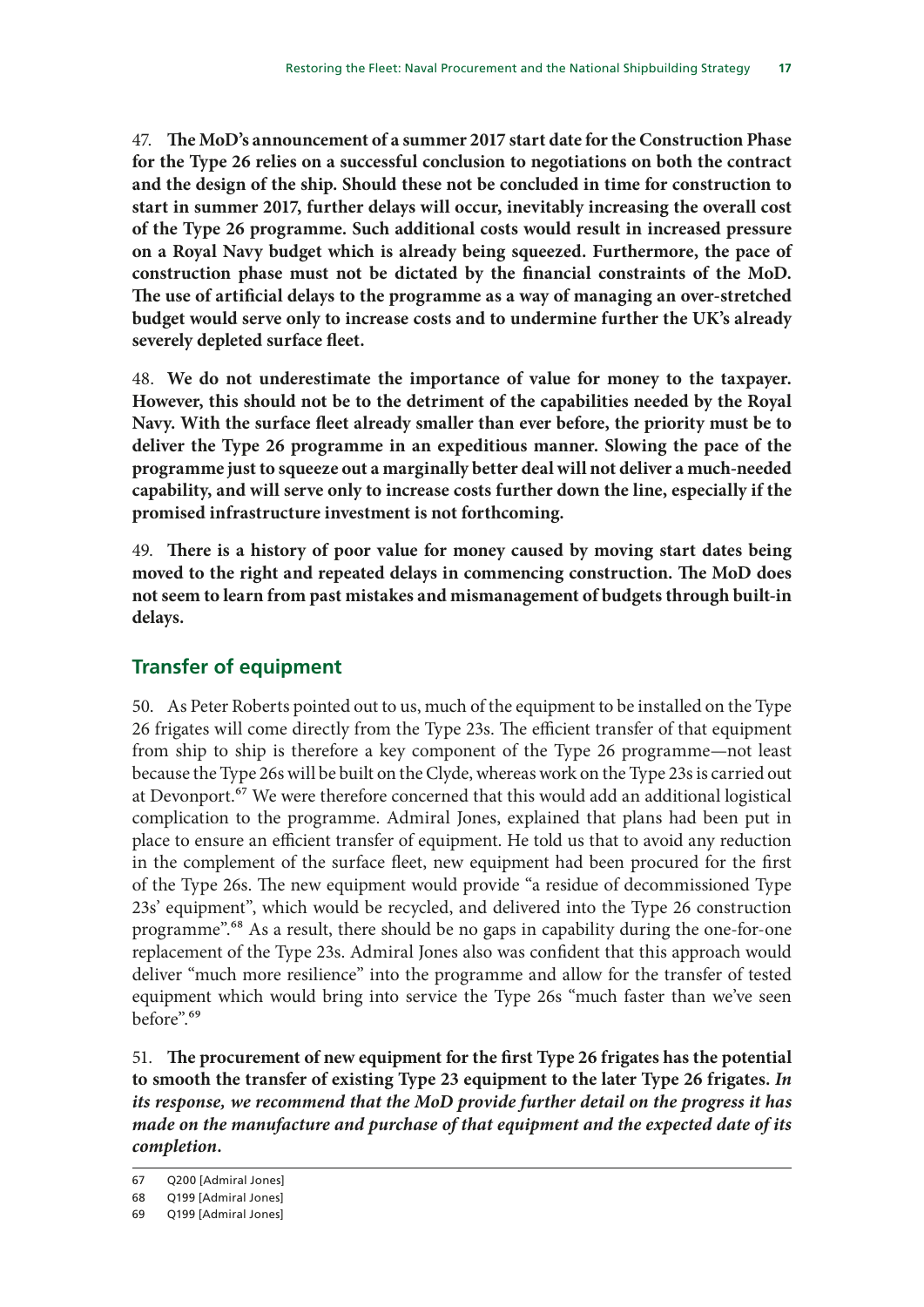47. **The MoD's announcement of a summer 2017 start date for the Construction Phase for the Type 26 relies on a successful conclusion to negotiations on both the contract and the design of the ship. Should these not be concluded in time for construction to start in summer 2017, further delays will occur, inevitably increasing the overall cost of the Type 26 programme. Such additional costs would result in increased pressure on a Royal Navy budget which is already being squeezed. Furthermore, the pace of construction phase must not be dictated by the financial constraints of the MoD. The use of artificial delays to the programme as a way of managing an over-stretched budget would serve only to increase costs and to undermine further the UK's already severely depleted surface fleet.**

48. **We do not underestimate the importance of value for money to the taxpayer. However, this should not be to the detriment of the capabilities needed by the Royal Navy. With the surface fleet already smaller than ever before, the priority must be to deliver the Type 26 programme in an expeditious manner. Slowing the pace of the programme just to squeeze out a marginally better deal will not deliver a much-needed capability, and will serve only to increase costs further down the line, especially if the promised infrastructure investment is not forthcoming.**

49. **There is a history of poor value for money caused by moving start dates being moved to the right and repeated delays in commencing construction. The MoD does not seem to learn from past mistakes and mismanagement of budgets through built-in delays.**

## Transfer of equipment

50. As Peter Roberts pointed out to us, much of the equipment to be installed on the Type 26 frigates will come directly from the Type 23s. The efficient transfer of that equipment from ship to ship is therefore a key component of the Type 26 programme—not least because the Type 26s will be built on the Clyde, whereas work on the Type 23s is carried out at Devonport.[67] We were therefore concerned that this would add an additional logistical complication to the programme. Admiral Jones, explained that plans had been put in place to ensure an efficient transfer of equipment. He told us that to avoid any reduction in the complement of the surface fleet, new equipment had been procured for the first of the Type 26s. The new equipment would provide "a residue of decommissioned Type 23s' equipment", which would be recycled, and delivered into the Type 26 construction programme".[68] As a result, there should be no gaps in capability during the one-for-one replacement of the Type 23s. Admiral Jones also was confident that this approach would deliver "much more resilience" into the programme and allow for the transfer of tested equipment which would bring into service the Type 26s "much faster than we've seen before".[69]

51. **The procurement of new equipment for the first Type 26 frigates has the potential to smooth the transfer of existing Type 23 equipment to the later Type 26 frigates.** ***In its response, we recommend that the MoD provide further detail on the progress it has made on the manufacture and purchase of that equipment and the expected date of its completion.***

67 Q200 [Admiral Jones]

68 Q199 [Admiral Jones]

69 Q199 [Admiral Jones]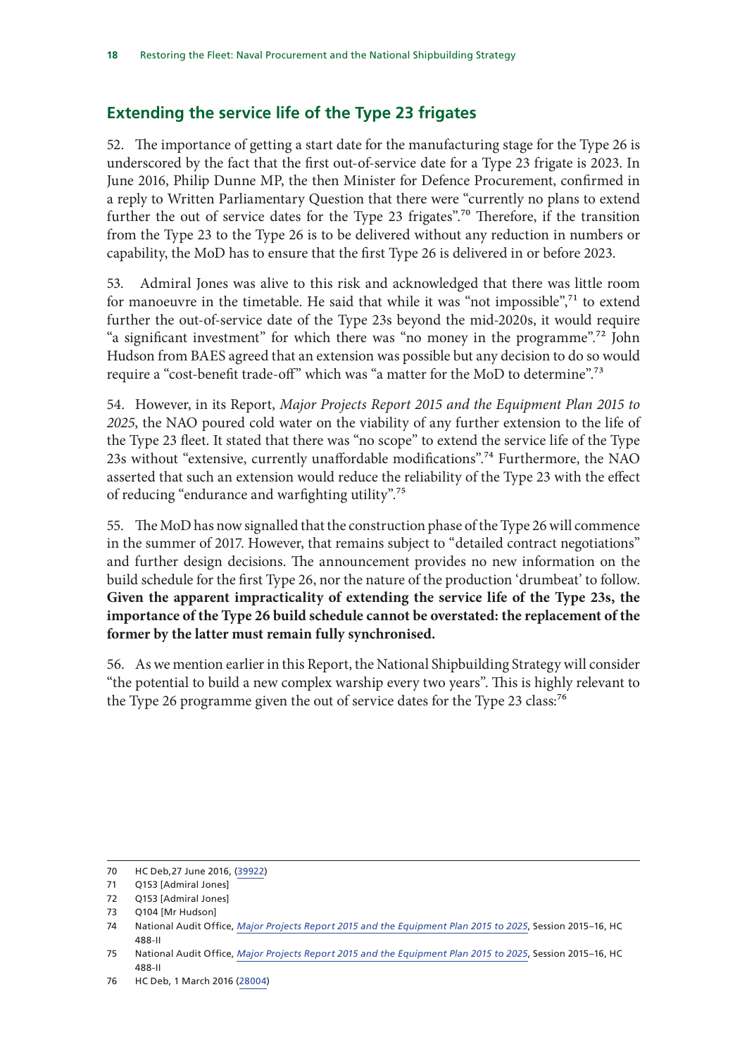## Extending the service life of the Type 23 frigates

52. The importance of getting a start date for the manufacturing stage for the Type 26 is underscored by the fact that the first out-of-service date for a Type 23 frigate is 2023. In June 2016, Philip Dunne MP, the then Minister for Defence Procurement, confirmed in a reply to Written Parliamentary Question that there were "currently no plans to extend further the out of service dates for the Type 23 frigates".[70] Therefore, if the transition from the Type 23 to the Type 26 is to be delivered without any reduction in numbers or capability, the MoD has to ensure that the first Type 26 is delivered in or before 2023.

53. Admiral Jones was alive to this risk and acknowledged that there was little room for manoeuvre in the timetable. He said that while it was "not impossible",[71] to extend further the out-of-service date of the Type 23s beyond the mid-2020s, it would require "a significant investment" for which there was "no money in the programme".[72] John Hudson from BAES agreed that an extension was possible but any decision to do so would require a "cost-benefit trade-off" which was "a matter for the MoD to determine".[73]

54. However, in its Report, *Major Projects Report 2015 and the Equipment Plan 2015 to 2025*, the NAO poured cold water on the viability of any further extension to the life of the Type 23 fleet. It stated that there was "no scope" to extend the service life of the Type 23s without "extensive, currently unaffordable modifications".[74] Furthermore, the NAO asserted that such an extension would reduce the reliability of the Type 23 with the effect of reducing "endurance and warfighting utility".[75]

55. The MoD has now signalled that the construction phase of the Type 26 will commence in the summer of 2017. However, that remains subject to "detailed contract negotiations" and further design decisions. The announcement provides no new information on the build schedule for the first Type 26, nor the nature of the production 'drumbeat' to follow. **Given the apparent impracticality of extending the service life of the Type 23s, the importance of the Type 26 build schedule cannot be overstated: the replacement of the former by the latter must remain fully synchronised.**

56. As we mention earlier in this Report, the National Shipbuilding Strategy will consider "the potential to build a new complex warship every two years". This is highly relevant to the Type 26 programme given the out of service dates for the Type 23 class:[76]

---

70 HC Deb,27 June 2016, (39922)

71 Q153 [Admiral Jones]

72 Q153 [Admiral Jones]

73 Q104 [Mr Hudson]

74 National Audit Office, *Major Projects Report 2015 and the Equipment Plan 2015 to 2025*, Session 2015–16, HC 488-II

75 National Audit Office, *Major Projects Report 2015 and the Equipment Plan 2015 to 2025*, Session 2015–16, HC 488-II

76 HC Deb, 1 March 2016 (28004)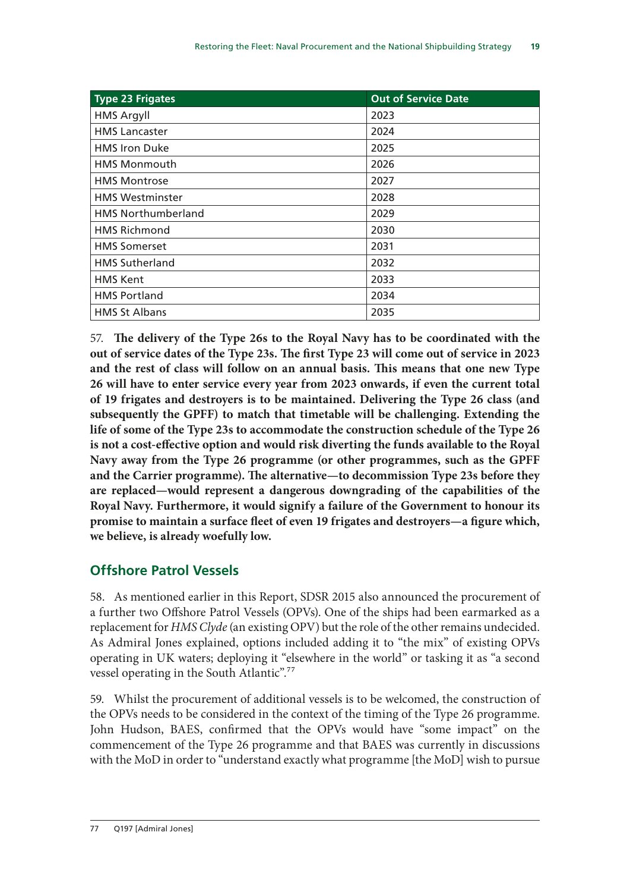| Type 23 Frigates | Out of Service Date |
| --- | --- |
| HMS Argyll | 2023 |
| HMS Lancaster | 2024 |
| HMS Iron Duke | 2025 |
| HMS Monmouth | 2026 |
| HMS Montrose | 2027 |
| HMS Westminster | 2028 |
| HMS Northumberland | 2029 |
| HMS Richmond | 2030 |
| HMS Somerset | 2031 |
| HMS Sutherland | 2032 |
| HMS Kent | 2033 |
| HMS Portland | 2034 |
| HMS St Albans | 2035 |

57. **The delivery of the Type 26s to the Royal Navy has to be coordinated with the out of service dates of the Type 23s. The first Type 23 will come out of service in 2023 and the rest of class will follow on an annual basis. This means that one new Type 26 will have to enter service every year from 2023 onwards, if even the current total of 19 frigates and destroyers is to be maintained. Delivering the Type 26 class (and subsequently the GPFF) to match that timetable will be challenging. Extending the life of some of the Type 23s to accommodate the construction schedule of the Type 26 is not a cost-effective option and would risk diverting the funds available to the Royal Navy away from the Type 26 programme (or other programmes, such as the GPFF and the Carrier programme). The alternative—to decommission Type 23s before they are replaced—would represent a dangerous downgrading of the capabilities of the Royal Navy. Furthermore, it would signify a failure of the Government to honour its promise to maintain a surface fleet of even 19 frigates and destroyers—a figure which, we believe, is already woefully low.**

## Offshore Patrol Vessels

58. As mentioned earlier in this Report, SDSR 2015 also announced the procurement of a further two Offshore Patrol Vessels (OPVs). One of the ships had been earmarked as a replacement for *HMS Clyde* (an existing OPV) but the role of the other remains undecided. As Admiral Jones explained, options included adding it to "the mix" of existing OPVs operating in UK waters; deploying it "elsewhere in the world" or tasking it as "a second vessel operating in the South Atlantic".[77]

59. Whilst the procurement of additional vessels is to be welcomed, the construction of the OPVs needs to be considered in the context of the timing of the Type 26 programme. John Hudson, BAES, confirmed that the OPVs would have "some impact" on the commencement of the Type 26 programme and that BAES was currently in discussions with the MoD in order to "understand exactly what programme [the MoD] wish to pursue

77 Q197 [Admiral Jones]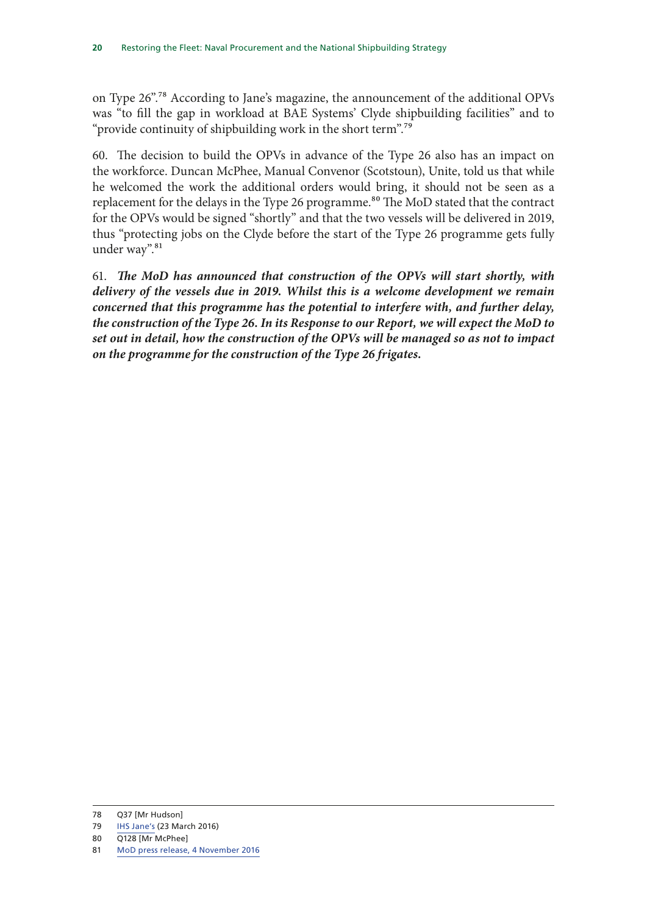on Type 26".[78] According to Jane's magazine, the announcement of the additional OPVs was "to fill the gap in workload at BAE Systems' Clyde shipbuilding facilities" and to "provide continuity of shipbuilding work in the short term".[79]

60. The decision to build the OPVs in advance of the Type 26 also has an impact on the workforce. Duncan McPhee, Manual Convenor (Scotstoun), Unite, told us that while he welcomed the work the additional orders would bring, it should not be seen as a replacement for the delays in the Type 26 programme.[80] The MoD stated that the contract for the OPVs would be signed "shortly" and that the two vessels will be delivered in 2019, thus "protecting jobs on the Clyde before the start of the Type 26 programme gets fully under way".[81]

61. ***The MoD has announced that construction of the OPVs will start shortly, with delivery of the vessels due in 2019. Whilst this is a welcome development we remain concerned that this programme has the potential to interfere with, and further delay, the construction of the Type 26. In its Response to our Report, we will expect the MoD to set out in detail, how the construction of the OPVs will be managed so as not to impact on the programme for the construction of the Type 26 frigates.***

78 Q37 [Mr Hudson]

79 IHS Jane's (23 March 2016)

80 Q128 [Mr McPhee]

81 MoD press release, 4 November 2016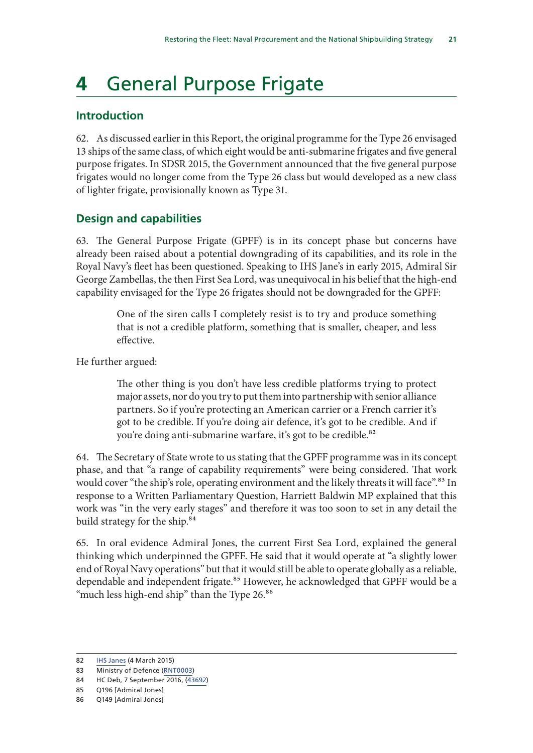# 4 General Purpose Frigate

## Introduction

62. As discussed earlier in this Report, the original programme for the Type 26 envisaged 13 ships of the same class, of which eight would be anti-submarine frigates and five general purpose frigates. In SDSR 2015, the Government announced that the five general purpose frigates would no longer come from the Type 26 class but would developed as a new class of lighter frigate, provisionally known as Type 31.

## Design and capabilities

63. The General Purpose Frigate (GPFF) is in its concept phase but concerns have already been raised about a potential downgrading of its capabilities, and its role in the Royal Navy's fleet has been questioned. Speaking to IHS Jane's in early 2015, Admiral Sir George Zambellas, the then First Sea Lord, was unequivocal in his belief that the high-end capability envisaged for the Type 26 frigates should not be downgraded for the GPFF:

> One of the siren calls I completely resist is to try and produce something that is not a credible platform, something that is smaller, cheaper, and less effective.

He further argued:

> The other thing is you don't have less credible platforms trying to protect major assets, nor do you try to put them into partnership with senior alliance partners. So if you're protecting an American carrier or a French carrier it's got to be credible. If you're doing air defence, it's got to be credible. And if you're doing anti-submarine warfare, it's got to be credible.[82]

64. The Secretary of State wrote to us stating that the GPFF programme was in its concept phase, and that "a range of capability requirements" were being considered. That work would cover "the ship's role, operating environment and the likely threats it will face".[83] In response to a Written Parliamentary Question, Harriett Baldwin MP explained that this work was "in the very early stages" and therefore it was too soon to set in any detail the build strategy for the ship.[84]

65. In oral evidence Admiral Jones, the current First Sea Lord, explained the general thinking which underpinned the GPFF. He said that it would operate at "a slightly lower end of Royal Navy operations" but that it would still be able to operate globally as a reliable, dependable and independent frigate.[85] However, he acknowledged that GPFF would be a "much less high-end ship" than the Type 26.[86]

---

82 IHS Janes (4 March 2015)

83 Ministry of Defence (RNT0003)

84 HC Deb, 7 September 2016, (43692)

85 Q196 [Admiral Jones]

86 Q149 [Admiral Jones]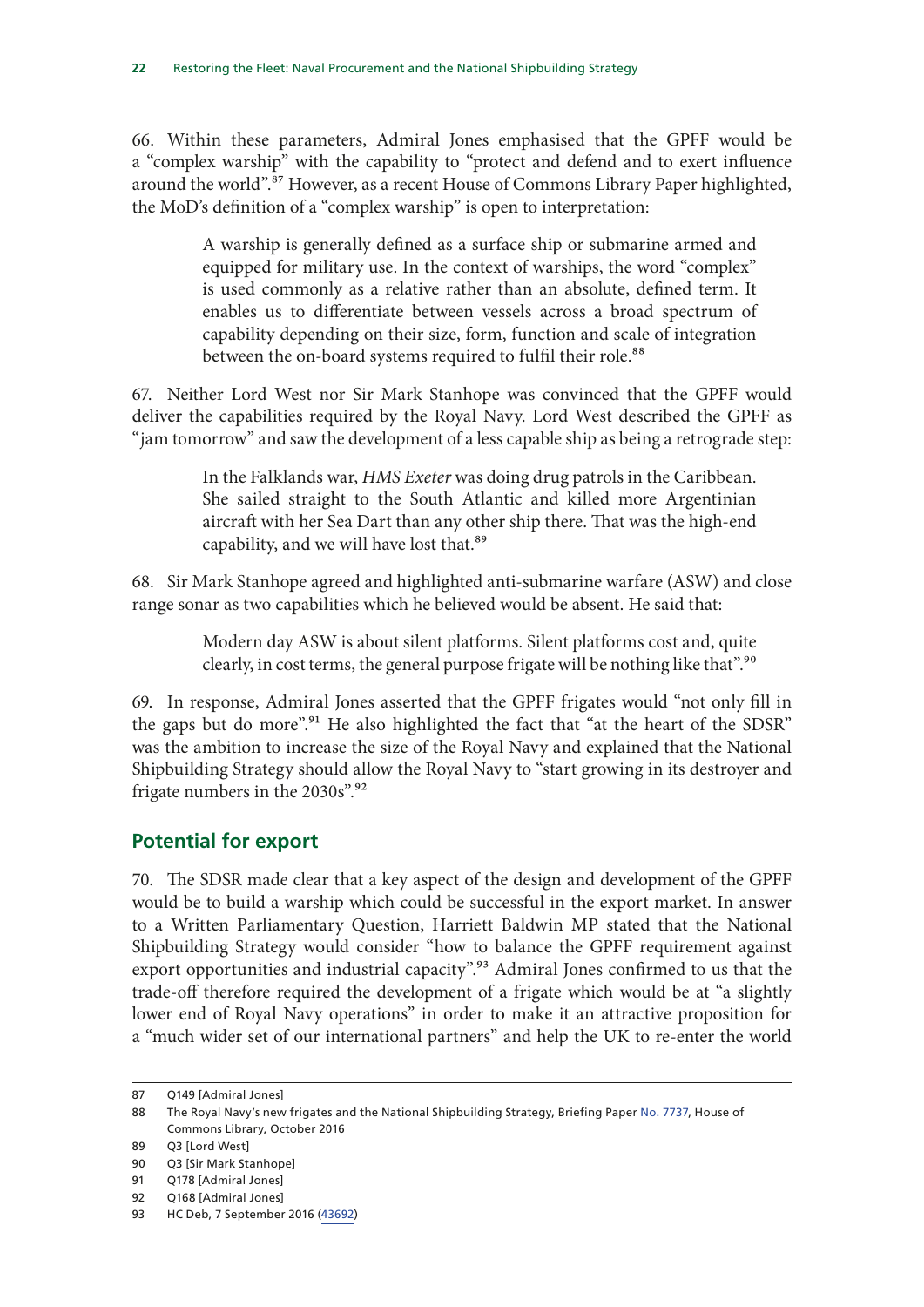66. Within these parameters, Admiral Jones emphasised that the GPFF would be a "complex warship" with the capability to "protect and defend and to exert influence around the world".[87] However, as a recent House of Commons Library Paper highlighted, the MoD's definition of a "complex warship" is open to interpretation:

> A warship is generally defined as a surface ship or submarine armed and equipped for military use. In the context of warships, the word "complex" is used commonly as a relative rather than an absolute, defined term. It enables us to differentiate between vessels across a broad spectrum of capability depending on their size, form, function and scale of integration between the on-board systems required to fulfil their role.[88]

67. Neither Lord West nor Sir Mark Stanhope was convinced that the GPFF would deliver the capabilities required by the Royal Navy. Lord West described the GPFF as "jam tomorrow" and saw the development of a less capable ship as being a retrograde step:

> In the Falklands war, *HMS Exeter* was doing drug patrols in the Caribbean. She sailed straight to the South Atlantic and killed more Argentinian aircraft with her Sea Dart than any other ship there. That was the high-end capability, and we will have lost that.[89]

68. Sir Mark Stanhope agreed and highlighted anti-submarine warfare (ASW) and close range sonar as two capabilities which he believed would be absent. He said that:

> Modern day ASW is about silent platforms. Silent platforms cost and, quite clearly, in cost terms, the general purpose frigate will be nothing like that".[90]

69. In response, Admiral Jones asserted that the GPFF frigates would "not only fill in the gaps but do more".[91] He also highlighted the fact that "at the heart of the SDSR" was the ambition to increase the size of the Royal Navy and explained that the National Shipbuilding Strategy should allow the Royal Navy to "start growing in its destroyer and frigate numbers in the 2030s".[92]

## Potential for export

70. The SDSR made clear that a key aspect of the design and development of the GPFF would be to build a warship which could be successful in the export market. In answer to a Written Parliamentary Question, Harriett Baldwin MP stated that the National Shipbuilding Strategy would consider "how to balance the GPFF requirement against export opportunities and industrial capacity".[93] Admiral Jones confirmed to us that the trade-off therefore required the development of a frigate which would be at "a slightly lower end of Royal Navy operations" in order to make it an attractive proposition for a "much wider set of our international partners" and help the UK to re-enter the world

---

87 Q149 [Admiral Jones]

88 The Royal Navy's new frigates and the National Shipbuilding Strategy, Briefing Paper No. 7737, House of Commons Library, October 2016

89 Q3 [Lord West]

90 Q3 [Sir Mark Stanhope]

91 Q178 [Admiral Jones]

92 Q168 [Admiral Jones]

93 HC Deb, 7 September 2016 (43692)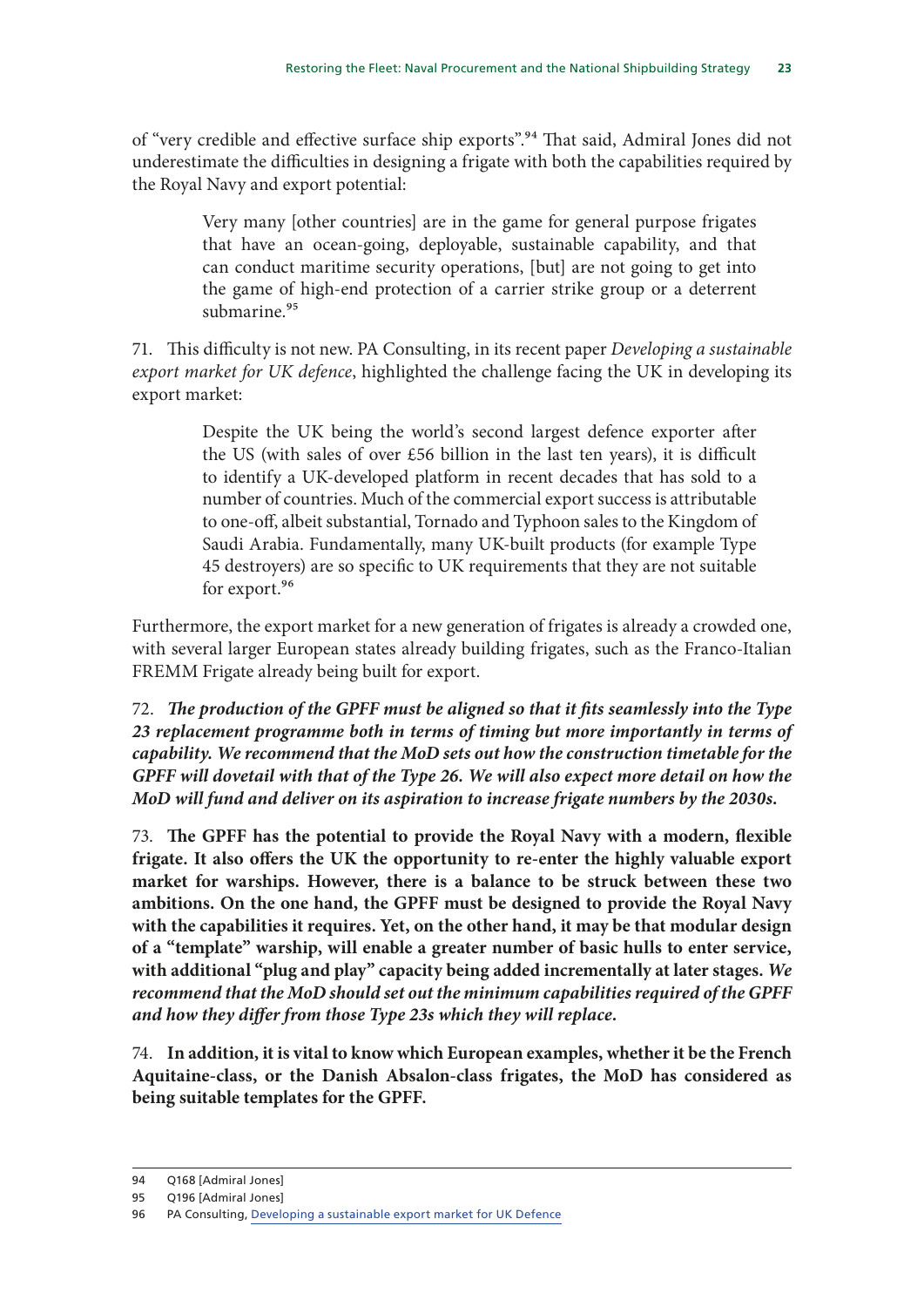of "very credible and effective surface ship exports".[94] That said, Admiral Jones did not underestimate the difficulties in designing a frigate with both the capabilities required by the Royal Navy and export potential:

> Very many [other countries] are in the game for general purpose frigates that have an ocean-going, deployable, sustainable capability, and that can conduct maritime security operations, [but] are not going to get into the game of high-end protection of a carrier strike group or a deterrent submarine.[95]

71. This difficulty is not new. PA Consulting, in its recent paper *Developing a sustainable export market for UK defence*, highlighted the challenge facing the UK in developing its export market:

> Despite the UK being the world's second largest defence exporter after the US (with sales of over £56 billion in the last ten years), it is difficult to identify a UK-developed platform in recent decades that has sold to a number of countries. Much of the commercial export success is attributable to one-off, albeit substantial, Tornado and Typhoon sales to the Kingdom of Saudi Arabia. Fundamentally, many UK-built products (for example Type 45 destroyers) are so specific to UK requirements that they are not suitable for export.[96]

Furthermore, the export market for a new generation of frigates is already a crowded one, with several larger European states already building frigates, such as the Franco-Italian FREMM Frigate already being built for export.

72. ***The production of the GPFF must be aligned so that it fits seamlessly into the Type 23 replacement programme both in terms of timing but more importantly in terms of capability. We recommend that the MoD sets out how the construction timetable for the GPFF will dovetail with that of the Type 26. We will also expect more detail on how the MoD will fund and deliver on its aspiration to increase frigate numbers by the 2030s.***

73. **The GPFF has the potential to provide the Royal Navy with a modern, flexible frigate. It also offers the UK the opportunity to re-enter the highly valuable export market for warships. However, there is a balance to be struck between these two ambitions. On the one hand, the GPFF must be designed to provide the Royal Navy with the capabilities it requires. Yet, on the other hand, it may be that modular design of a "template" warship, will enable a greater number of basic hulls to enter service, with additional "plug and play" capacity being added incrementally at later stages.** ***We recommend that the MoD should set out the minimum capabilities required of the GPFF and how they differ from those Type 23s which they will replace.***

74. **In addition, it is vital to know which European examples, whether it be the French Aquitaine-class, or the Danish Absalon-class frigates, the MoD has considered as being suitable templates for the GPFF.**

---

94 Q168 [Admiral Jones]

95 Q196 [Admiral Jones]

96 PA Consulting, Developing a sustainable export market for UK Defence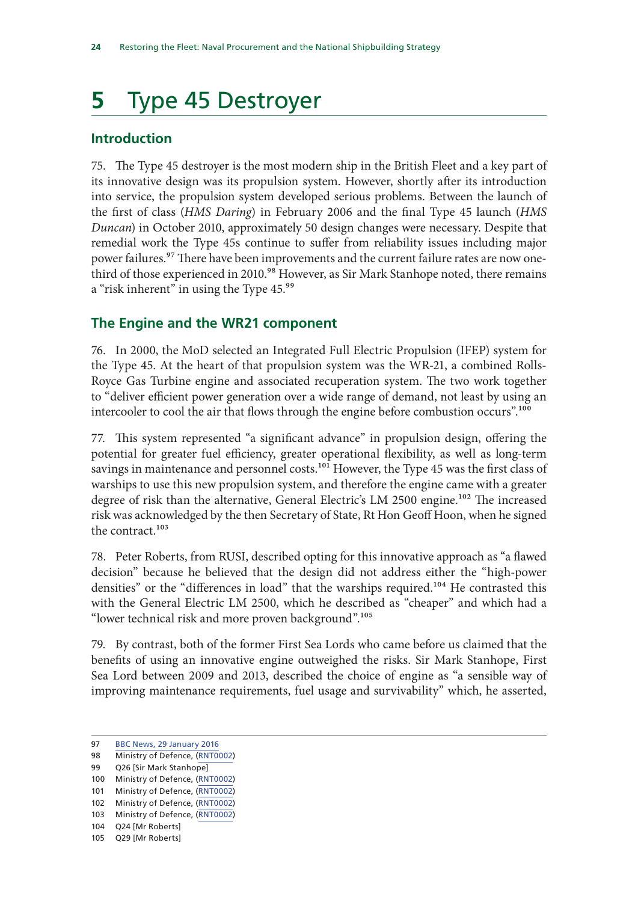# 5 Type 45 Destroyer

## Introduction

75. The Type 45 destroyer is the most modern ship in the British Fleet and a key part of its innovative design was its propulsion system. However, shortly after its introduction into service, the propulsion system developed serious problems. Between the launch of the first of class (*HMS Daring*) in February 2006 and the final Type 45 launch (*HMS Duncan*) in October 2010, approximately 50 design changes were necessary. Despite that remedial work the Type 45s continue to suffer from reliability issues including major power failures.[97] There have been improvements and the current failure rates are now one-third of those experienced in 2010.[98] However, as Sir Mark Stanhope noted, there remains a "risk inherent" in using the Type 45.[99]

## The Engine and the WR21 component

76. In 2000, the MoD selected an Integrated Full Electric Propulsion (IFEP) system for the Type 45. At the heart of that propulsion system was the WR-21, a combined Rolls-Royce Gas Turbine engine and associated recuperation system. The two work together to "deliver efficient power generation over a wide range of demand, not least by using an intercooler to cool the air that flows through the engine before combustion occurs".[100]

77. This system represented "a significant advance" in propulsion design, offering the potential for greater fuel efficiency, greater operational flexibility, as well as long-term savings in maintenance and personnel costs.[101] However, the Type 45 was the first class of warships to use this new propulsion system, and therefore the engine came with a greater degree of risk than the alternative, General Electric's LM 2500 engine.[102] The increased risk was acknowledged by the then Secretary of State, Rt Hon Geoff Hoon, when he signed the contract.[103]

78. Peter Roberts, from RUSI, described opting for this innovative approach as "a flawed decision" because he believed that the design did not address either the "high-power densities" or the "differences in load" that the warships required.[104] He contrasted this with the General Electric LM 2500, which he described as "cheaper" and which had a "lower technical risk and more proven background".[105]

79. By contrast, both of the former First Sea Lords who came before us claimed that the benefits of using an innovative engine outweighed the risks. Sir Mark Stanhope, First Sea Lord between 2009 and 2013, described the choice of engine as "a sensible way of improving maintenance requirements, fuel usage and survivability" which, he asserted,

97 BBC News, 29 January 2016
98 Ministry of Defence, (RNT0002)
99 Q26 [Sir Mark Stanhope]
100 Ministry of Defence, (RNT0002)
101 Ministry of Defence, (RNT0002)
102 Ministry of Defence, (RNT0002)
103 Ministry of Defence, (RNT0002)
104 Q24 [Mr Roberts]
105 Q29 [Mr Roberts]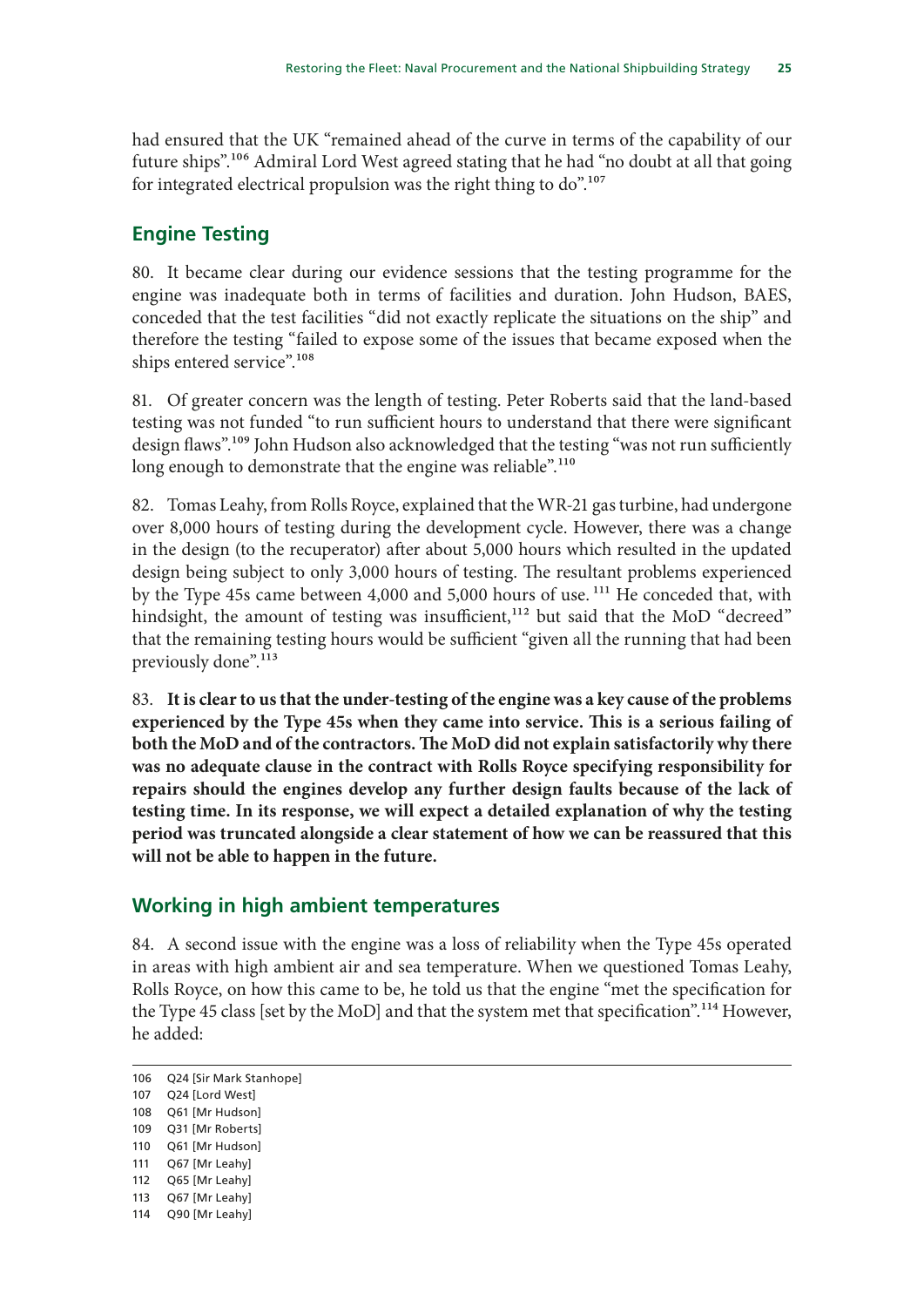had ensured that the UK "remained ahead of the curve in terms of the capability of our future ships".[106] Admiral Lord West agreed stating that he had "no doubt at all that going for integrated electrical propulsion was the right thing to do".[107]

## Engine Testing

80. It became clear during our evidence sessions that the testing programme for the engine was inadequate both in terms of facilities and duration. John Hudson, BAES, conceded that the test facilities "did not exactly replicate the situations on the ship" and therefore the testing "failed to expose some of the issues that became exposed when the ships entered service".[108]

81. Of greater concern was the length of testing. Peter Roberts said that the land-based testing was not funded "to run sufficient hours to understand that there were significant design flaws".[109] John Hudson also acknowledged that the testing "was not run sufficiently long enough to demonstrate that the engine was reliable".[110]

82. Tomas Leahy, from Rolls Royce, explained that the WR-21 gas turbine, had undergone over 8,000 hours of testing during the development cycle. However, there was a change in the design (to the recuperator) after about 5,000 hours which resulted in the updated design being subject to only 3,000 hours of testing. The resultant problems experienced by the Type 45s came between 4,000 and 5,000 hours of use.[111] He conceded that, with hindsight, the amount of testing was insufficient,[112] but said that the MoD "decreed" that the remaining testing hours would be sufficient "given all the running that had been previously done".[113]

83. **It is clear to us that the under-testing of the engine was a key cause of the problems experienced by the Type 45s when they came into service. This is a serious failing of both the MoD and of the contractors. The MoD did not explain satisfactorily why there was no adequate clause in the contract with Rolls Royce specifying responsibility for repairs should the engines develop any further design faults because of the lack of testing time. In its response, we will expect a detailed explanation of why the testing period was truncated alongside a clear statement of how we can be reassured that this will not be able to happen in the future.**

## Working in high ambient temperatures

84. A second issue with the engine was a loss of reliability when the Type 45s operated in areas with high ambient air and sea temperature. When we questioned Tomas Leahy, Rolls Royce, on how this came to be, he told us that the engine "met the specification for the Type 45 class [set by the MoD] and that the system met that specification".[114] However, he added:

---

106 Q24 [Sir Mark Stanhope]
107 Q24 [Lord West]
108 Q61 [Mr Hudson]
109 Q31 [Mr Roberts]
110 Q61 [Mr Hudson]
111 Q67 [Mr Leahy]
112 Q65 [Mr Leahy]
113 Q67 [Mr Leahy]
114 Q90 [Mr Leahy]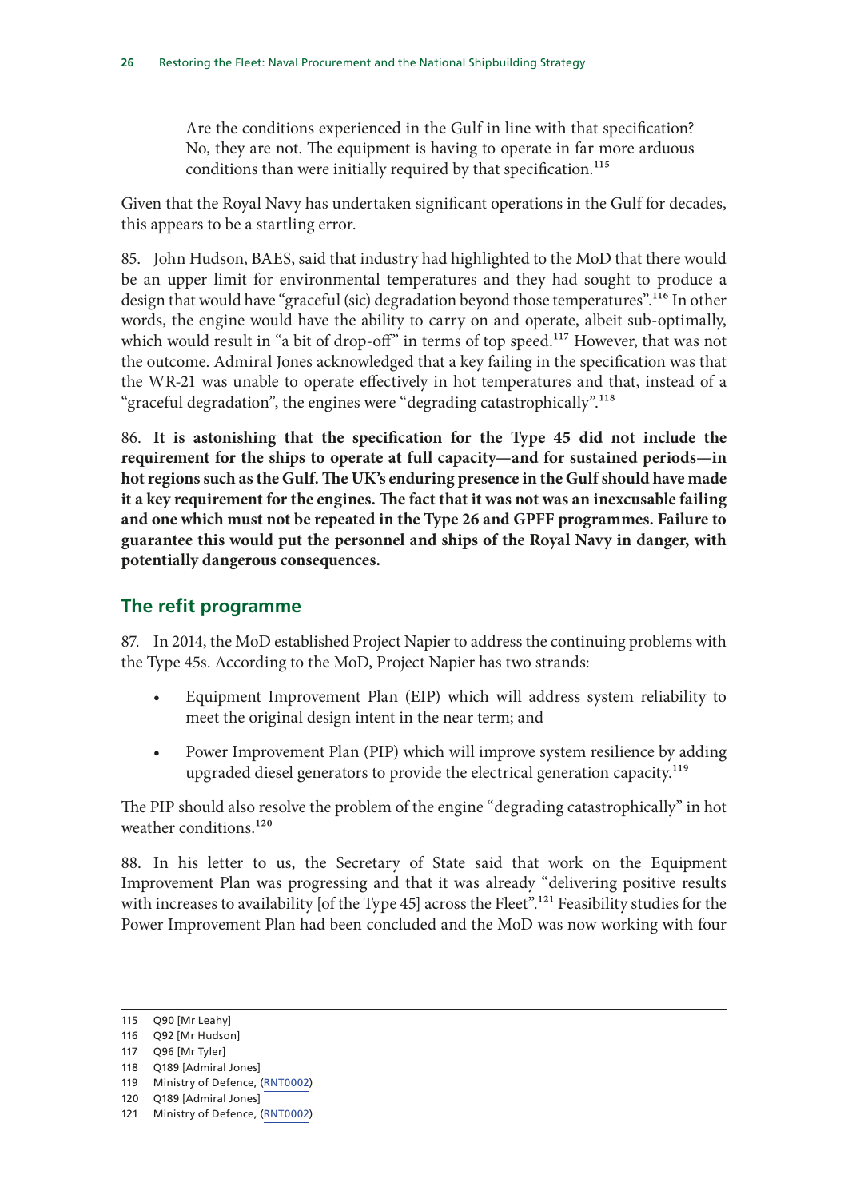> Are the conditions experienced in the Gulf in line with that specification? No, they are not. The equipment is having to operate in far more arduous conditions than were initially required by that specification.[115]

Given that the Royal Navy has undertaken significant operations in the Gulf for decades, this appears to be a startling error.

85. John Hudson, BAES, said that industry had highlighted to the MoD that there would be an upper limit for environmental temperatures and they had sought to produce a design that would have "graceful (sic) degradation beyond those temperatures".[116] In other words, the engine would have the ability to carry on and operate, albeit sub-optimally, which would result in "a bit of drop-off" in terms of top speed.[117] However, that was not the outcome. Admiral Jones acknowledged that a key failing in the specification was that the WR-21 was unable to operate effectively in hot temperatures and that, instead of a "graceful degradation", the engines were "degrading catastrophically".[118]

86. **It is astonishing that the specification for the Type 45 did not include the requirement for the ships to operate at full capacity—and for sustained periods—in hot regions such as the Gulf. The UK's enduring presence in the Gulf should have made it a key requirement for the engines. The fact that it was not was an inexcusable failing and one which must not be repeated in the Type 26 and GPFF programmes. Failure to guarantee this would put the personnel and ships of the Royal Navy in danger, with potentially dangerous consequences.**

## The refit programme

87. In 2014, the MoD established Project Napier to address the continuing problems with the Type 45s. According to the MoD, Project Napier has two strands:

- Equipment Improvement Plan (EIP) which will address system reliability to meet the original design intent in the near term; and
- Power Improvement Plan (PIP) which will improve system resilience by adding upgraded diesel generators to provide the electrical generation capacity.[119]

The PIP should also resolve the problem of the engine "degrading catastrophically" in hot weather conditions.[120]

88. In his letter to us, the Secretary of State said that work on the Equipment Improvement Plan was progressing and that it was already "delivering positive results with increases to availability [of the Type 45] across the Fleet".[121] Feasibility studies for the Power Improvement Plan had been concluded and the MoD was now working with four

---

115 Q90 [Mr Leahy]

116 Q92 [Mr Hudson]

117 Q96 [Mr Tyler]

118 Q189 [Admiral Jones]

119 Ministry of Defence, (RNT0002)

120 Q189 [Admiral Jones]

121 Ministry of Defence, (RNT0002)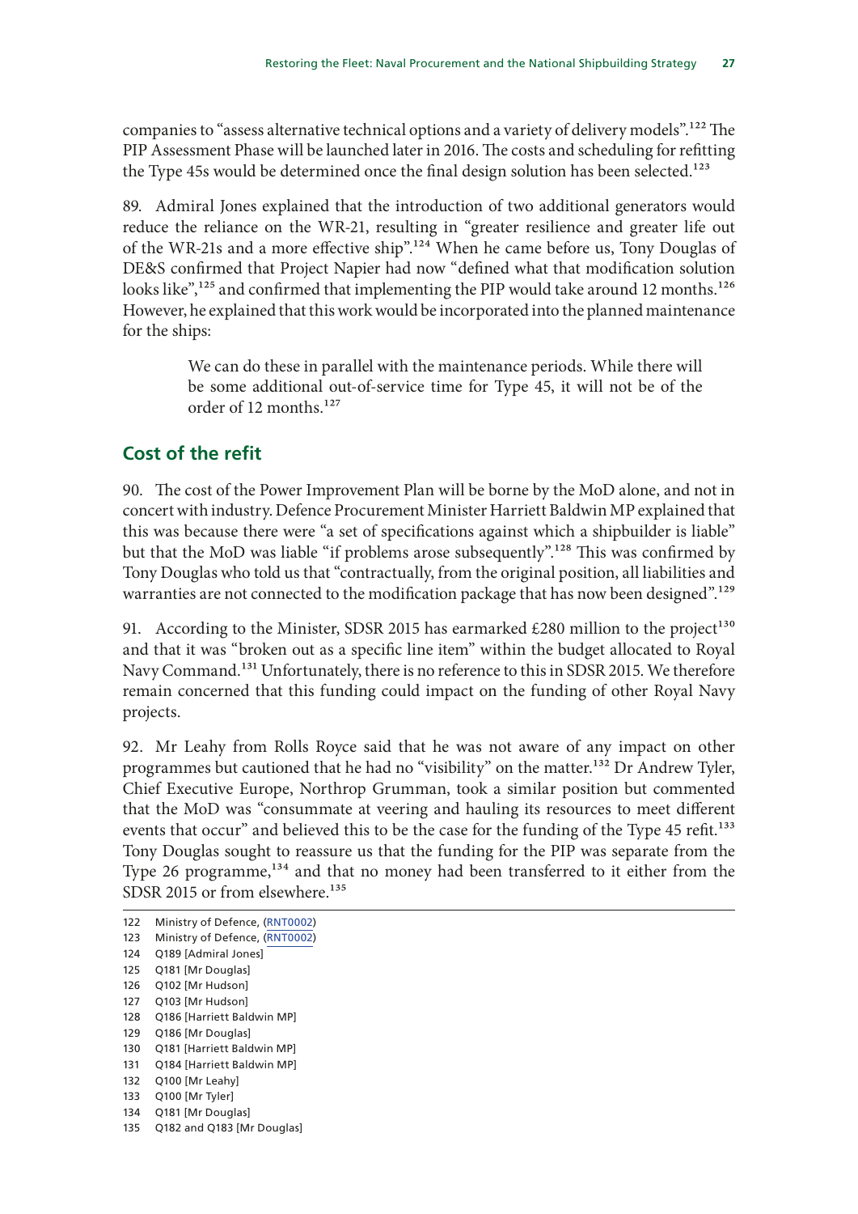companies to "assess alternative technical options and a variety of delivery models".[122] The PIP Assessment Phase will be launched later in 2016. The costs and scheduling for refitting the Type 45s would be determined once the final design solution has been selected.[123]

89. Admiral Jones explained that the introduction of two additional generators would reduce the reliance on the WR-21, resulting in "greater resilience and greater life out of the WR-21s and a more effective ship".[124] When he came before us, Tony Douglas of DE&S confirmed that Project Napier had now "defined what that modification solution looks like",[125] and confirmed that implementing the PIP would take around 12 months.[126] However, he explained that this work would be incorporated into the planned maintenance for the ships:

> We can do these in parallel with the maintenance periods. While there will be some additional out-of-service time for Type 45, it will not be of the order of 12 months.[127]

## Cost of the refit

90. The cost of the Power Improvement Plan will be borne by the MoD alone, and not in concert with industry. Defence Procurement Minister Harriett Baldwin MP explained that this was because there were "a set of specifications against which a shipbuilder is liable" but that the MoD was liable "if problems arose subsequently".[128] This was confirmed by Tony Douglas who told us that "contractually, from the original position, all liabilities and warranties are not connected to the modification package that has now been designed".[129]

91. According to the Minister, SDSR 2015 has earmarked £280 million to the project[130] and that it was "broken out as a specific line item" within the budget allocated to Royal Navy Command.[131] Unfortunately, there is no reference to this in SDSR 2015. We therefore remain concerned that this funding could impact on the funding of other Royal Navy projects.

92. Mr Leahy from Rolls Royce said that he was not aware of any impact on other programmes but cautioned that he had no "visibility" on the matter.[132] Dr Andrew Tyler, Chief Executive Europe, Northrop Grumman, took a similar position but commented that the MoD was "consummate at veering and hauling its resources to meet different events that occur" and believed this to be the case for the funding of the Type 45 refit.[133] Tony Douglas sought to reassure us that the funding for the PIP was separate from the Type 26 programme,[134] and that no money had been transferred to it either from the SDSR 2015 or from elsewhere.[135]

---

122 Ministry of Defence, (RNT0002)
123 Ministry of Defence, (RNT0002)
124 Q189 [Admiral Jones]
125 Q181 [Mr Douglas]
126 Q102 [Mr Hudson]
127 Q103 [Mr Hudson]
128 Q186 [Harriett Baldwin MP]
129 Q186 [Mr Douglas]
130 Q181 [Harriett Baldwin MP]
131 Q184 [Harriett Baldwin MP]
132 Q100 [Mr Leahy]
133 Q100 [Mr Tyler]
134 Q181 [Mr Douglas]
135 Q182 and Q183 [Mr Douglas]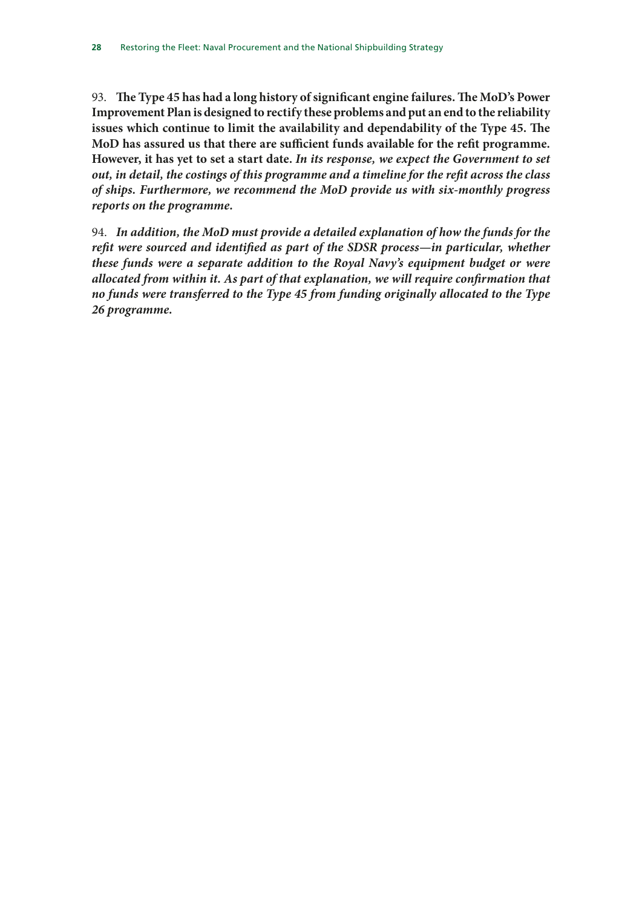93. **The Type 45 has had a long history of significant engine failures. The MoD's Power Improvement Plan is designed to rectify these problems and put an end to the reliability issues which continue to limit the availability and dependability of the Type 45. The MoD has assured us that there are sufficient funds available for the refit programme. However, it has yet to set a start date.** ***In its response, we expect the Government to set out, in detail, the costings of this programme and a timeline for the refit across the class of ships. Furthermore, we recommend the MoD provide us with six-monthly progress reports on the programme.***

94. ***In addition, the MoD must provide a detailed explanation of how the funds for the refit were sourced and identified as part of the SDSR process—in particular, whether these funds were a separate addition to the Royal Navy's equipment budget or were allocated from within it. As part of that explanation, we will require confirmation that no funds were transferred to the Type 45 from funding originally allocated to the Type 26 programme.***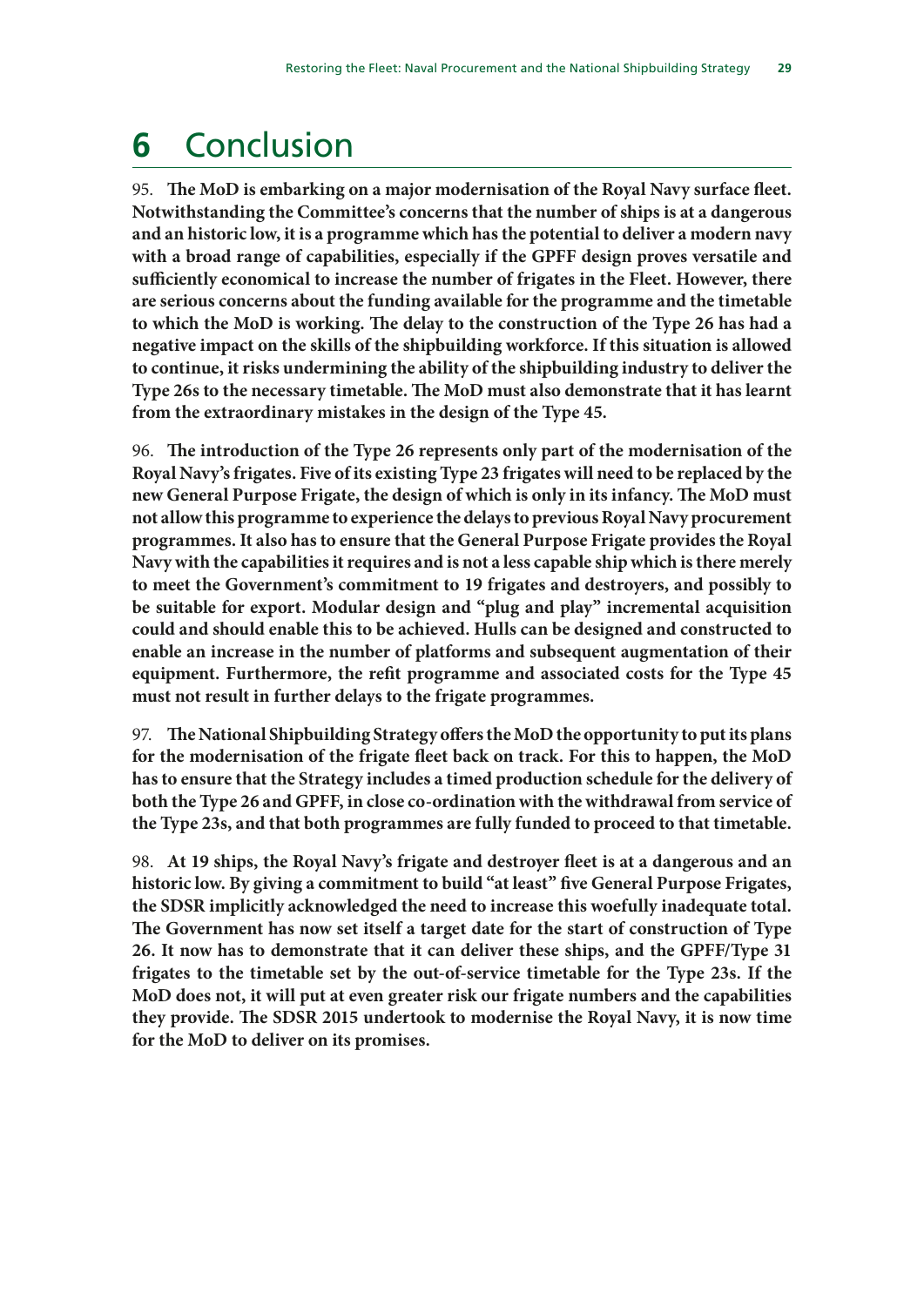# 6 Conclusion

95. **The MoD is embarking on a major modernisation of the Royal Navy surface fleet. Notwithstanding the Committee's concerns that the number of ships is at a dangerous and an historic low, it is a programme which has the potential to deliver a modern navy with a broad range of capabilities, especially if the GPFF design proves versatile and sufficiently economical to increase the number of frigates in the Fleet. However, there are serious concerns about the funding available for the programme and the timetable to which the MoD is working. The delay to the construction of the Type 26 has had a negative impact on the skills of the shipbuilding workforce. If this situation is allowed to continue, it risks undermining the ability of the shipbuilding industry to deliver the Type 26s to the necessary timetable. The MoD must also demonstrate that it has learnt from the extraordinary mistakes in the design of the Type 45.**

96. **The introduction of the Type 26 represents only part of the modernisation of the Royal Navy's frigates. Five of its existing Type 23 frigates will need to be replaced by the new General Purpose Frigate, the design of which is only in its infancy. The MoD must not allow this programme to experience the delays to previous Royal Navy procurement programmes. It also has to ensure that the General Purpose Frigate provides the Royal Navy with the capabilities it requires and is not a less capable ship which is there merely to meet the Government's commitment to 19 frigates and destroyers, and possibly to be suitable for export. Modular design and "plug and play" incremental acquisition could and should enable this to be achieved. Hulls can be designed and constructed to enable an increase in the number of platforms and subsequent augmentation of their equipment. Furthermore, the refit programme and associated costs for the Type 45 must not result in further delays to the frigate programmes.**

97. **The National Shipbuilding Strategy offers the MoD the opportunity to put its plans for the modernisation of the frigate fleet back on track. For this to happen, the MoD has to ensure that the Strategy includes a timed production schedule for the delivery of both the Type 26 and GPFF, in close co-ordination with the withdrawal from service of the Type 23s, and that both programmes are fully funded to proceed to that timetable.**

98. **At 19 ships, the Royal Navy's frigate and destroyer fleet is at a dangerous and an historic low. By giving a commitment to build "at least" five General Purpose Frigates, the SDSR implicitly acknowledged the need to increase this woefully inadequate total. The Government has now set itself a target date for the start of construction of Type 26. It now has to demonstrate that it can deliver these ships, and the GPFF/Type 31 frigates to the timetable set by the out-of-service timetable for the Type 23s. If the MoD does not, it will put at even greater risk our frigate numbers and the capabilities they provide. The SDSR 2015 undertook to modernise the Royal Navy, it is now time for the MoD to deliver on its promises.**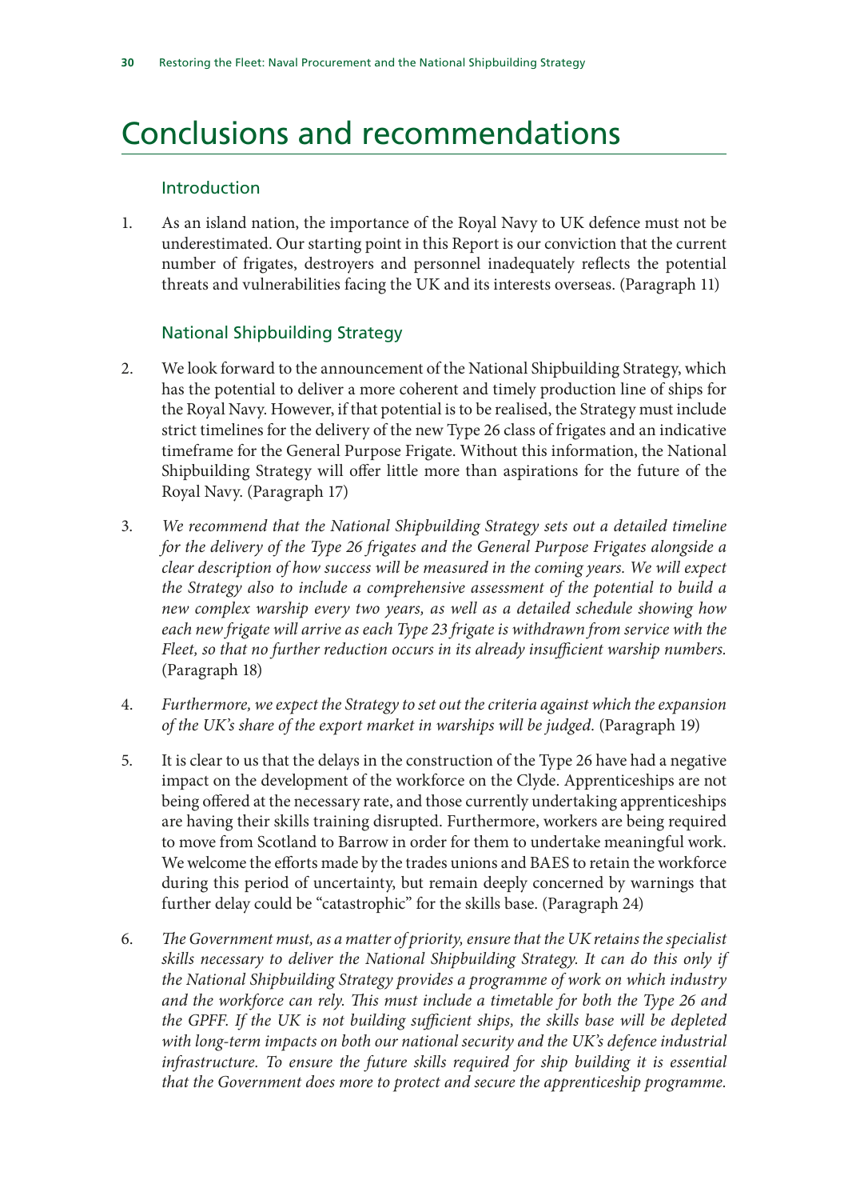# Conclusions and recommendations

### Introduction

1. As an island nation, the importance of the Royal Navy to UK defence must not be underestimated. Our starting point in this Report is our conviction that the current number of frigates, destroyers and personnel inadequately reflects the potential threats and vulnerabilities facing the UK and its interests overseas. (Paragraph 11)

### National Shipbuilding Strategy

2. We look forward to the announcement of the National Shipbuilding Strategy, which has the potential to deliver a more coherent and timely production line of ships for the Royal Navy. However, if that potential is to be realised, the Strategy must include strict timelines for the delivery of the new Type 26 class of frigates and an indicative timeframe for the General Purpose Frigate. Without this information, the National Shipbuilding Strategy will offer little more than aspirations for the future of the Royal Navy. (Paragraph 17)

3. *We recommend that the National Shipbuilding Strategy sets out a detailed timeline for the delivery of the Type 26 frigates and the General Purpose Frigates alongside a clear description of how success will be measured in the coming years. We will expect the Strategy also to include a comprehensive assessment of the potential to build a new complex warship every two years, as well as a detailed schedule showing how each new frigate will arrive as each Type 23 frigate is withdrawn from service with the Fleet, so that no further reduction occurs in its already insufficient warship numbers.* (Paragraph 18)

4. *Furthermore, we expect the Strategy to set out the criteria against which the expansion of the UK's share of the export market in warships will be judged.* (Paragraph 19)

5. It is clear to us that the delays in the construction of the Type 26 have had a negative impact on the development of the workforce on the Clyde. Apprenticeships are not being offered at the necessary rate, and those currently undertaking apprenticeships are having their skills training disrupted. Furthermore, workers are being required to move from Scotland to Barrow in order for them to undertake meaningful work. We welcome the efforts made by the trades unions and BAES to retain the workforce during this period of uncertainty, but remain deeply concerned by warnings that further delay could be "catastrophic" for the skills base. (Paragraph 24)

6. *The Government must, as a matter of priority, ensure that the UK retains the specialist skills necessary to deliver the National Shipbuilding Strategy. It can do this only if the National Shipbuilding Strategy provides a programme of work on which industry and the workforce can rely. This must include a timetable for both the Type 26 and the GPFF. If the UK is not building sufficient ships, the skills base will be depleted with long-term impacts on both our national security and the UK's defence industrial infrastructure. To ensure the future skills required for ship building it is essential that the Government does more to protect and secure the apprenticeship programme.*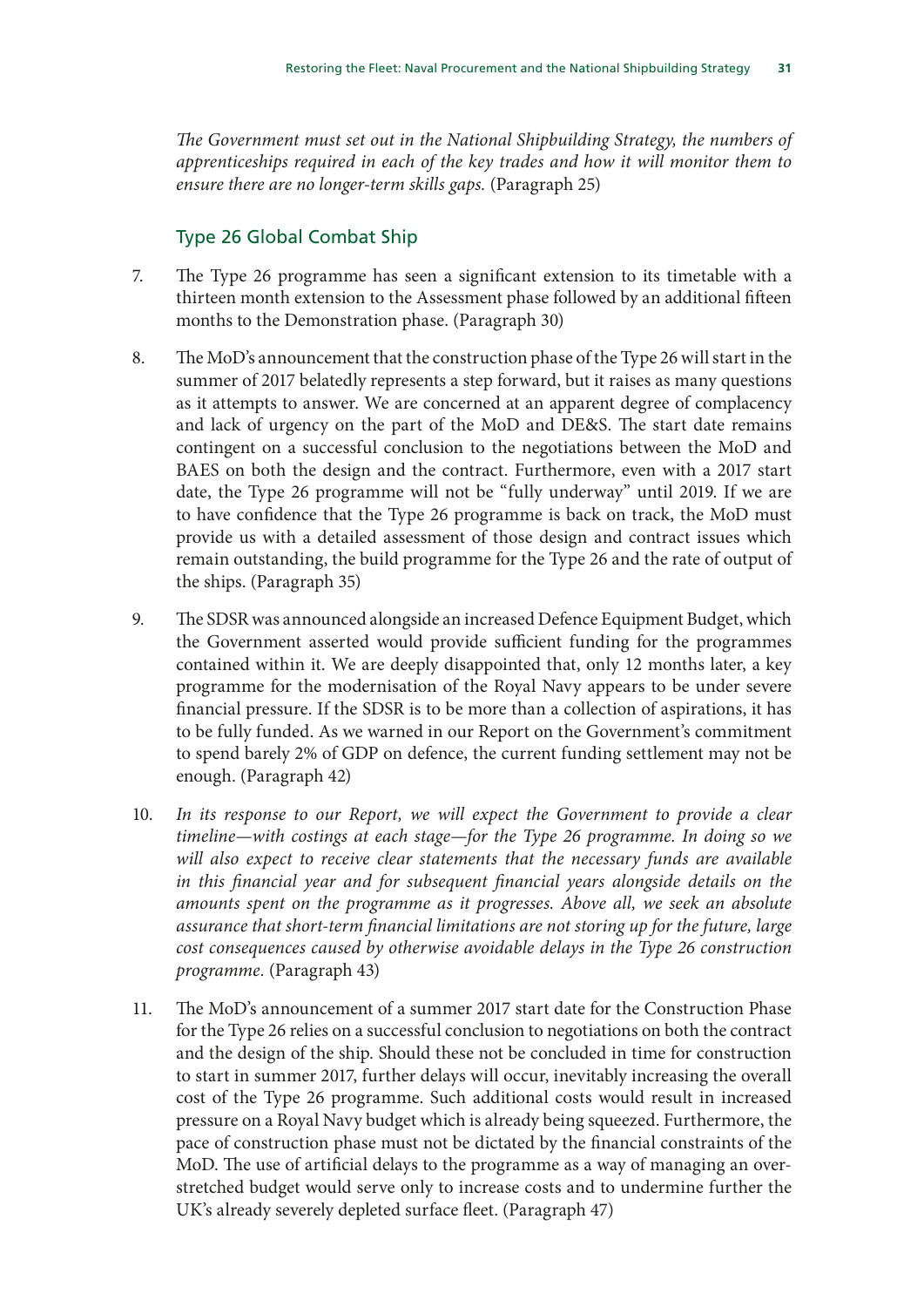*The Government must set out in the National Shipbuilding Strategy, the numbers of apprenticeships required in each of the key trades and how it will monitor them to ensure there are no longer-term skills gaps.* (Paragraph 25)

## Type 26 Global Combat Ship

7. The Type 26 programme has seen a significant extension to its timetable with a thirteen month extension to the Assessment phase followed by an additional fifteen months to the Demonstration phase. (Paragraph 30)

8. The MoD's announcement that the construction phase of the Type 26 will start in the summer of 2017 belatedly represents a step forward, but it raises as many questions as it attempts to answer. We are concerned at an apparent degree of complacency and lack of urgency on the part of the MoD and DE&S. The start date remains contingent on a successful conclusion to the negotiations between the MoD and BAES on both the design and the contract. Furthermore, even with a 2017 start date, the Type 26 programme will not be "fully underway" until 2019. If we are to have confidence that the Type 26 programme is back on track, the MoD must provide us with a detailed assessment of those design and contract issues which remain outstanding, the build programme for the Type 26 and the rate of output of the ships. (Paragraph 35)

9. The SDSR was announced alongside an increased Defence Equipment Budget, which the Government asserted would provide sufficient funding for the programmes contained within it. We are deeply disappointed that, only 12 months later, a key programme for the modernisation of the Royal Navy appears to be under severe financial pressure. If the SDSR is to be more than a collection of aspirations, it has to be fully funded. As we warned in our Report on the Government's commitment to spend barely 2% of GDP on defence, the current funding settlement may not be enough. (Paragraph 42)

10. *In its response to our Report, we will expect the Government to provide a clear timeline—with costings at each stage—for the Type 26 programme. In doing so we will also expect to receive clear statements that the necessary funds are available in this financial year and for subsequent financial years alongside details on the amounts spent on the programme as it progresses. Above all, we seek an absolute assurance that short-term financial limitations are not storing up for the future, large cost consequences caused by otherwise avoidable delays in the Type 26 construction programme.* (Paragraph 43)

11. The MoD's announcement of a summer 2017 start date for the Construction Phase for the Type 26 relies on a successful conclusion to negotiations on both the contract and the design of the ship. Should these not be concluded in time for construction to start in summer 2017, further delays will occur, inevitably increasing the overall cost of the Type 26 programme. Such additional costs would result in increased pressure on a Royal Navy budget which is already being squeezed. Furthermore, the pace of construction phase must not be dictated by the financial constraints of the MoD. The use of artificial delays to the programme as a way of managing an over-stretched budget would serve only to increase costs and to undermine further the UK's already severely depleted surface fleet. (Paragraph 47)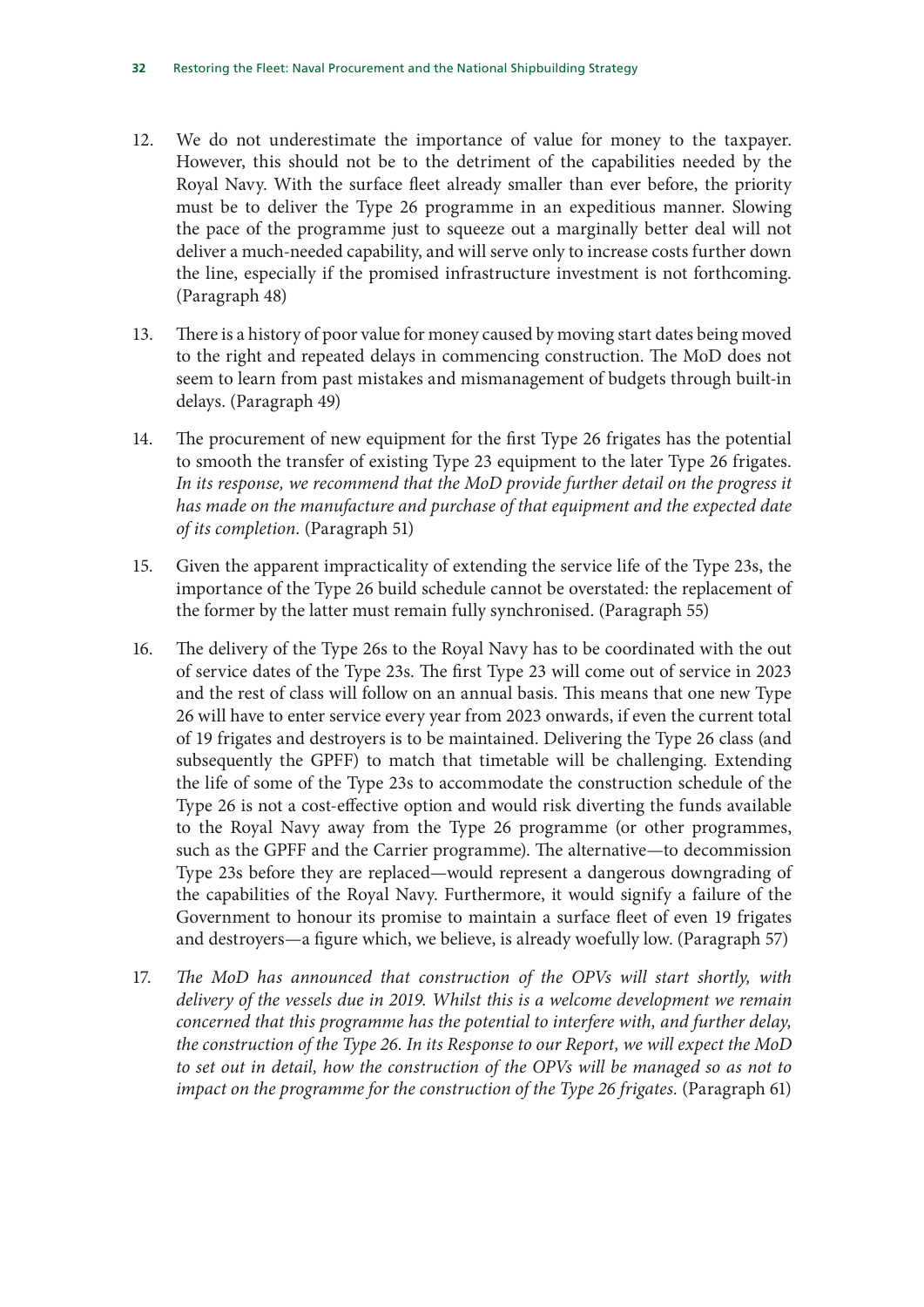12. We do not underestimate the importance of value for money to the taxpayer. However, this should not be to the detriment of the capabilities needed by the Royal Navy. With the surface fleet already smaller than ever before, the priority must be to deliver the Type 26 programme in an expeditious manner. Slowing the pace of the programme just to squeeze out a marginally better deal will not deliver a much-needed capability, and will serve only to increase costs further down the line, especially if the promised infrastructure investment is not forthcoming. (Paragraph 48)

13. There is a history of poor value for money caused by moving start dates being moved to the right and repeated delays in commencing construction. The MoD does not seem to learn from past mistakes and mismanagement of budgets through built-in delays. (Paragraph 49)

14. The procurement of new equipment for the first Type 26 frigates has the potential to smooth the transfer of existing Type 23 equipment to the later Type 26 frigates. *In its response, we recommend that the MoD provide further detail on the progress it has made on the manufacture and purchase of that equipment and the expected date of its completion.* (Paragraph 51)

15. Given the apparent impracticality of extending the service life of the Type 23s, the importance of the Type 26 build schedule cannot be overstated: the replacement of the former by the latter must remain fully synchronised. (Paragraph 55)

16. The delivery of the Type 26s to the Royal Navy has to be coordinated with the out of service dates of the Type 23s. The first Type 23 will come out of service in 2023 and the rest of class will follow on an annual basis. This means that one new Type 26 will have to enter service every year from 2023 onwards, if even the current total of 19 frigates and destroyers is to be maintained. Delivering the Type 26 class (and subsequently the GPFF) to match that timetable will be challenging. Extending the life of some of the Type 23s to accommodate the construction schedule of the Type 26 is not a cost-effective option and would risk diverting the funds available to the Royal Navy away from the Type 26 programme (or other programmes, such as the GPFF and the Carrier programme). The alternative—to decommission Type 23s before they are replaced—would represent a dangerous downgrading of the capabilities of the Royal Navy. Furthermore, it would signify a failure of the Government to honour its promise to maintain a surface fleet of even 19 frigates and destroyers—a figure which, we believe, is already woefully low. (Paragraph 57)

17. *The MoD has announced that construction of the OPVs will start shortly, with delivery of the vessels due in 2019. Whilst this is a welcome development we remain concerned that this programme has the potential to interfere with, and further delay, the construction of the Type 26. In its Response to our Report, we will expect the MoD to set out in detail, how the construction of the OPVs will be managed so as not to impact on the programme for the construction of the Type 26 frigates.* (Paragraph 61)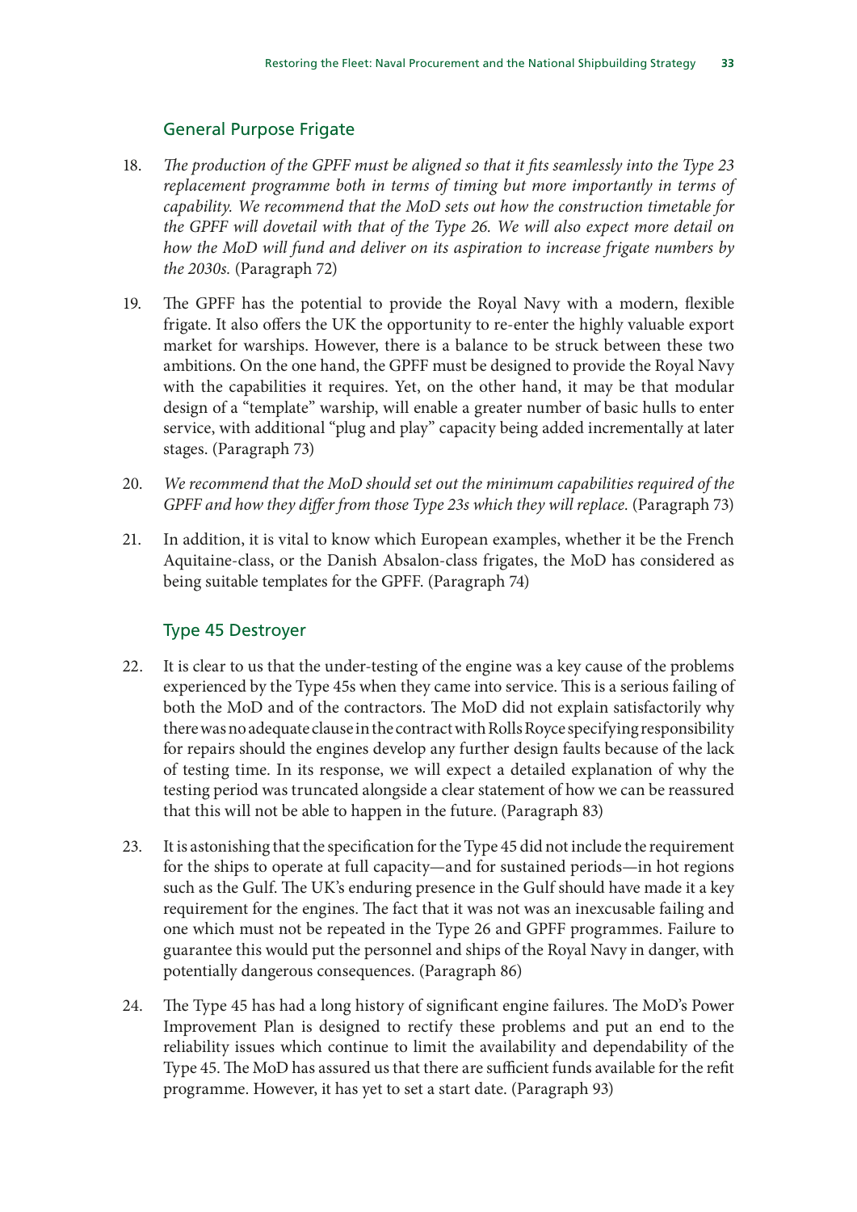### General Purpose Frigate

18. *The production of the GPFF must be aligned so that it fits seamlessly into the Type 23 replacement programme both in terms of timing but more importantly in terms of capability. We recommend that the MoD sets out how the construction timetable for the GPFF will dovetail with that of the Type 26. We will also expect more detail on how the MoD will fund and deliver on its aspiration to increase frigate numbers by the 2030s.* (Paragraph 72)

19. The GPFF has the potential to provide the Royal Navy with a modern, flexible frigate. It also offers the UK the opportunity to re-enter the highly valuable export market for warships. However, there is a balance to be struck between these two ambitions. On the one hand, the GPFF must be designed to provide the Royal Navy with the capabilities it requires. Yet, on the other hand, it may be that modular design of a "template" warship, will enable a greater number of basic hulls to enter service, with additional "plug and play" capacity being added incrementally at later stages. (Paragraph 73)

20. *We recommend that the MoD should set out the minimum capabilities required of the GPFF and how they differ from those Type 23s which they will replace.* (Paragraph 73)

21. In addition, it is vital to know which European examples, whether it be the French Aquitaine-class, or the Danish Absalon-class frigates, the MoD has considered as being suitable templates for the GPFF. (Paragraph 74)

### Type 45 Destroyer

22. It is clear to us that the under-testing of the engine was a key cause of the problems experienced by the Type 45s when they came into service. This is a serious failing of both the MoD and of the contractors. The MoD did not explain satisfactorily why there was no adequate clause in the contract with Rolls Royce specifying responsibility for repairs should the engines develop any further design faults because of the lack of testing time. In its response, we will expect a detailed explanation of why the testing period was truncated alongside a clear statement of how we can be reassured that this will not be able to happen in the future. (Paragraph 83)

23. It is astonishing that the specification for the Type 45 did not include the requirement for the ships to operate at full capacity—and for sustained periods—in hot regions such as the Gulf. The UK's enduring presence in the Gulf should have made it a key requirement for the engines. The fact that it was not was an inexcusable failing and one which must not be repeated in the Type 26 and GPFF programmes. Failure to guarantee this would put the personnel and ships of the Royal Navy in danger, with potentially dangerous consequences. (Paragraph 86)

24. The Type 45 has had a long history of significant engine failures. The MoD's Power Improvement Plan is designed to rectify these problems and put an end to the reliability issues which continue to limit the availability and dependability of the Type 45. The MoD has assured us that there are sufficient funds available for the refit programme. However, it has yet to set a start date. (Paragraph 93)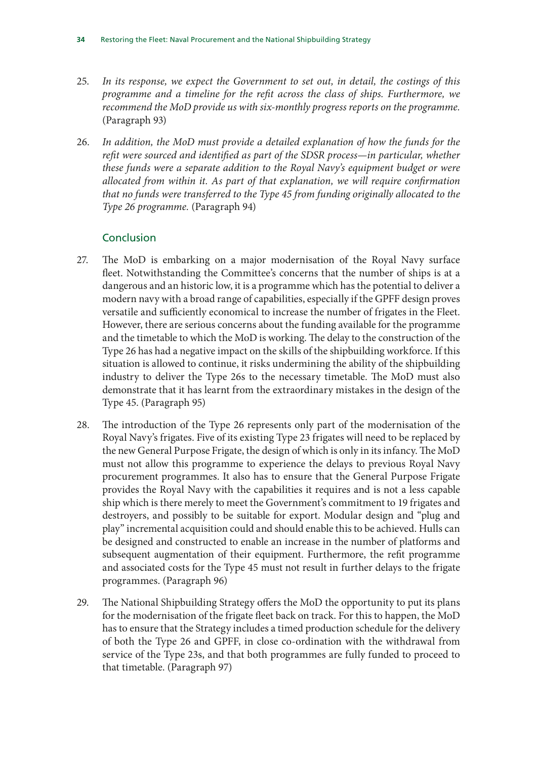25. *In its response, we expect the Government to set out, in detail, the costings of this programme and a timeline for the refit across the class of ships. Furthermore, we recommend the MoD provide us with six-monthly progress reports on the programme.* (Paragraph 93)

26. *In addition, the MoD must provide a detailed explanation of how the funds for the refit were sourced and identified as part of the SDSR process—in particular, whether these funds were a separate addition to the Royal Navy's equipment budget or were allocated from within it. As part of that explanation, we will require confirmation that no funds were transferred to the Type 45 from funding originally allocated to the Type 26 programme.* (Paragraph 94)

## Conclusion

27. The MoD is embarking on a major modernisation of the Royal Navy surface fleet. Notwithstanding the Committee's concerns that the number of ships is at a dangerous and an historic low, it is a programme which has the potential to deliver a modern navy with a broad range of capabilities, especially if the GPFF design proves versatile and sufficiently economical to increase the number of frigates in the Fleet. However, there are serious concerns about the funding available for the programme and the timetable to which the MoD is working. The delay to the construction of the Type 26 has had a negative impact on the skills of the shipbuilding workforce. If this situation is allowed to continue, it risks undermining the ability of the shipbuilding industry to deliver the Type 26s to the necessary timetable. The MoD must also demonstrate that it has learnt from the extraordinary mistakes in the design of the Type 45. (Paragraph 95)

28. The introduction of the Type 26 represents only part of the modernisation of the Royal Navy's frigates. Five of its existing Type 23 frigates will need to be replaced by the new General Purpose Frigate, the design of which is only in its infancy. The MoD must not allow this programme to experience the delays to previous Royal Navy procurement programmes. It also has to ensure that the General Purpose Frigate provides the Royal Navy with the capabilities it requires and is not a less capable ship which is there merely to meet the Government's commitment to 19 frigates and destroyers, and possibly to be suitable for export. Modular design and "plug and play" incremental acquisition could and should enable this to be achieved. Hulls can be designed and constructed to enable an increase in the number of platforms and subsequent augmentation of their equipment. Furthermore, the refit programme and associated costs for the Type 45 must not result in further delays to the frigate programmes. (Paragraph 96)

29. The National Shipbuilding Strategy offers the MoD the opportunity to put its plans for the modernisation of the frigate fleet back on track. For this to happen, the MoD has to ensure that the Strategy includes a timed production schedule for the delivery of both the Type 26 and GPFF, in close co-ordination with the withdrawal from service of the Type 23s, and that both programmes are fully funded to proceed to that timetable. (Paragraph 97)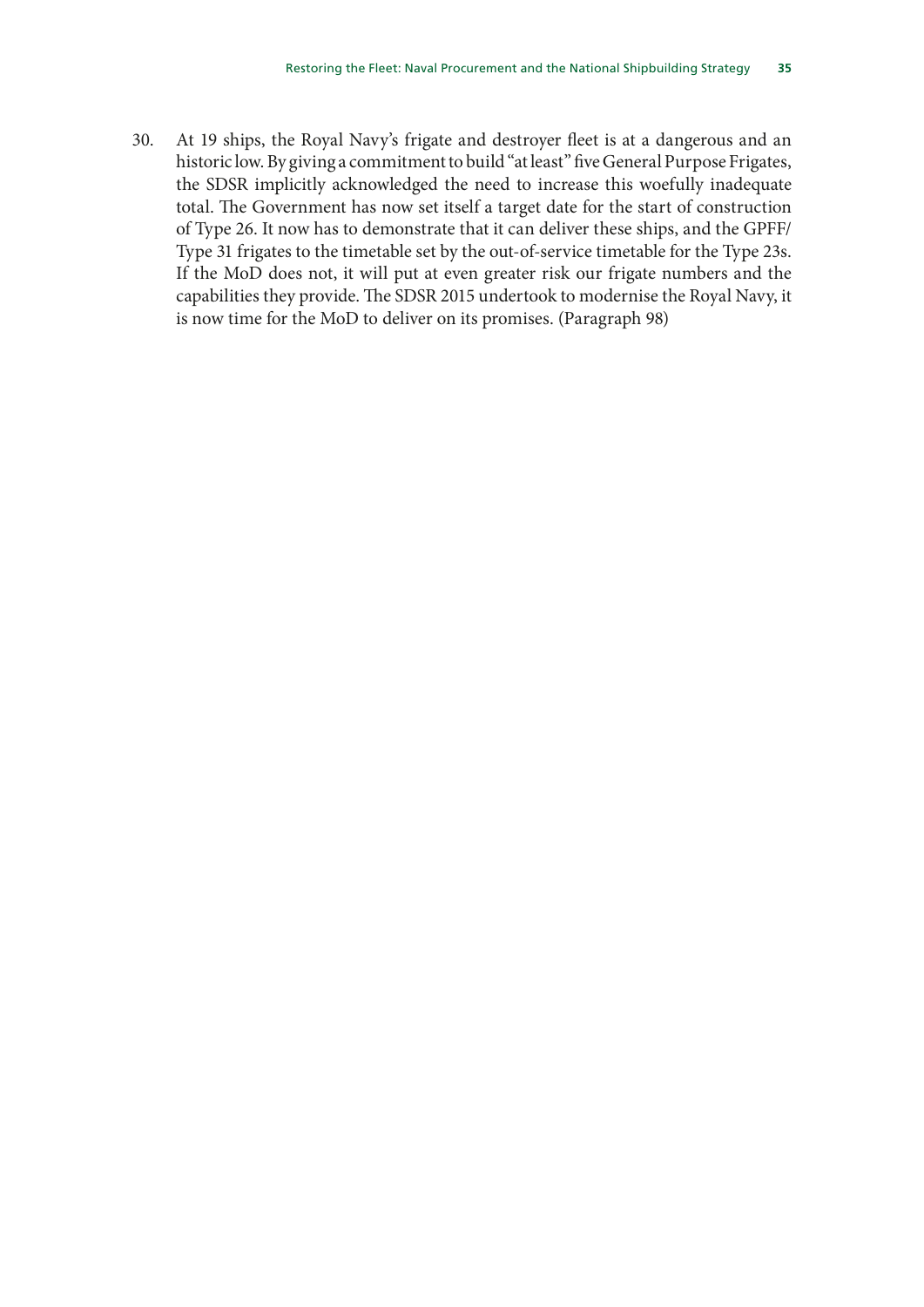30. At 19 ships, the Royal Navy's frigate and destroyer fleet is at a dangerous and an historic low. By giving a commitment to build "at least" five General Purpose Frigates, the SDSR implicitly acknowledged the need to increase this woefully inadequate total. The Government has now set itself a target date for the start of construction of Type 26. It now has to demonstrate that it can deliver these ships, and the GPFF/Type 31 frigates to the timetable set by the out-of-service timetable for the Type 23s. If the MoD does not, it will put at even greater risk our frigate numbers and the capabilities they provide. The SDSR 2015 undertook to modernise the Royal Navy, it is now time for the MoD to deliver on its promises. (Paragraph 98)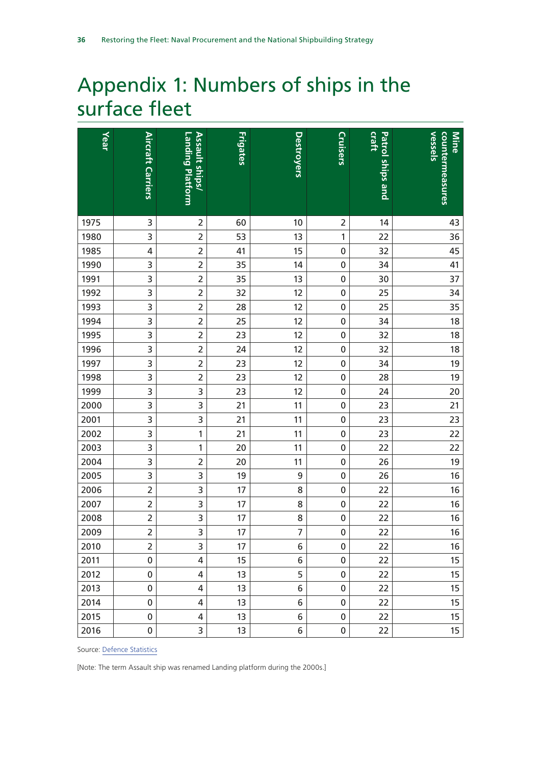# Appendix 1: Numbers of ships in the surface fleet

| Year | Aircraft Carriers | Assault ships/ Landing Platform | Frigates | Destroyers | Cruisers | Patrol ships and craft | Mine countermeasures vessels |
|---|---|---|---|---|---|---|---|
| 1975 | 3 | 2 | 60 | 10 | 2 | 14 | 43 |
| 1980 | 3 | 2 | 53 | 13 | 1 | 22 | 36 |
| 1985 | 4 | 2 | 41 | 15 | 0 | 32 | 45 |
| 1990 | 3 | 2 | 35 | 14 | 0 | 34 | 41 |
| 1991 | 3 | 2 | 35 | 13 | 0 | 30 | 37 |
| 1992 | 3 | 2 | 32 | 12 | 0 | 25 | 34 |
| 1993 | 3 | 2 | 28 | 12 | 0 | 25 | 35 |
| 1994 | 3 | 2 | 25 | 12 | 0 | 34 | 18 |
| 1995 | 3 | 2 | 23 | 12 | 0 | 32 | 18 |
| 1996 | 3 | 2 | 24 | 12 | 0 | 32 | 18 |
| 1997 | 3 | 2 | 23 | 12 | 0 | 34 | 19 |
| 1998 | 3 | 2 | 23 | 12 | 0 | 28 | 19 |
| 1999 | 3 | 3 | 23 | 12 | 0 | 24 | 20 |
| 2000 | 3 | 3 | 21 | 11 | 0 | 23 | 21 |
| 2001 | 3 | 3 | 21 | 11 | 0 | 23 | 23 |
| 2002 | 3 | 1 | 21 | 11 | 0 | 23 | 22 |
| 2003 | 3 | 1 | 20 | 11 | 0 | 22 | 22 |
| 2004 | 3 | 2 | 20 | 11 | 0 | 26 | 19 |
| 2005 | 3 | 3 | 19 | 9 | 0 | 26 | 16 |
| 2006 | 2 | 3 | 17 | 8 | 0 | 22 | 16 |
| 2007 | 2 | 3 | 17 | 8 | 0 | 22 | 16 |
| 2008 | 2 | 3 | 17 | 8 | 0 | 22 | 16 |
| 2009 | 2 | 3 | 17 | 7 | 0 | 22 | 16 |
| 2010 | 2 | 3 | 17 | 6 | 0 | 22 | 16 |
| 2011 | 0 | 4 | 15 | 6 | 0 | 22 | 15 |
| 2012 | 0 | 4 | 13 | 5 | 0 | 22 | 15 |
| 2013 | 0 | 4 | 13 | 6 | 0 | 22 | 15 |
| 2014 | 0 | 4 | 13 | 6 | 0 | 22 | 15 |
| 2015 | 0 | 4 | 13 | 6 | 0 | 22 | 15 |
| 2016 | 0 | 3 | 13 | 6 | 0 | 22 | 15 |

Source: Defence Statistics

[Note: The term Assault ship was renamed Landing platform during the 2000s.]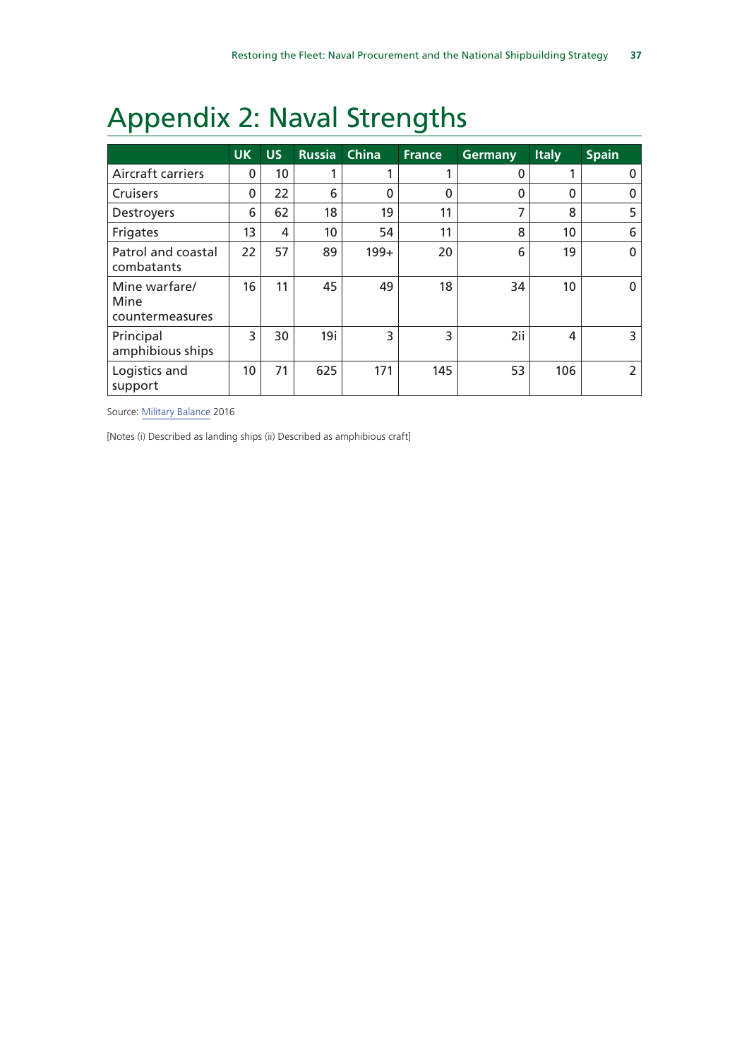# Appendix 2: Naval Strengths

| | UK | US | Russia | China | France | Germany | Italy | Spain |
|---|---|---|---|---|---|---|---|---|
| Aircraft carriers | 0 | 10 | 1 | 1 | 1 | 0 | 1 | 0 |
| Cruisers | 0 | 22 | 6 | 0 | 0 | 0 | 0 | 0 |
| Destroyers | 6 | 62 | 18 | 19 | 11 | 7 | 8 | 5 |
| Frigates | 13 | 4 | 10 | 54 | 11 | 8 | 10 | 6 |
| Patrol and coastal combatants | 22 | 57 | 89 | 199+ | 20 | 6 | 19 | 0 |
| Mine warfare/ Mine countermeasures | 16 | 11 | 45 | 49 | 18 | 34 | 10 | 0 |
| Principal amphibious ships | 3 | 30 | 19i | 3 | 3 | 2ii | 4 | 3 |
| Logistics and support | 10 | 71 | 625 | 171 | 145 | 53 | 106 | 2 |

Source: Military Balance 2016

[Notes (i) Described as landing ships (ii) Described as amphibious craft]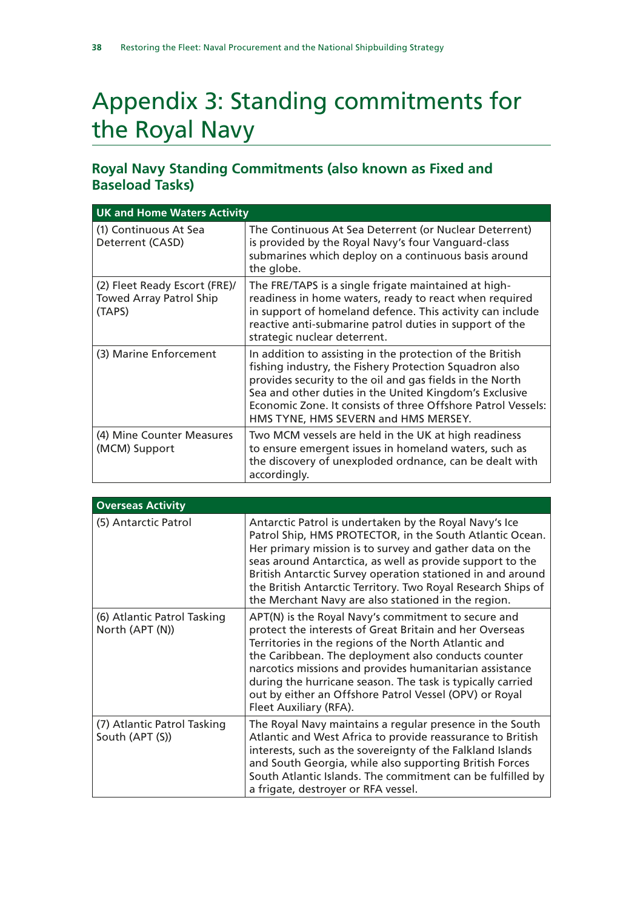# Appendix 3: Standing commitments for the Royal Navy

## Royal Navy Standing Commitments (also known as Fixed and Baseload Tasks)

| UK and Home Waters Activity | |
|---|---|
| (1) Continuous At Sea Deterrent (CASD) | The Continuous At Sea Deterrent (or Nuclear Deterrent) is provided by the Royal Navy's four Vanguard-class submarines which deploy on a continuous basis around the globe. |
| (2) Fleet Ready Escort (FRE)/ Towed Array Patrol Ship (TAPS) | The FRE/TAPS is a single frigate maintained at high-readiness in home waters, ready to react when required in support of homeland defence. This activity can include reactive anti-submarine patrol duties in support of the strategic nuclear deterrent. |
| (3) Marine Enforcement | In addition to assisting in the protection of the British fishing industry, the Fishery Protection Squadron also provides security to the oil and gas fields in the North Sea and other duties in the United Kingdom's Exclusive Economic Zone. It consists of three Offshore Patrol Vessels: HMS TYNE, HMS SEVERN and HMS MERSEY. |
| (4) Mine Counter Measures (MCM) Support | Two MCM vessels are held in the UK at high readiness to ensure emergent issues in homeland waters, such as the discovery of unexploded ordnance, can be dealt with accordingly. |

| Overseas Activity | |
|---|---|
| (5) Antarctic Patrol | Antarctic Patrol is undertaken by the Royal Navy's Ice Patrol Ship, HMS PROTECTOR, in the South Atlantic Ocean. Her primary mission is to survey and gather data on the seas around Antarctica, as well as provide support to the British Antarctic Survey operation stationed in and around the British Antarctic Territory. Two Royal Research Ships of the Merchant Navy are also stationed in the region. |
| (6) Atlantic Patrol Tasking North (APT (N)) | APT(N) is the Royal Navy's commitment to secure and protect the interests of Great Britain and her Overseas Territories in the regions of the North Atlantic and the Caribbean. The deployment also conducts counter narcotics missions and provides humanitarian assistance during the hurricane season. The task is typically carried out by either an Offshore Patrol Vessel (OPV) or Royal Fleet Auxiliary (RFA). |
| (7) Atlantic Patrol Tasking South (APT (S)) | The Royal Navy maintains a regular presence in the South Atlantic and West Africa to provide reassurance to British interests, such as the sovereignty of the Falkland Islands and South Georgia, while also supporting British Forces South Atlantic Islands. The commitment can be fulfilled by a frigate, destroyer or RFA vessel. |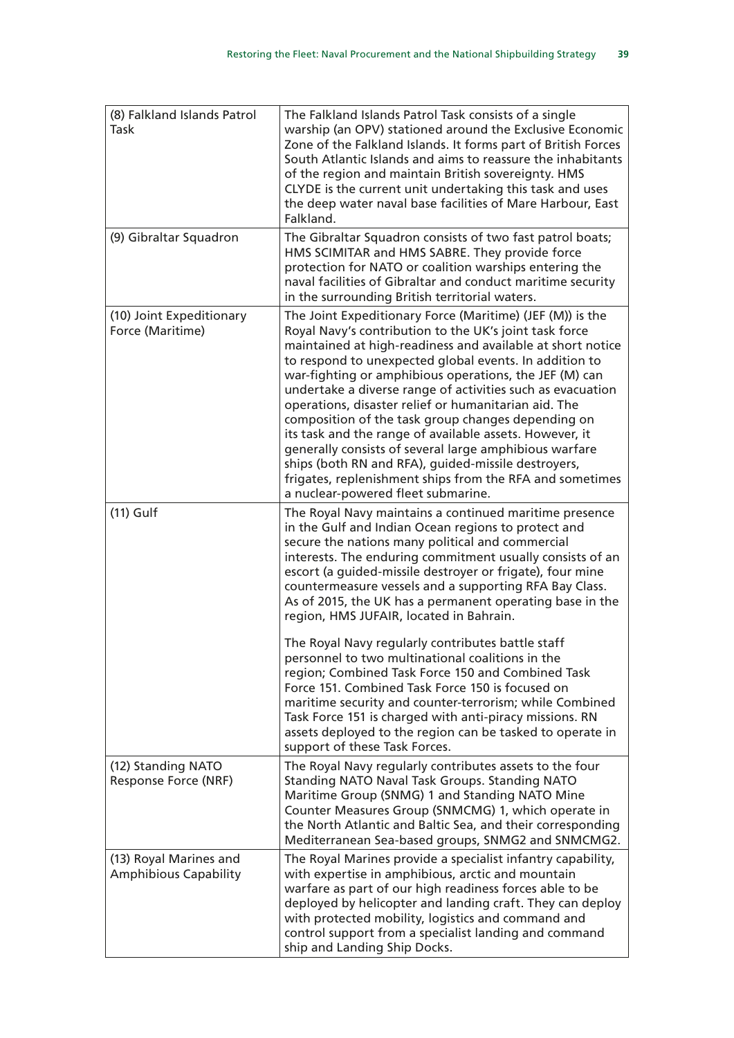| | |
|---|---|
| (8) Falkland Islands Patrol Task | The Falkland Islands Patrol Task consists of a single warship (an OPV) stationed around the Exclusive Economic Zone of the Falkland Islands. It forms part of British Forces South Atlantic Islands and aims to reassure the inhabitants of the region and maintain British sovereignty. HMS CLYDE is the current unit undertaking this task and uses the deep water naval base facilities of Mare Harbour, East Falkland. |
| (9) Gibraltar Squadron | The Gibraltar Squadron consists of two fast patrol boats; HMS SCIMITAR and HMS SABRE. They provide force protection for NATO or coalition warships entering the naval facilities of Gibraltar and conduct maritime security in the surrounding British territorial waters. |
| (10) Joint Expeditionary Force (Maritime) | The Joint Expeditionary Force (Maritime) (JEF (M)) is the Royal Navy's contribution to the UK's joint task force maintained at high-readiness and available at short notice to respond to unexpected global events. In addition to war-fighting or amphibious operations, the JEF (M) can undertake a diverse range of activities such as evacuation operations, disaster relief or humanitarian aid. The composition of the task group changes depending on its task and the range of available assets. However, it generally consists of several large amphibious warfare ships (both RN and RFA), guided-missile destroyers, frigates, replenishment ships from the RFA and sometimes a nuclear-powered fleet submarine. |
| (11) Gulf | The Royal Navy maintains a continued maritime presence in the Gulf and Indian Ocean regions to protect and secure the nations many political and commercial interests. The enduring commitment usually consists of an escort (a guided-missile destroyer or frigate), four mine countermeasure vessels and a supporting RFA Bay Class. As of 2015, the UK has a permanent operating base in the region, HMS JUFAIR, located in Bahrain.<br><br>The Royal Navy regularly contributes battle staff personnel to two multinational coalitions in the region; Combined Task Force 150 and Combined Task Force 151. Combined Task Force 150 is focused on maritime security and counter-terrorism; while Combined Task Force 151 is charged with anti-piracy missions. RN assets deployed to the region can be tasked to operate in support of these Task Forces. |
| (12) Standing NATO Response Force (NRF) | The Royal Navy regularly contributes assets to the four Standing NATO Naval Task Groups. Standing NATO Maritime Group (SNMG) 1 and Standing NATO Mine Counter Measures Group (SNMCMG) 1, which operate in the North Atlantic and Baltic Sea, and their corresponding Mediterranean Sea-based groups, SNMG2 and SNMCMG2. |
| (13) Royal Marines and Amphibious Capability | The Royal Marines provide a specialist infantry capability, with expertise in amphibious, arctic and mountain warfare as part of our high readiness forces able to be deployed by helicopter and landing craft. They can deploy with protected mobility, logistics and command and control support from a specialist landing and command ship and Landing Ship Docks. |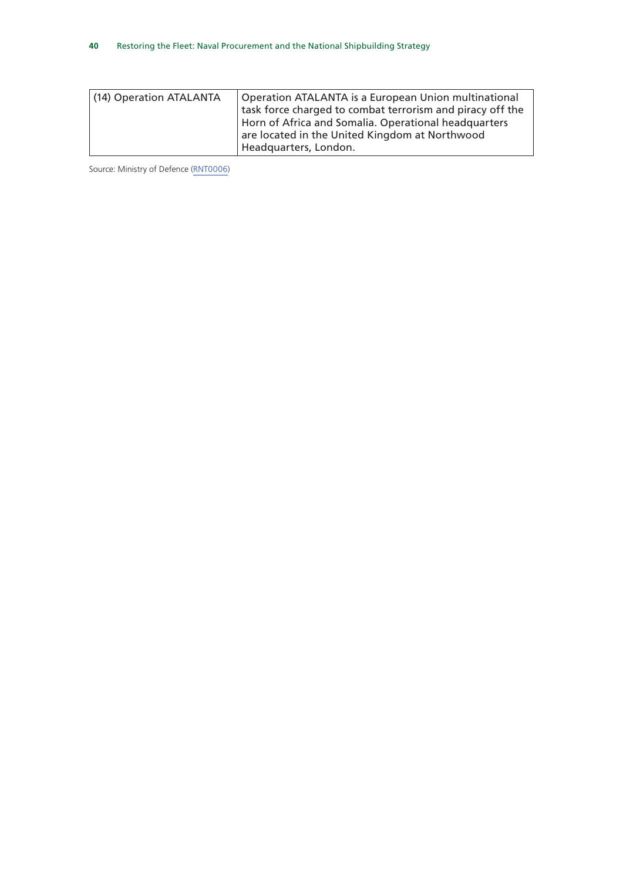| (14) Operation ATALANTA | Operation ATALANTA is a European Union multinational task force charged to combat terrorism and piracy off the Horn of Africa and Somalia. Operational headquarters are located in the United Kingdom at Northwood Headquarters, London. |
|---|---|

Source: Ministry of Defence (RNT0006)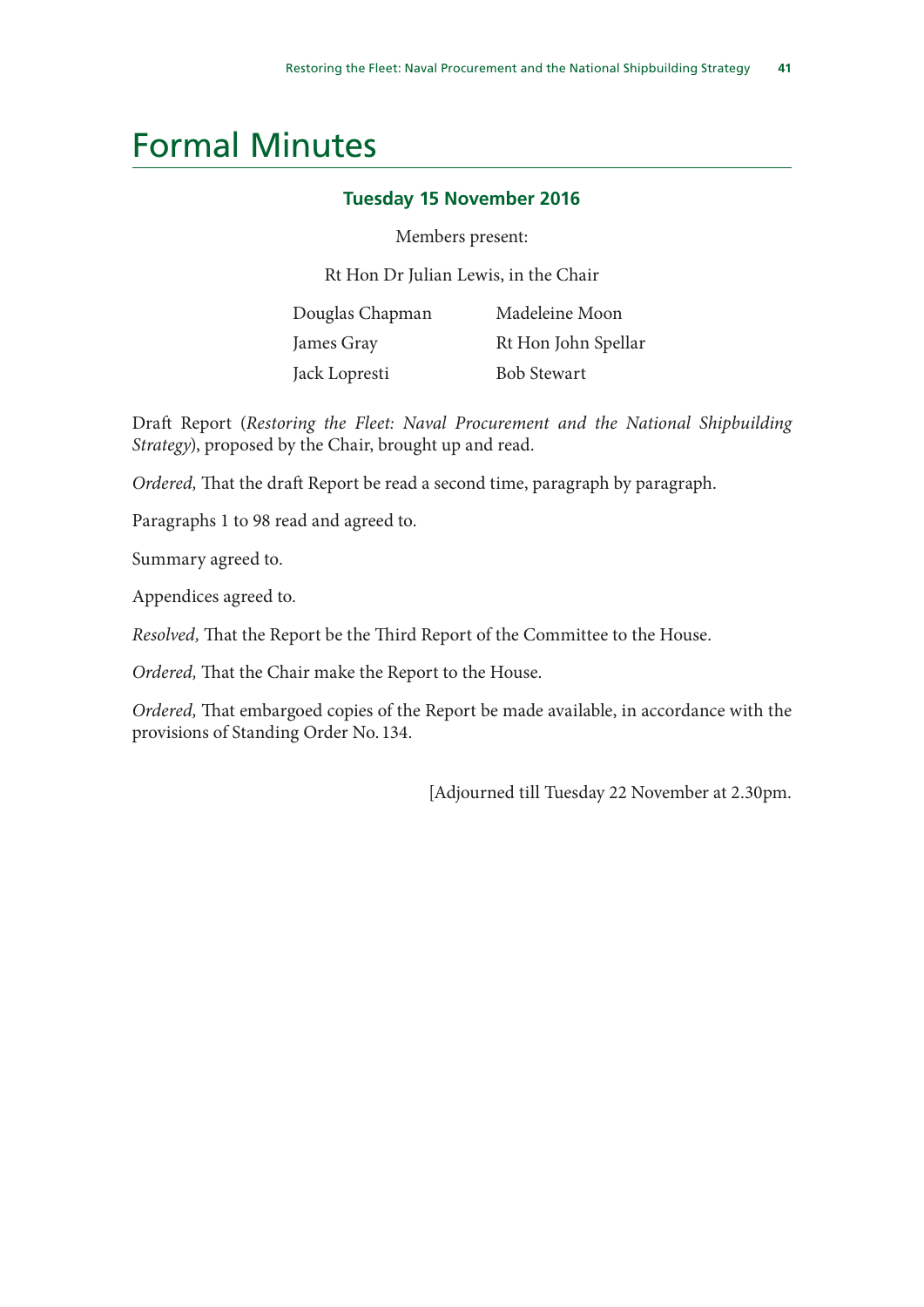# Formal Minutes

## Tuesday 15 November 2016

Members present:

Rt Hon Dr Julian Lewis, in the Chair

| | |
|---|---|
| Douglas Chapman | Madeleine Moon |
| James Gray | Rt Hon John Spellar |
| Jack Lopresti | Bob Stewart |

Draft Report (*Restoring the Fleet: Naval Procurement and the National Shipbuilding Strategy*), proposed by the Chair, brought up and read.

*Ordered,* That the draft Report be read a second time, paragraph by paragraph.

Paragraphs 1 to 98 read and agreed to.

Summary agreed to.

Appendices agreed to.

*Resolved,* That the Report be the Third Report of the Committee to the House.

*Ordered,* That the Chair make the Report to the House.

*Ordered,* That embargoed copies of the Report be made available, in accordance with the provisions of Standing Order No. 134.

[Adjourned till Tuesday 22 November at 2.30pm.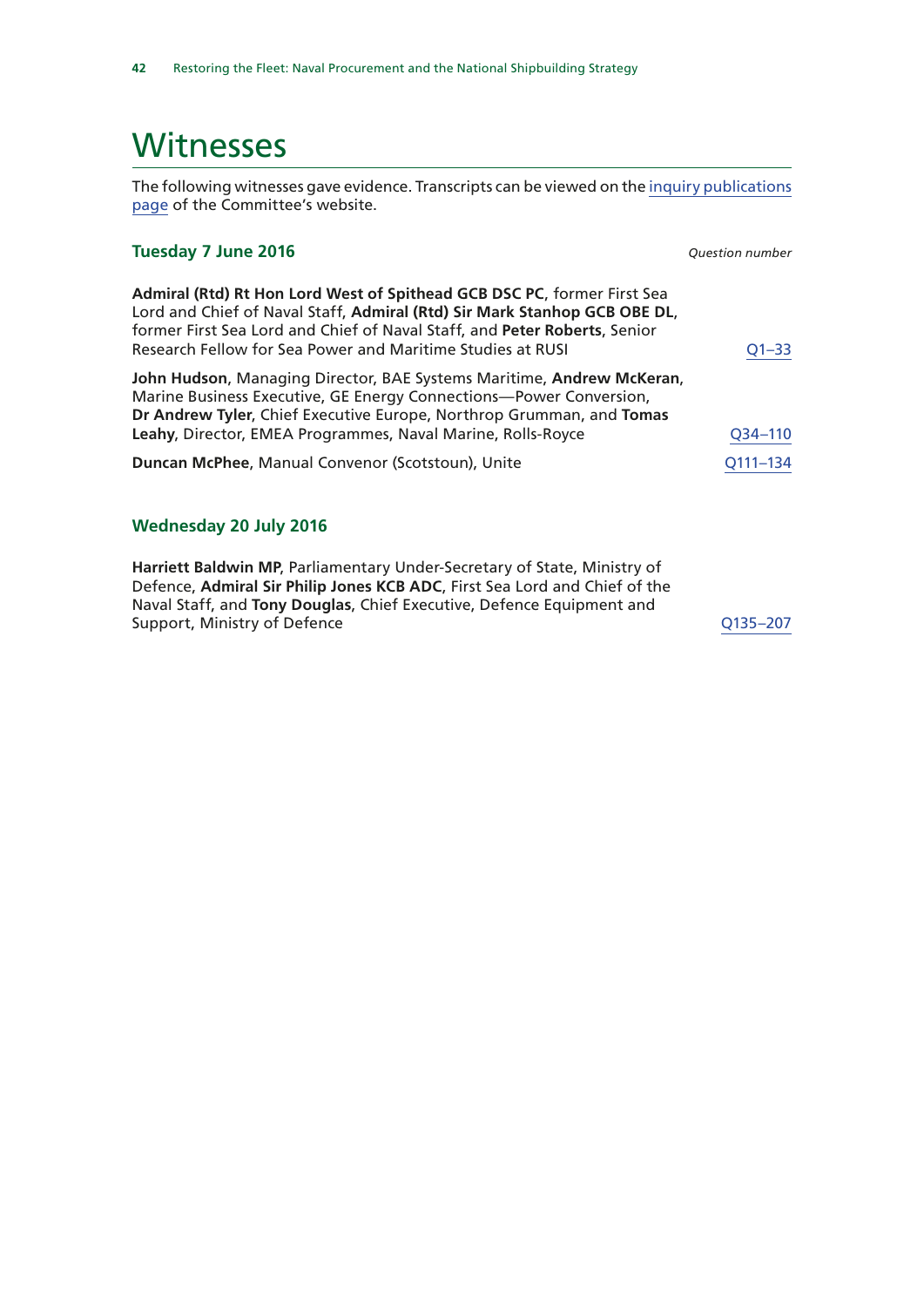# Witnesses

The following witnesses gave evidence. Transcripts can be viewed on the inquiry publications page of the Committee's website.

### Tuesday 7 June 2016

*Question number*

**Admiral (Rtd) Rt Hon Lord West of Spithead GCB DSC PC**, former First Sea Lord and Chief of Naval Staff, **Admiral (Rtd) Sir Mark Stanhop GCB OBE DL**, former First Sea Lord and Chief of Naval Staff, and **Peter Roberts**, Senior Research Fellow for Sea Power and Maritime Studies at RUSI — Q1–33

**John Hudson**, Managing Director, BAE Systems Maritime, **Andrew McKeran**, Marine Business Executive, GE Energy Connections—Power Conversion, **Dr Andrew Tyler**, Chief Executive Europe, Northrop Grumman, and **Tomas Leahy**, Director, EMEA Programmes, Naval Marine, Rolls-Royce — Q34–110

**Duncan McPhee**, Manual Convenor (Scotstoun), Unite — Q111–134

### Wednesday 20 July 2016

**Harriett Baldwin MP**, Parliamentary Under-Secretary of State, Ministry of Defence, **Admiral Sir Philip Jones KCB ADC**, First Sea Lord and Chief of the Naval Staff, and **Tony Douglas**, Chief Executive, Defence Equipment and Support, Ministry of Defence — Q135–207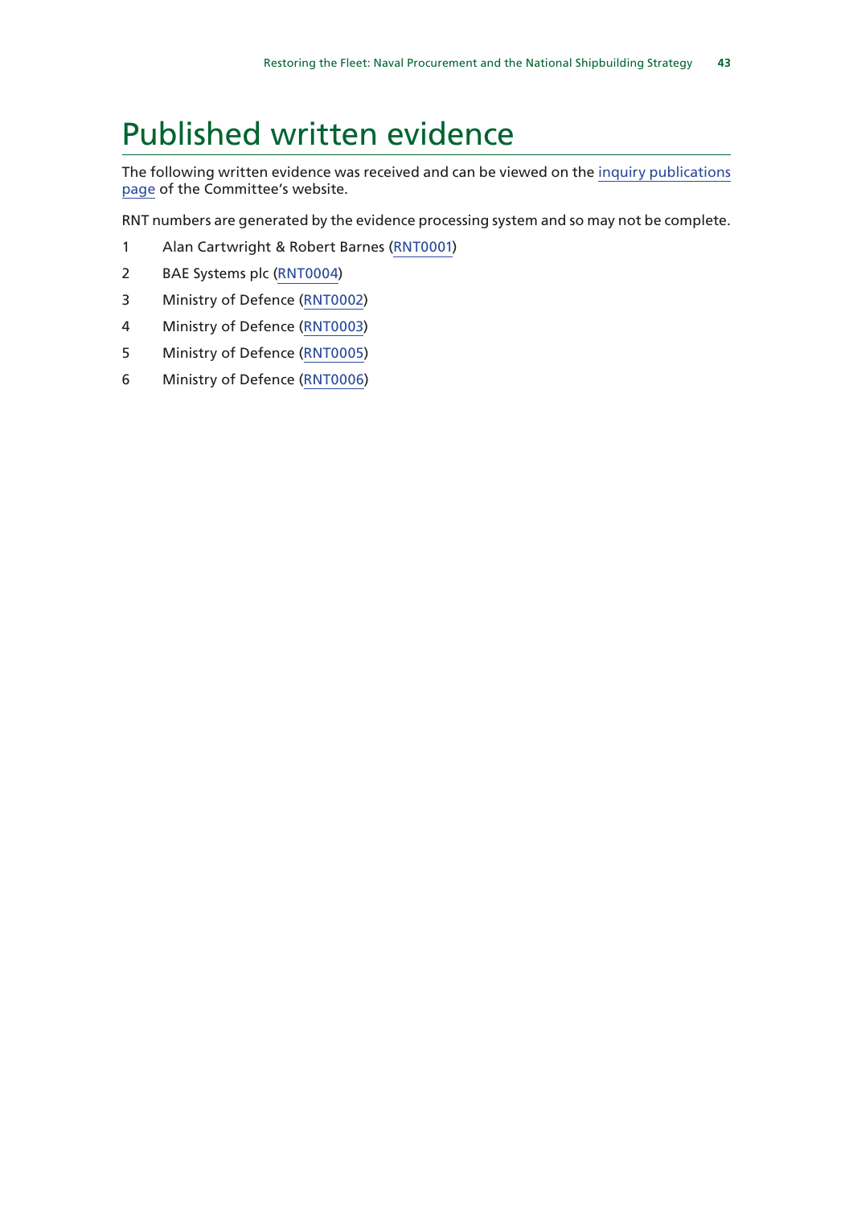# Published written evidence

The following written evidence was received and can be viewed on the inquiry publications page of the Committee's website.

RNT numbers are generated by the evidence processing system and so may not be complete.

1 Alan Cartwright & Robert Barnes (RNT0001)

2 BAE Systems plc (RNT0004)

3 Ministry of Defence (RNT0002)

4 Ministry of Defence (RNT0003)

5 Ministry of Defence (RNT0005)

6 Ministry of Defence (RNT0006)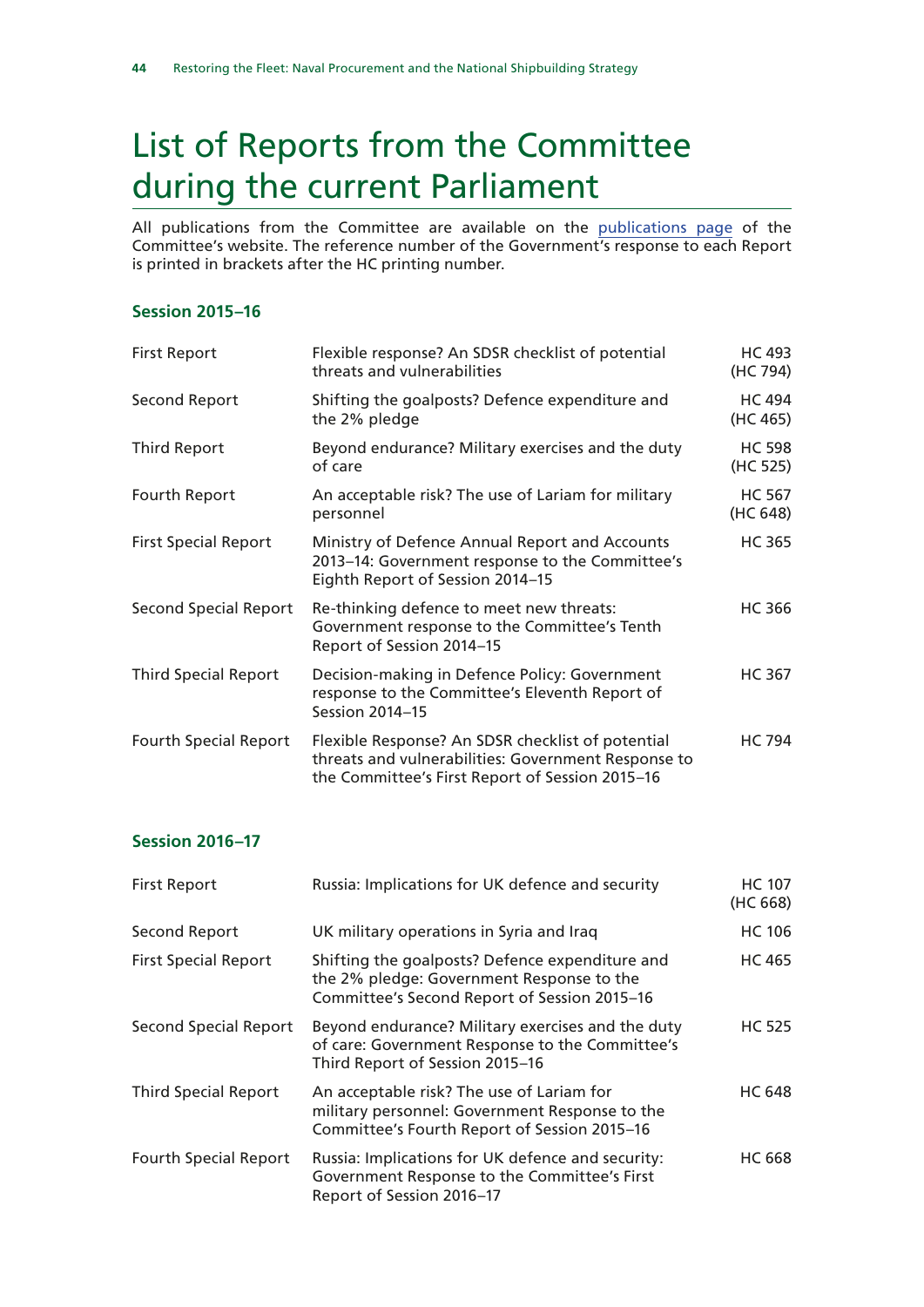# List of Reports from the Committee during the current Parliament

All publications from the Committee are available on the publications page of the Committee's website. The reference number of the Government's response to each Report is printed in brackets after the HC printing number.

### Session 2015–16

| | | |
|---|---|---|
| First Report | Flexible response? An SDSR checklist of potential threats and vulnerabilities | HC 493 (HC 794) |
| Second Report | Shifting the goalposts? Defence expenditure and the 2% pledge | HC 494 (HC 465) |
| Third Report | Beyond endurance? Military exercises and the duty of care | HC 598 (HC 525) |
| Fourth Report | An acceptable risk? The use of Lariam for military personnel | HC 567 (HC 648) |
| First Special Report | Ministry of Defence Annual Report and Accounts 2013–14: Government response to the Committee's Eighth Report of Session 2014–15 | HC 365 |
| Second Special Report | Re-thinking defence to meet new threats: Government response to the Committee's Tenth Report of Session 2014–15 | HC 366 |
| Third Special Report | Decision-making in Defence Policy: Government response to the Committee's Eleventh Report of Session 2014–15 | HC 367 |
| Fourth Special Report | Flexible Response? An SDSR checklist of potential threats and vulnerabilities: Government Response to the Committee's First Report of Session 2015–16 | HC 794 |

### Session 2016–17

| | | |
|---|---|---|
| First Report | Russia: Implications for UK defence and security | HC 107 (HC 668) |
| Second Report | UK military operations in Syria and Iraq | HC 106 |
| First Special Report | Shifting the goalposts? Defence expenditure and the 2% pledge: Government Response to the Committee's Second Report of Session 2015–16 | HC 465 |
| Second Special Report | Beyond endurance? Military exercises and the duty of care: Government Response to the Committee's Third Report of Session 2015–16 | HC 525 |
| Third Special Report | An acceptable risk? The use of Lariam for military personnel: Government Response to the Committee's Fourth Report of Session 2015–16 | HC 648 |
| Fourth Special Report | Russia: Implications for UK defence and security: Government Response to the Committee's First Report of Session 2016–17 | HC 668 |